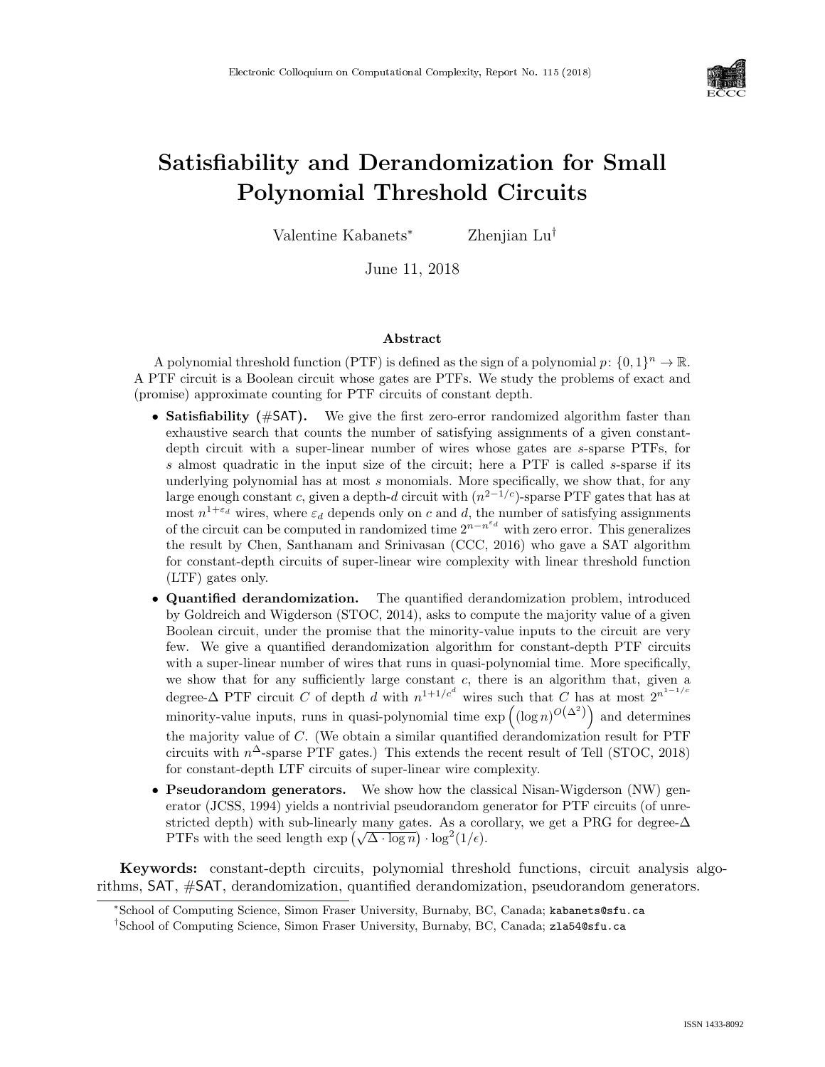# Satisfiability and Derandomization for Small Polynomial Threshold Circuits

Valentine Kabanets[*] Zhenjian Lu[†]

June 11, 2018

## Abstract

A polynomial threshold function (PTF) is defined as the sign of a polynomial $p\colon \{0,1\}^n \to \mathbb{R}$. A PTF circuit is a Boolean circuit whose gates are PTFs. We study the problems of exact and (promise) approximate counting for PTF circuits of constant depth.

- **Satisfiability (#SAT).** We give the first zero-error randomized algorithm faster than exhaustive search that counts the number of satisfying assignments of a given constant-depth circuit with a super-linear number of wires whose gates are $s$-sparse PTFs, for $s$ almost quadratic in the input size of the circuit; here a PTF is called $s$-sparse if its underlying polynomial has at most $s$ monomials. More specifically, we show that, for any large enough constant $c$, given a depth-$d$ circuit with $(n^{2-1/c})$-sparse PTF gates that has at most $n^{1+\varepsilon_d}$ wires, where $\varepsilon_d$ depends only on $c$ and $d$, the number of satisfying assignments of the circuit can be computed in randomized time $2^{n-n^{\varepsilon_d}}$ with zero error. This generalizes the result by Chen, Santhanam and Srinivasan (CCC, 2016) who gave a SAT algorithm for constant-depth circuits of super-linear wire complexity with linear threshold function (LTF) gates only.
- **Quantified derandomization.** The quantified derandomization problem, introduced by Goldreich and Wigderson (STOC, 2014), asks to compute the majority value of a given Boolean circuit, under the promise that the minority-value inputs to the circuit are very few. We give a quantified derandomization algorithm for constant-depth PTF circuits with a super-linear number of wires that runs in quasi-polynomial time. More specifically, we show that for any sufficiently large constant $c$, there is an algorithm that, given a degree-$\Delta$ PTF circuit $C$ of depth $d$ with $n^{1+1/c^d}$ wires such that $C$ has at most $2^{n^{1-1/c}}$ minority-value inputs, runs in quasi-polynomial time $\exp\left((\log n)^{O(\Delta^2)}\right)$ and determines the majority value of $C$. (We obtain a similar quantified derandomization result for PTF circuits with $n^{\Delta}$-sparse PTF gates.) This extends the recent result of Tell (STOC, 2018) for constant-depth LTF circuits of super-linear wire complexity.
- **Pseudorandom generators.** We show how the classical Nisan-Wigderson (NW) generator (JCSS, 1994) yields a nontrivial pseudorandom generator for PTF circuits (of unrestricted depth) with sub-linearly many gates. As a corollary, we get a PRG for degree-$\Delta$ PTFs with the seed length $\exp\left(\sqrt{\Delta \cdot \log n}\right) \cdot \log^2(1/\epsilon)$.

**Keywords:** constant-depth circuits, polynomial threshold functions, circuit analysis algorithms, SAT, #SAT, derandomization, quantified derandomization, pseudorandom generators.

[*] School of Computing Science, Simon Fraser University, Burnaby, BC, Canada; kabanets@sfu.ca

[†] School of Computing Science, Simon Fraser University, Burnaby, BC, Canada; zla54@sfu.ca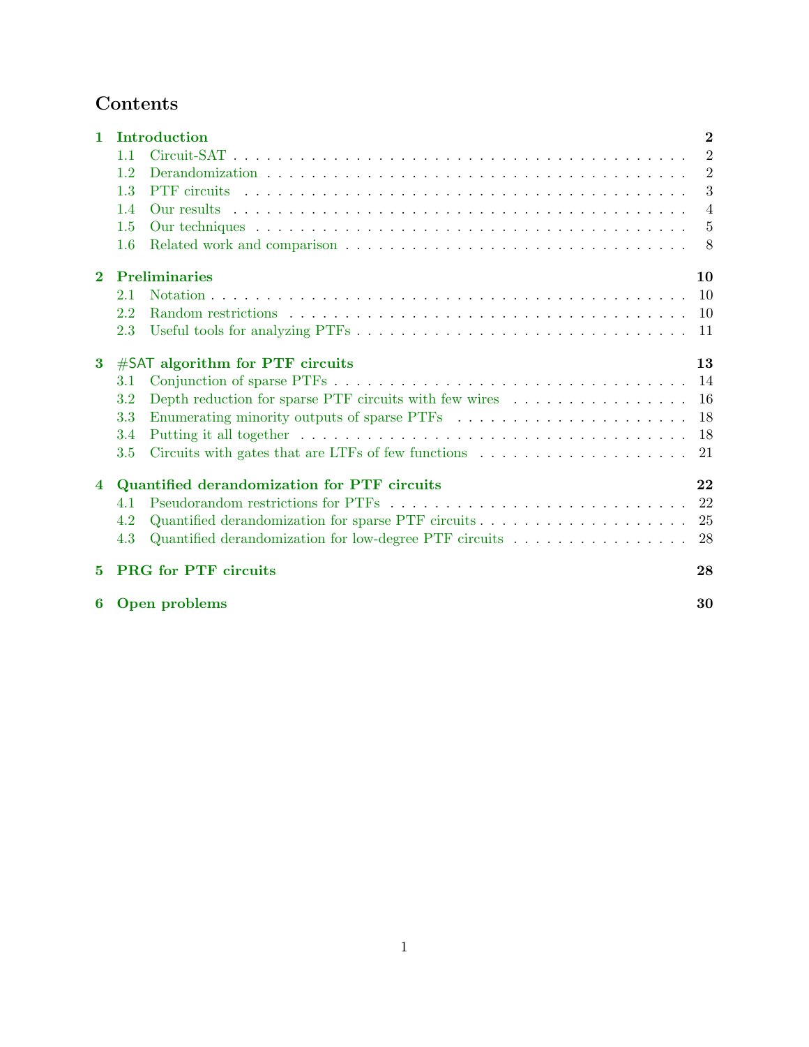# Contents

1 Introduction 2
- 1.1 Circuit-SAT 2
- 1.2 Derandomization 2
- 1.3 PTF circuits 3
- 1.4 Our results 4
- 1.5 Our techniques 5
- 1.6 Related work and comparison 8

2 Preliminaries 10
- 2.1 Notation 10
- 2.2 Random restrictions 10
- 2.3 Useful tools for analyzing PTFs 11

3 #SAT algorithm for PTF circuits 13
- 3.1 Conjunction of sparse PTFs 14
- 3.2 Depth reduction for sparse PTF circuits with few wires 16
- 3.3 Enumerating minority outputs of sparse PTFs 18
- 3.4 Putting it all together 18
- 3.5 Circuits with gates that are LTFs of few functions 21

4 Quantified derandomization for PTF circuits 22
- 4.1 Pseudorandom restrictions for PTFs 22
- 4.2 Quantified derandomization for sparse PTF circuits 25
- 4.3 Quantified derandomization for low-degree PTF circuits 28

5 PRG for PTF circuits 28

6 Open problems 30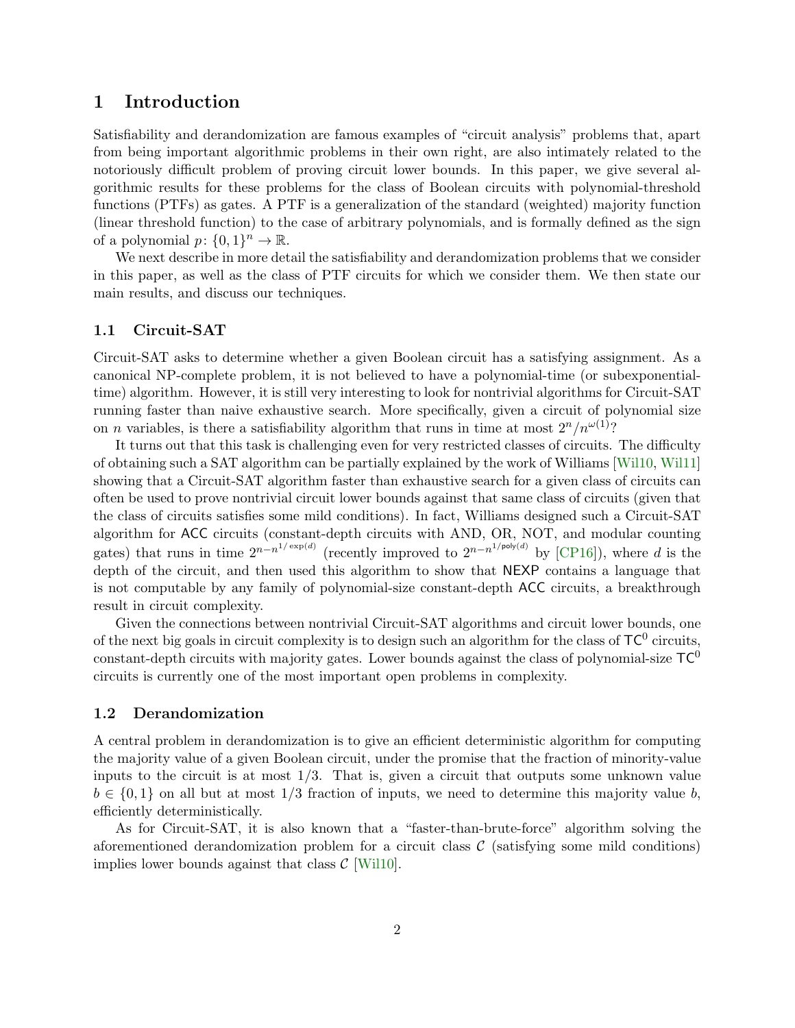# 1 Introduction

Satisfiability and derandomization are famous examples of "circuit analysis" problems that, apart from being important algorithmic problems in their own right, are also intimately related to the notoriously difficult problem of proving circuit lower bounds. In this paper, we give several algorithmic results for these problems for the class of Boolean circuits with polynomial-threshold functions (PTFs) as gates. A PTF is a generalization of the standard (weighted) majority function (linear threshold function) to the case of arbitrary polynomials, and is formally defined as the sign of a polynomial $p\colon \{0,1\}^n \to \mathbb{R}$.

We next describe in more detail the satisfiability and derandomization problems that we consider in this paper, as well as the class of PTF circuits for which we consider them. We then state our main results, and discuss our techniques.

## 1.1 Circuit-SAT

Circuit-SAT asks to determine whether a given Boolean circuit has a satisfying assignment. As a canonical NP-complete problem, it is not believed to have a polynomial-time (or subexponential-time) algorithm. However, it is still very interesting to look for nontrivial algorithms for Circuit-SAT running faster than naive exhaustive search. More specifically, given a circuit of polynomial size on $n$ variables, is there a satisfiability algorithm that runs in time at most $2^n/n^{\omega(1)}$?

It turns out that this task is challenging even for very restricted classes of circuits. The difficulty of obtaining such a SAT algorithm can be partially explained by the work of Williams [Wil10, Wil11] showing that a Circuit-SAT algorithm faster than exhaustive search for a given class of circuits can often be used to prove nontrivial circuit lower bounds against that same class of circuits (given that the class of circuits satisfies some mild conditions). In fact, Williams designed such a Circuit-SAT algorithm for $\mathsf{ACC}$ circuits (constant-depth circuits with AND, OR, NOT, and modular counting gates) that runs in time $2^{n-n^{1/\exp(d)}}$ (recently improved to $2^{n-n^{1/\mathsf{poly}(d)}}$ by [CP16]), where $d$ is the depth of the circuit, and then used this algorithm to show that $\mathsf{NEXP}$ contains a language that is not computable by any family of polynomial-size constant-depth $\mathsf{ACC}$ circuits, a breakthrough result in circuit complexity.

Given the connections between nontrivial Circuit-SAT algorithms and circuit lower bounds, one of the next big goals in circuit complexity is to design such an algorithm for the class of $\mathsf{TC}^0$ circuits, constant-depth circuits with majority gates. Lower bounds against the class of polynomial-size $\mathsf{TC}^0$ circuits is currently one of the most important open problems in complexity.

## 1.2 Derandomization

A central problem in derandomization is to give an efficient deterministic algorithm for computing the majority value of a given Boolean circuit, under the promise that the fraction of minority-value inputs to the circuit is at most 1/3. That is, given a circuit that outputs some unknown value $b \in \{0,1\}$ on all but at most 1/3 fraction of inputs, we need to determine this majority value $b$, efficiently deterministically.

As for Circuit-SAT, it is also known that a "faster-than-brute-force" algorithm solving the aforementioned derandomization problem for a circuit class $\mathcal{C}$ (satisfying some mild conditions) implies lower bounds against that class $\mathcal{C}$ [Wil10].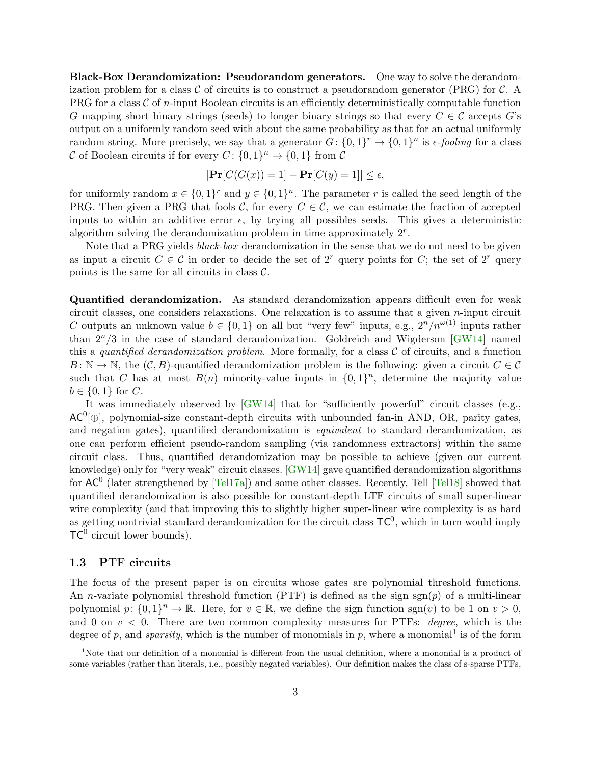**Black-Box Derandomization: Pseudorandom generators.** One way to solve the derandomization problem for a class $\mathcal{C}$ of circuits is to construct a pseudorandom generator (PRG) for $\mathcal{C}$. A PRG for a class $\mathcal{C}$ of $n$-input Boolean circuits is an efficiently deterministically computable function $G$ mapping short binary strings (seeds) to longer binary strings so that every $C \in \mathcal{C}$ accepts $G$'s output on a uniformly random seed with about the same probability as that for an actual uniformly random string. More precisely, we say that a generator $G\colon \{0,1\}^r \to \{0,1\}^n$ is *$\epsilon$-fooling* for a class $\mathcal{C}$ of Boolean circuits if for every $C\colon \{0,1\}^n \to \{0,1\}$ from $\mathcal{C}$

$$|\mathbf{Pr}[C(G(x)) = 1] - \mathbf{Pr}[C(y) = 1]| \leq \epsilon,$$

for uniformly random $x \in \{0,1\}^r$ and $y \in \{0,1\}^n$. The parameter $r$ is called the seed length of the PRG. Then given a PRG that fools $\mathcal{C}$, for every $C \in \mathcal{C}$, we can estimate the fraction of accepted inputs to within an additive error $\epsilon$, by trying all possibles seeds. This gives a deterministic algorithm solving the derandomization problem in time approximately $2^r$.

Note that a PRG yields *black-box* derandomization in the sense that we do not need to be given as input a circuit $C \in \mathcal{C}$ in order to decide the set of $2^r$ query points for $C$; the set of $2^r$ query points is the same for all circuits in class $\mathcal{C}$.

**Quantified derandomization.** As standard derandomization appears difficult even for weak circuit classes, one considers relaxations. One relaxation is to assume that a given $n$-input circuit $C$ outputs an unknown value $b \in \{0,1\}$ on all but "very few" inputs, e.g., $2^n/n^{\omega(1)}$ inputs rather than $2^n/3$ in the case of standard derandomization. Goldreich and Wigderson [GW14] named this a *quantified derandomization problem*. More formally, for a class $\mathcal{C}$ of circuits, and a function $B\colon \mathbb{N} \to \mathbb{N}$, the $(\mathcal{C}, B)$-quantified derandomization problem is the following: given a circuit $C \in \mathcal{C}$ such that $C$ has at most $B(n)$ minority-value inputs in $\{0,1\}^n$, determine the majority value $b \in \{0,1\}$ for $C$.

It was immediately observed by [GW14] that for "sufficiently powerful" circuit classes (e.g., $\mathsf{AC}^0[\oplus]$, polynomial-size constant-depth circuits with unbounded fan-in AND, OR, parity gates, and negation gates), quantified derandomization is *equivalent* to standard derandomization, as one can perform efficient pseudo-random sampling (via randomness extractors) within the same circuit class. Thus, quantified derandomization may be possible to achieve (given our current knowledge) only for "very weak" circuit classes. [GW14] gave quantified derandomization algorithms for $\mathsf{AC}^0$ (later strengthened by [Tel17a]) and some other classes. Recently, Tell [Tel18] showed that quantified derandomization is also possible for constant-depth LTF circuits of small super-linear wire complexity (and that improving this to slightly higher super-linear wire complexity is as hard as getting nontrivial standard derandomization for the circuit class $\mathsf{TC}^0$, which in turn would imply $\mathsf{TC}^0$ circuit lower bounds).

### 1.3 PTF circuits

The focus of the present paper is on circuits whose gates are polynomial threshold functions. An $n$-variate polynomial threshold function (PTF) is defined as the sign $\mathrm{sgn}(p)$ of a multi-linear polynomial $p\colon \{0,1\}^n \to \mathbb{R}$. Here, for $v \in \mathbb{R}$, we define the sign function $\mathrm{sgn}(v)$ to be 1 on $v > 0$, and 0 on $v < 0$. There are two common complexity measures for PTFs: *degree*, which is the degree of $p$, and *sparsity*, which is the number of monomials in $p$, where a monomial[1] is of the form

[1] Note that our definition of a monomial is different from the usual definition, where a monomial is a product of some variables (rather than literals, i.e., possibly negated variables). Our definition makes the class of s-sparse PTFs,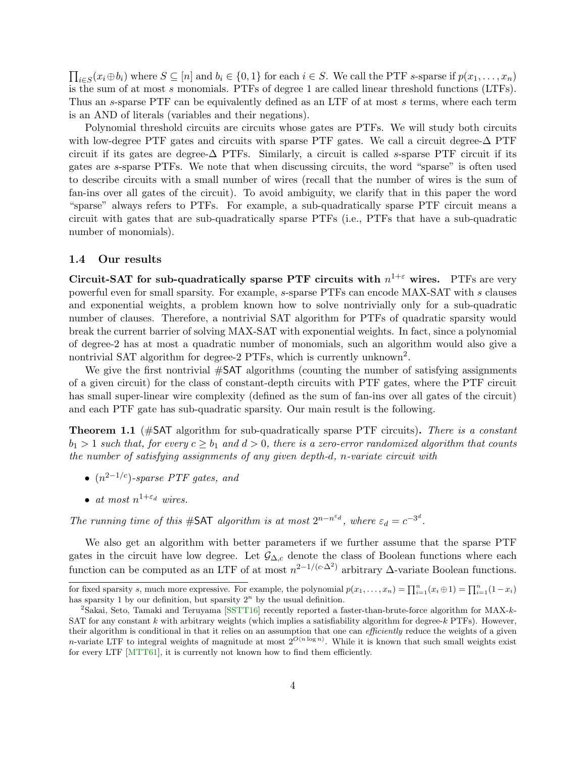$\prod_{i \in S}(x_i \oplus b_i)$ where $S \subseteq [n]$ and $b_i \in \{0,1\}$ for each $i \in S$. We call the PTF $s$-sparse if $p(x_1, \ldots, x_n)$ is the sum of at most $s$ monomials. PTFs of degree 1 are called linear threshold functions (LTFs). Thus an $s$-sparse PTF can be equivalently defined as an LTF of at most $s$ terms, where each term is an AND of literals (variables and their negations).

Polynomial threshold circuits are circuits whose gates are PTFs. We will study both circuits with low-degree PTF gates and circuits with sparse PTF gates. We call a circuit degree-$\Delta$ PTF circuit if its gates are degree-$\Delta$ PTFs. Similarly, a circuit is called $s$-sparse PTF circuit if its gates are $s$-sparse PTFs. We note that when discussing circuits, the word "sparse" is often used to describe circuits with a small number of wires (recall that the number of wires is the sum of fan-ins over all gates of the circuit). To avoid ambiguity, we clarify that in this paper the word "sparse" always refers to PTFs. For example, a sub-quadratically sparse PTF circuit means a circuit with gates that are sub-quadratically sparse PTFs (i.e., PTFs that have a sub-quadratic number of monomials).

### 1.4 Our results

**Circuit-SAT for sub-quadratically sparse PTF circuits with $n^{1+\varepsilon}$ wires.** PTFs are very powerful even for small sparsity. For example, $s$-sparse PTFs can encode MAX-SAT with $s$ clauses and exponential weights, a problem known how to solve nontrivially only for a sub-quadratic number of clauses. Therefore, a nontrivial SAT algorithm for PTFs of quadratic sparsity would break the current barrier of solving MAX-SAT with exponential weights. In fact, since a polynomial of degree-2 has at most a quadratic number of monomials, such an algorithm would also give a nontrivial SAT algorithm for degree-2 PTFs, which is currently unknown[2].

We give the first nontrivial #SAT algorithms (counting the number of satisfying assignments of a given circuit) for the class of constant-depth circuits with PTF gates, where the PTF circuit has small super-linear wire complexity (defined as the sum of fan-ins over all gates of the circuit) and each PTF gate has sub-quadratic sparsity. Our main result is the following.

**Theorem 1.1** (#SAT algorithm for sub-quadratically sparse PTF circuits)**.** *There is a constant $b_1 > 1$ such that, for every $c \geq b_1$ and $d > 0$, there is a zero-error randomized algorithm that counts the number of satisfying assignments of any given depth-$d$, $n$-variate circuit with*

- *$(n^{2-1/c})$-sparse PTF gates, and*
- *at most $n^{1+\varepsilon_d}$ wires.*

*The running time of this #SAT algorithm is at most $2^{n-n^{\varepsilon_d}}$, where $\varepsilon_d = c^{-3^d}$.*

We also get an algorithm with better parameters if we further assume that the sparse PTF gates in the circuit have low degree. Let $\mathcal{G}_{\Delta,c}$ denote the class of Boolean functions where each function can be computed as an LTF of at most $n^{2-1/(c\cdot\Delta^2)}$ arbitrary $\Delta$-variate Boolean functions.

---

for fixed sparsity $s$, much more expressive. For example, the polynomial $p(x_1, \ldots, x_n) = \prod_{i=1}^n (x_i \oplus 1) = \prod_{i=1}^n (1 - x_i)$ has sparsity 1 by our definition, but sparsity $2^n$ by the usual definition.

[2] Sakai, Seto, Tamaki and Teruyama [SSTT16] recently reported a faster-than-brute-force algorithm for MAX-$k$-SAT for any constant $k$ with arbitrary weights (which implies a satisfiability algorithm for degree-$k$ PTFs). However, their algorithm is conditional in that it relies on an assumption that one can *efficiently* reduce the weights of a given $n$-variate LTF to integral weights of magnitude at most $2^{O(n \log n)}$. While it is known that such small weights exist for every LTF [MTT61], it is currently not known how to find them efficiently.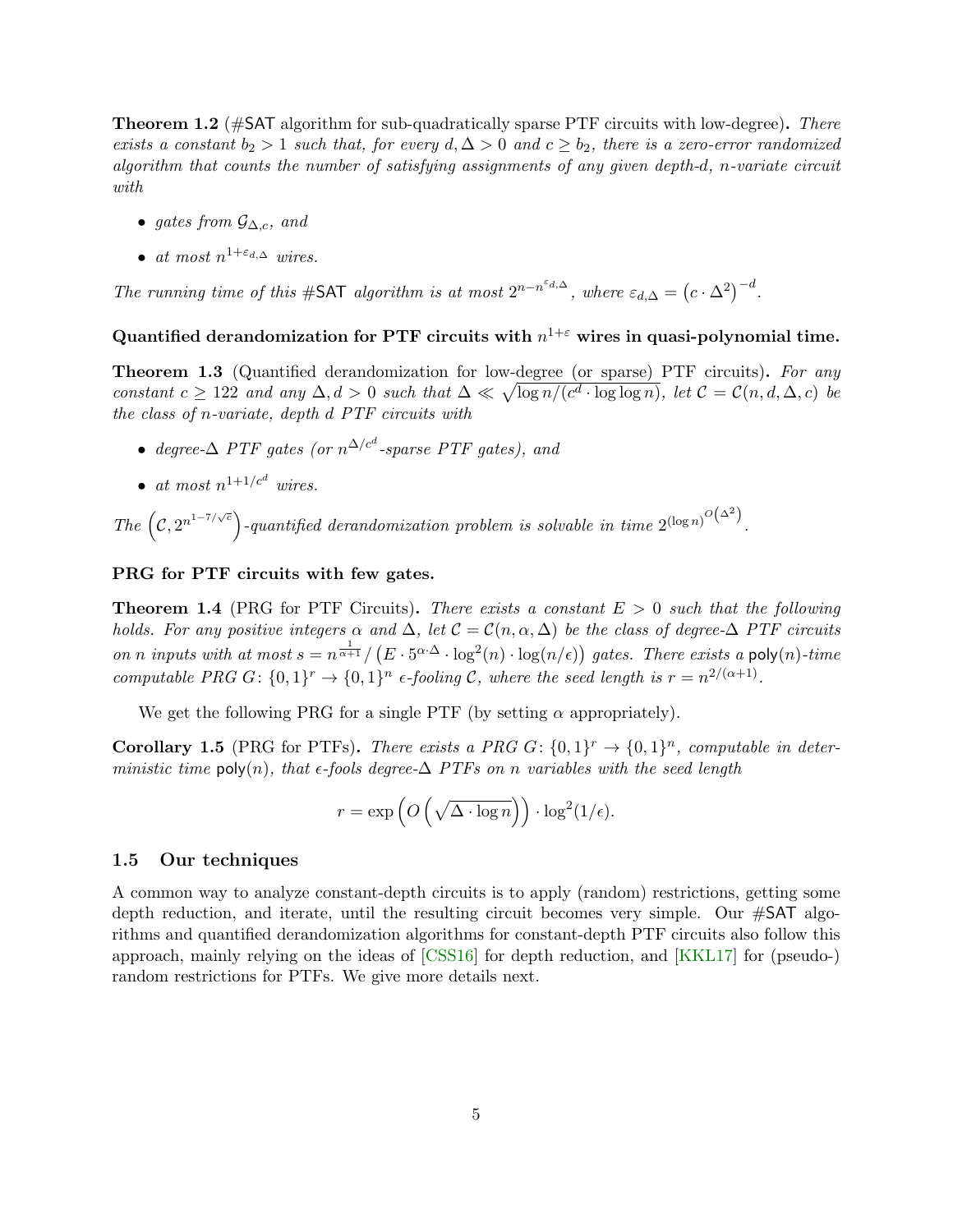**Theorem 1.2** (#SAT algorithm for sub-quadratically sparse PTF circuits with low-degree)**.** *There exists a constant $b_2 > 1$ such that, for every $d, \Delta > 0$ and $c \geq b_2$, there is a zero-error randomized algorithm that counts the number of satisfying assignments of any given depth-$d$, $n$-variate circuit with*

- *gates from $\mathcal{G}_{\Delta,c}$, and*
- *at most $n^{1+\varepsilon_{d,\Delta}}$ wires.*

*The running time of this #SAT algorithm is at most $2^{n-n^{\varepsilon_{d,\Delta}}}$, where $\varepsilon_{d,\Delta} = \left(c \cdot \Delta^2\right)^{-d}$.*

**Quantified derandomization for PTF circuits with $n^{1+\varepsilon}$ wires in quasi-polynomial time.**

**Theorem 1.3** (Quantified derandomization for low-degree (or sparse) PTF circuits)**.** *For any constant $c \geq 122$ and any $\Delta, d > 0$ such that $\Delta \ll \sqrt{\log n/(c^d \cdot \log\log n)}$, let $\mathcal{C} = \mathcal{C}(n, d, \Delta, c)$ be the class of $n$-variate, depth $d$ PTF circuits with*

- *degree-$\Delta$ PTF gates (or $n^{\Delta/c^d}$-sparse PTF gates), and*
- *at most $n^{1+1/c^d}$ wires.*

*The $\left(\mathcal{C}, 2^{n^{1-7/\sqrt{c}}}\right)$-quantified derandomization problem is solvable in time $2^{(\log n)^{O\left(\Delta^2\right)}}$.*

**PRG for PTF circuits with few gates.**

**Theorem 1.4** (PRG for PTF Circuits)**.** *There exists a constant $E > 0$ such that the following holds. For any positive integers $\alpha$ and $\Delta$, let $\mathcal{C} = \mathcal{C}(n, \alpha, \Delta)$ be the class of degree-$\Delta$ PTF circuits on $n$ inputs with at most $s = n^{\frac{1}{\alpha+1}} / \left(E \cdot 5^{\alpha \cdot \Delta} \cdot \log^2(n) \cdot \log(n/\epsilon)\right)$ gates. There exists a $\mathsf{poly}(n)$-time computable PRG $G\colon \{0,1\}^r \to \{0,1\}^n$ $\epsilon$-fooling $\mathcal{C}$, where the seed length is $r = n^{2/(\alpha+1)}$.*

We get the following PRG for a single PTF (by setting $\alpha$ appropriately).

**Corollary 1.5** (PRG for PTFs)**.** *There exists a PRG $G\colon \{0,1\}^r \to \{0,1\}^n$, computable in deterministic time $\mathsf{poly}(n)$, that $\epsilon$-fools degree-$\Delta$ PTFs on $n$ variables with the seed length*

$$r = \exp\left(O\left(\sqrt{\Delta \cdot \log n}\right)\right) \cdot \log^2(1/\epsilon).$$

## 1.5 Our techniques

A common way to analyze constant-depth circuits is to apply (random) restrictions, getting some depth reduction, and iterate, until the resulting circuit becomes very simple. Our #SAT algorithms and quantified derandomization algorithms for constant-depth PTF circuits also follow this approach, mainly relying on the ideas of [CSS16] for depth reduction, and [KKL17] for (pseudo-) random restrictions for PTFs. We give more details next.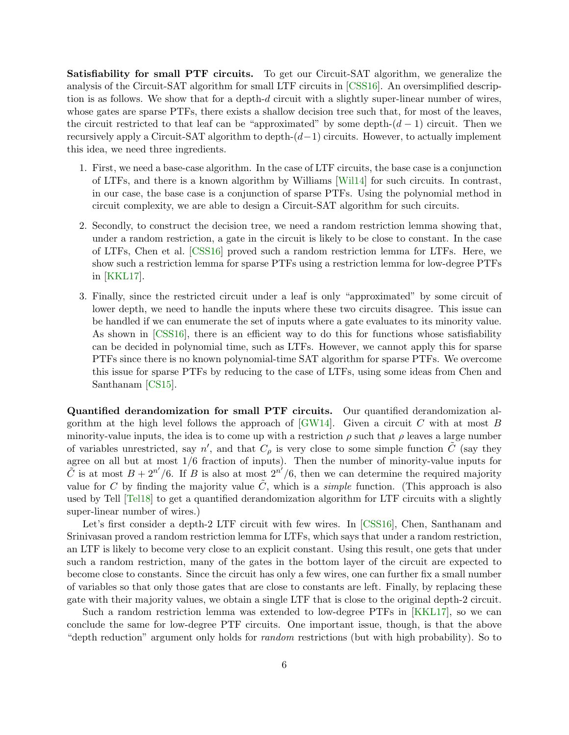**Satisfiability for small PTF circuits.** To get our Circuit-SAT algorithm, we generalize the analysis of the Circuit-SAT algorithm for small LTF circuits in [CSS16]. An oversimplified description is as follows. We show that for a depth-$d$ circuit with a slightly super-linear number of wires, whose gates are sparse PTFs, there exists a shallow decision tree such that, for most of the leaves, the circuit restricted to that leaf can be "approximated" by some depth-$(d-1)$ circuit. Then we recursively apply a Circuit-SAT algorithm to depth-$(d-1)$ circuits. However, to actually implement this idea, we need three ingredients.

1. First, we need a base-case algorithm. In the case of LTF circuits, the base case is a conjunction of LTFs, and there is a known algorithm by Williams [Wil14] for such circuits. In contrast, in our case, the base case is a conjunction of sparse PTFs. Using the polynomial method in circuit complexity, we are able to design a Circuit-SAT algorithm for such circuits.

2. Secondly, to construct the decision tree, we need a random restriction lemma showing that, under a random restriction, a gate in the circuit is likely to be close to constant. In the case of LTFs, Chen et al. [CSS16] proved such a random restriction lemma for LTFs. Here, we show such a restriction lemma for sparse PTFs using a restriction lemma for low-degree PTFs in [KKL17].

3. Finally, since the restricted circuit under a leaf is only "approximated" by some circuit of lower depth, we need to handle the inputs where these two circuits disagree. This issue can be handled if we can enumerate the set of inputs where a gate evaluates to its minority value. As shown in [CSS16], there is an efficient way to do this for functions whose satisfiability can be decided in polynomial time, such as LTFs. However, we cannot apply this for sparse PTFs since there is no known polynomial-time SAT algorithm for sparse PTFs. We overcome this issue for sparse PTFs by reducing to the case of LTFs, using some ideas from Chen and Santhanam [CS15].

**Quantified derandomization for small PTF circuits.** Our quantified derandomization algorithm at the high level follows the approach of [GW14]. Given a circuit $C$ with at most $B$ minority-value inputs, the idea is to come up with a restriction $\rho$ such that $\rho$ leaves a large number of variables unrestricted, say $n'$, and that $C_\rho$ is very close to some simple function $\tilde{C}$ (say they agree on all but at most $1/6$ fraction of inputs). Then the number of minority-value inputs for $\tilde{C}$ is at most $B + 2^{n'}/6$. If $B$ is also at most $2^{n'}/6$, then we can determine the required majority value for $C$ by finding the majority value $\tilde{C}$, which is a *simple* function. (This approach is also used by Tell [Tel18] to get a quantified derandomization algorithm for LTF circuits with a slightly super-linear number of wires.)

Let's first consider a depth-2 LTF circuit with few wires. In [CSS16], Chen, Santhanam and Srinivasan proved a random restriction lemma for LTFs, which says that under a random restriction, an LTF is likely to become very close to an explicit constant. Using this result, one gets that under such a random restriction, many of the gates in the bottom layer of the circuit are expected to become close to constants. Since the circuit has only a few wires, one can further fix a small number of variables so that only those gates that are close to constants are left. Finally, by replacing these gate with their majority values, we obtain a single LTF that is close to the original depth-2 circuit.

Such a random restriction lemma was extended to low-degree PTFs in [KKL17], so we can conclude the same for low-degree PTF circuits. One important issue, though, is that the above "depth reduction" argument only holds for *random* restrictions (but with high probability). So to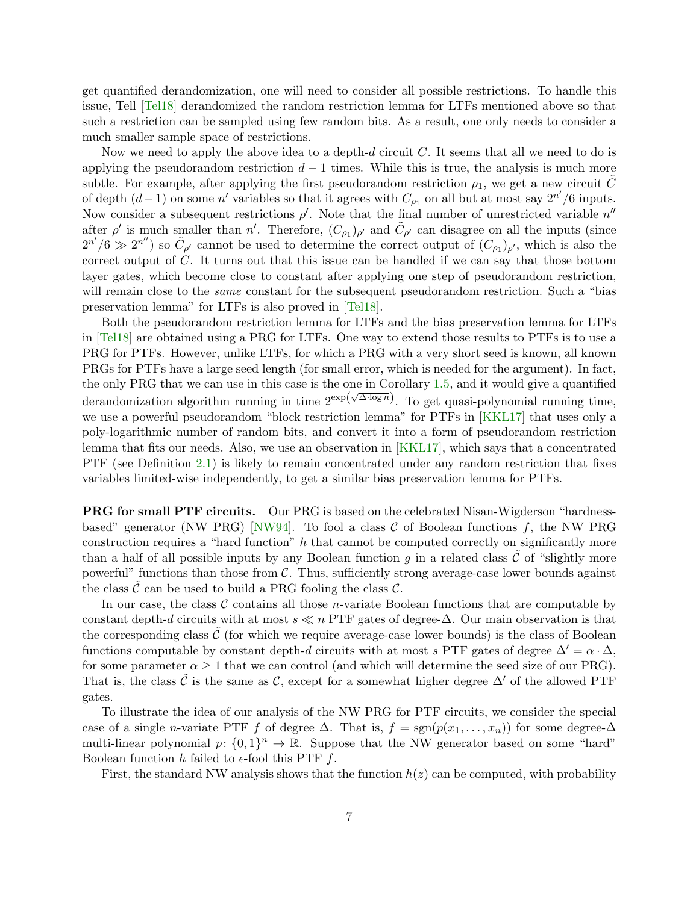get quantified derandomization, one will need to consider all possible restrictions. To handle this issue, Tell [Tel18] derandomized the random restriction lemma for LTFs mentioned above so that such a restriction can be sampled using few random bits. As a result, one only needs to consider a much smaller sample space of restrictions.

Now we need to apply the above idea to a depth-$d$ circuit $C$. It seems that all we need to do is applying the pseudorandom restriction $d-1$ times. While this is true, the analysis is much more subtle. For example, after applying the first pseudorandom restriction $\rho_1$, we get a new circuit $\tilde{C}$ of depth $(d-1)$ on some $n'$ variables so that it agrees with $C_{\rho_1}$ on all but at most say $2^{n'}/6$ inputs. Now consider a subsequent restrictions $\rho'$. Note that the final number of unrestricted variable $n''$ after $\rho'$ is much smaller than $n'$. Therefore, $(C_{\rho_1})_{\rho'}$ and $\tilde{C}_{\rho'}$ can disagree on all the inputs (since $2^{n'}/6 \gg 2^{n''}$) so $\tilde{C}_{\rho'}$ cannot be used to determine the correct output of $(C_{\rho_1})_{\rho'}$, which is also the correct output of $C$. It turns out that this issue can be handled if we can say that those bottom layer gates, which become close to constant after applying one step of pseudorandom restriction, will remain close to the *same* constant for the subsequent pseudorandom restriction. Such a "bias preservation lemma" for LTFs is also proved in [Tel18].

Both the pseudorandom restriction lemma for LTFs and the bias preservation lemma for LTFs in [Tel18] are obtained using a PRG for LTFs. One way to extend those results to PTFs is to use a PRG for PTFs. However, unlike LTFs, for which a PRG with a very short seed is known, all known PRGs for PTFs have a large seed length (for small error, which is needed for the argument). In fact, the only PRG that we can use in this case is the one in Corollary 1.5, and it would give a quantified derandomization algorithm running in time $2^{\exp\left(\sqrt{\Delta \cdot \log n}\right)}$. To get quasi-polynomial running time, we use a powerful pseudorandom "block restriction lemma" for PTFs in [KKL17] that uses only a poly-logarithmic number of random bits, and convert it into a form of pseudorandom restriction lemma that fits our needs. Also, we use an observation in [KKL17], which says that a concentrated PTF (see Definition 2.1) is likely to remain concentrated under any random restriction that fixes variables limited-wise independently, to get a similar bias preservation lemma for PTFs.

**PRG for small PTF circuits.** Our PRG is based on the celebrated Nisan-Wigderson "hardness-based" generator (NW PRG) [NW94]. To fool a class $\mathcal{C}$ of Boolean functions $f$, the NW PRG construction requires a "hard function" $h$ that cannot be computed correctly on significantly more than a half of all possible inputs by any Boolean function $g$ in a related class $\tilde{\mathcal{C}}$ of "slightly more powerful" functions than those from $\mathcal{C}$. Thus, sufficiently strong average-case lower bounds against the class $\tilde{\mathcal{C}}$ can be used to build a PRG fooling the class $\mathcal{C}$.

In our case, the class $\mathcal{C}$ contains all those $n$-variate Boolean functions that are computable by constant depth-$d$ circuits with at most $s \ll n$ PTF gates of degree-$\Delta$. Our main observation is that the corresponding class $\tilde{\mathcal{C}}$ (for which we require average-case lower bounds) is the class of Boolean functions computable by constant depth-$d$ circuits with at most $s$ PTF gates of degree $\Delta' = \alpha \cdot \Delta$, for some parameter $\alpha \geq 1$ that we can control (and which will determine the seed size of our PRG). That is, the class $\tilde{\mathcal{C}}$ is the same as $\mathcal{C}$, except for a somewhat higher degree $\Delta'$ of the allowed PTF gates.

To illustrate the idea of our analysis of the NW PRG for PTF circuits, we consider the special case of a single $n$-variate PTF $f$ of degree $\Delta$. That is, $f = \operatorname{sgn}(p(x_1, \ldots, x_n))$ for some degree-$\Delta$ multi-linear polynomial $p \colon \{0,1\}^n \to \mathbb{R}$. Suppose that the NW generator based on some "hard" Boolean function $h$ failed to $\epsilon$-fool this PTF $f$.

First, the standard NW analysis shows that the function $h(z)$ can be computed, with probability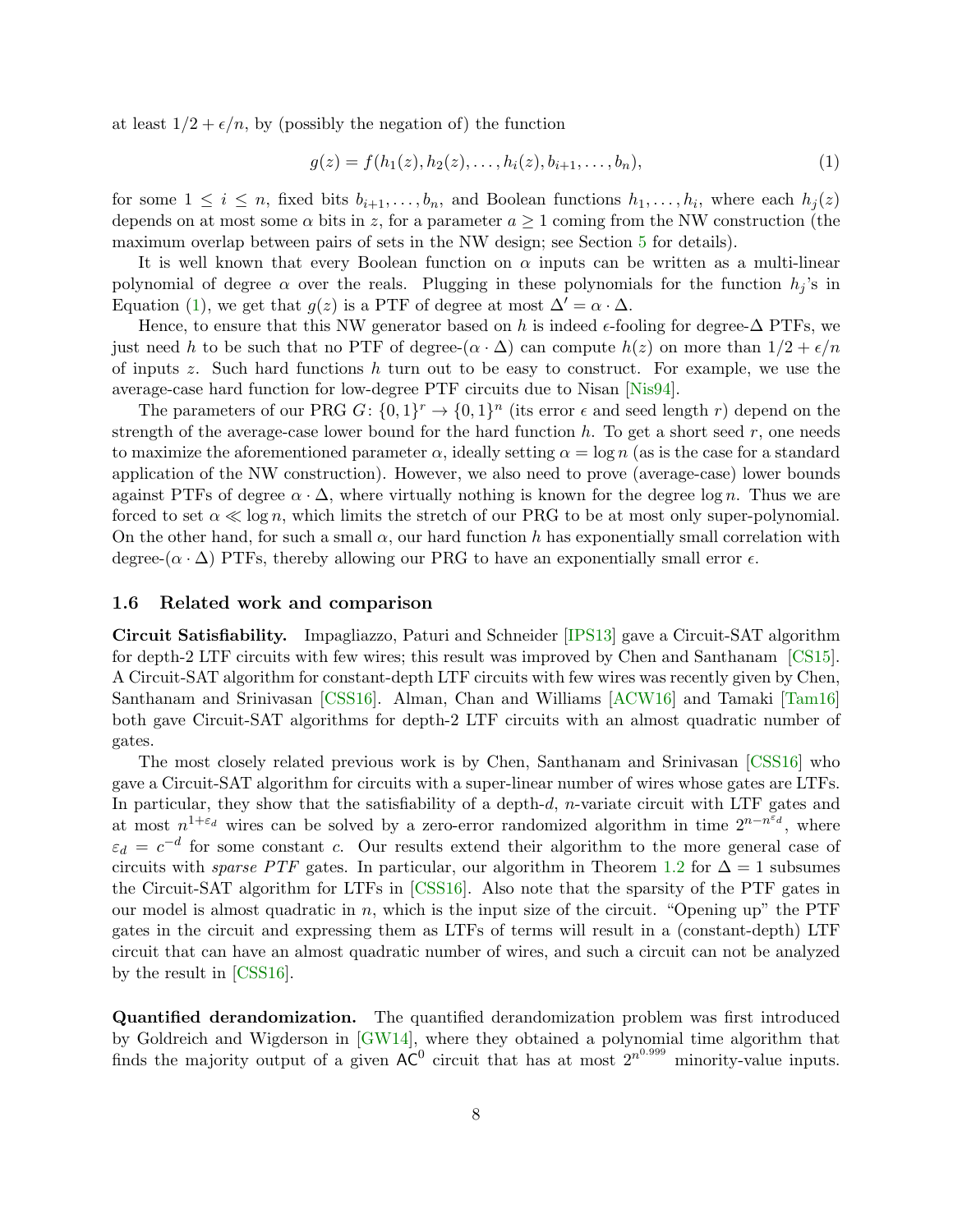at least $1/2 + \epsilon/n$, by (possibly the negation of) the function

$$g(z) = f(h_1(z), h_2(z), \dots, h_i(z), b_{i+1}, \dots, b_n), \tag{1}$$

for some $1 \leq i \leq n$, fixed bits $b_{i+1}, \dots, b_n$, and Boolean functions $h_1, \dots, h_i$, where each $h_j(z)$ depends on at most some $\alpha$ bits in $z$, for a parameter $a \geq 1$ coming from the NW construction (the maximum overlap between pairs of sets in the NW design; see Section 5 for details).

It is well known that every Boolean function on $\alpha$ inputs can be written as a multi-linear polynomial of degree $\alpha$ over the reals. Plugging in these polynomials for the function $h_j$'s in Equation (1), we get that $g(z)$ is a PTF of degree at most $\Delta' = \alpha \cdot \Delta$.

Hence, to ensure that this NW generator based on $h$ is indeed $\epsilon$-fooling for degree-$\Delta$ PTFs, we just need $h$ to be such that no PTF of degree-$(\alpha \cdot \Delta)$ can compute $h(z)$ on more than $1/2 + \epsilon/n$ of inputs $z$. Such hard functions $h$ turn out to be easy to construct. For example, we use the average-case hard function for low-degree PTF circuits due to Nisan [Nis94].

The parameters of our PRG $G\colon \{0,1\}^r \to \{0,1\}^n$ (its error $\epsilon$ and seed length $r$) depend on the strength of the average-case lower bound for the hard function $h$. To get a short seed $r$, one needs to maximize the aforementioned parameter $\alpha$, ideally setting $\alpha = \log n$ (as is the case for a standard application of the NW construction). However, we also need to prove (average-case) lower bounds against PTFs of degree $\alpha \cdot \Delta$, where virtually nothing is known for the degree $\log n$. Thus we are forced to set $\alpha \ll \log n$, which limits the stretch of our PRG to be at most only super-polynomial. On the other hand, for such a small $\alpha$, our hard function $h$ has exponentially small correlation with degree-$(\alpha \cdot \Delta)$ PTFs, thereby allowing our PRG to have an exponentially small error $\epsilon$.

### 1.6 Related work and comparison

**Circuit Satisfiability.** Impagliazzo, Paturi and Schneider [IPS13] gave a Circuit-SAT algorithm for depth-2 LTF circuits with few wires; this result was improved by Chen and Santhanam [CS15]. A Circuit-SAT algorithm for constant-depth LTF circuits with few wires was recently given by Chen, Santhanam and Srinivasan [CSS16]. Alman, Chan and Williams [ACW16] and Tamaki [Tam16] both gave Circuit-SAT algorithms for depth-2 LTF circuits with an almost quadratic number of gates.

The most closely related previous work is by Chen, Santhanam and Srinivasan [CSS16] who gave a Circuit-SAT algorithm for circuits with a super-linear number of wires whose gates are LTFs. In particular, they show that the satisfiability of a depth-$d$, $n$-variate circuit with LTF gates and at most $n^{1+\varepsilon_d}$ wires can be solved by a zero-error randomized algorithm in time $2^{n-n^{\varepsilon_d}}$, where $\varepsilon_d = c^{-d}$ for some constant $c$. Our results extend their algorithm to the more general case of circuits with *sparse PTF* gates. In particular, our algorithm in Theorem 1.2 for $\Delta = 1$ subsumes the Circuit-SAT algorithm for LTFs in [CSS16]. Also note that the sparsity of the PTF gates in our model is almost quadratic in $n$, which is the input size of the circuit. "Opening up" the PTF gates in the circuit and expressing them as LTFs of terms will result in a (constant-depth) LTF circuit that can have an almost quadratic number of wires, and such a circuit can not be analyzed by the result in [CSS16].

**Quantified derandomization.** The quantified derandomization problem was first introduced by Goldreich and Wigderson in [GW14], where they obtained a polynomial time algorithm that finds the majority output of a given $\mathsf{AC}^0$ circuit that has at most $2^{n^{0.999}}$ minority-value inputs.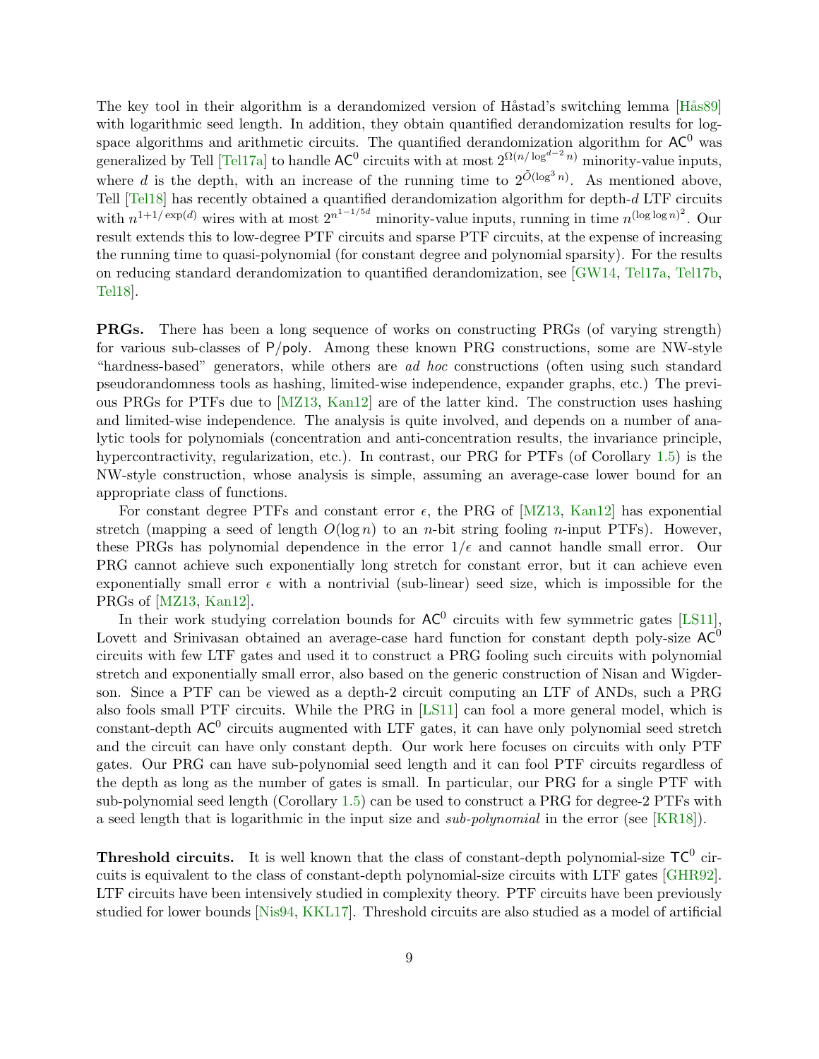The key tool in their algorithm is a derandomized version of Håstad's switching lemma [Hås89] with logarithmic seed length. In addition, they obtain quantified derandomization results for log-space algorithms and arithmetic circuits. The quantified derandomization algorithm for $\mathsf{AC}^0$ was generalized by Tell [Tel17a] to handle $\mathsf{AC}^0$ circuits with at most $2^{\Omega(n/\log^{d-2} n)}$ minority-value inputs, where $d$ is the depth, with an increase of the running time to $2^{\tilde{O}(\log^3 n)}$. As mentioned above, Tell [Tel18] has recently obtained a quantified derandomization algorithm for depth-$d$ LTF circuits with $n^{1+1/\exp(d)}$ wires with at most $2^{n^{1-1/5d}}$ minority-value inputs, running in time $n^{(\log\log n)^2}$. Our result extends this to low-degree PTF circuits and sparse PTF circuits, at the expense of increasing the running time to quasi-polynomial (for constant degree and polynomial sparsity). For the results on reducing standard derandomization to quantified derandomization, see [GW14, Tel17a, Tel17b, Tel18].

**PRGs.** There has been a long sequence of works on constructing PRGs (of varying strength) for various sub-classes of $\mathsf{P/poly}$. Among these known PRG constructions, some are NW-style "hardness-based" generators, while others are *ad hoc* constructions (often using such standard pseudorandomness tools as hashing, limited-wise independence, expander graphs, etc.) The previous PRGs for PTFs due to [MZ13, Kan12] are of the latter kind. The construction uses hashing and limited-wise independence. The analysis is quite involved, and depends on a number of analytic tools for polynomials (concentration and anti-concentration results, the invariance principle, hypercontractivity, regularization, etc.). In contrast, our PRG for PTFs (of Corollary 1.5) is the NW-style construction, whose analysis is simple, assuming an average-case lower bound for an appropriate class of functions.

For constant degree PTFs and constant error $\epsilon$, the PRG of [MZ13, Kan12] has exponential stretch (mapping a seed of length $O(\log n)$ to an $n$-bit string fooling $n$-input PTFs). However, these PRGs has polynomial dependence in the error $1/\epsilon$ and cannot handle small error. Our PRG cannot achieve such exponentially long stretch for constant error, but it can achieve even exponentially small error $\epsilon$ with a nontrivial (sub-linear) seed size, which is impossible for the PRGs of [MZ13, Kan12].

In their work studying correlation bounds for $\mathsf{AC}^0$ circuits with few symmetric gates [LS11], Lovett and Srinivasan obtained an average-case hard function for constant depth poly-size $\mathsf{AC}^0$ circuits with few LTF gates and used it to construct a PRG fooling such circuits with polynomial stretch and exponentially small error, also based on the generic construction of Nisan and Wigderson. Since a PTF can be viewed as a depth-2 circuit computing an LTF of ANDs, such a PRG also fools small PTF circuits. While the PRG in [LS11] can fool a more general model, which is constant-depth $\mathsf{AC}^0$ circuits augmented with LTF gates, it can have only polynomial seed stretch and the circuit can have only constant depth. Our work here focuses on circuits with only PTF gates. Our PRG can have sub-polynomial seed length and it can fool PTF circuits regardless of the depth as long as the number of gates is small. In particular, our PRG for a single PTF with sub-polynomial seed length (Corollary 1.5) can be used to construct a PRG for degree-2 PTFs with a seed length that is logarithmic in the input size and *sub-polynomial* in the error (see [KR18]).

**Threshold circuits.** It is well known that the class of constant-depth polynomial-size $\mathsf{TC}^0$ circuits is equivalent to the class of constant-depth polynomial-size circuits with LTF gates [GHR92]. LTF circuits have been intensively studied in complexity theory. PTF circuits have been previously studied for lower bounds [Nis94, KKL17]. Threshold circuits are also studied as a model of artificial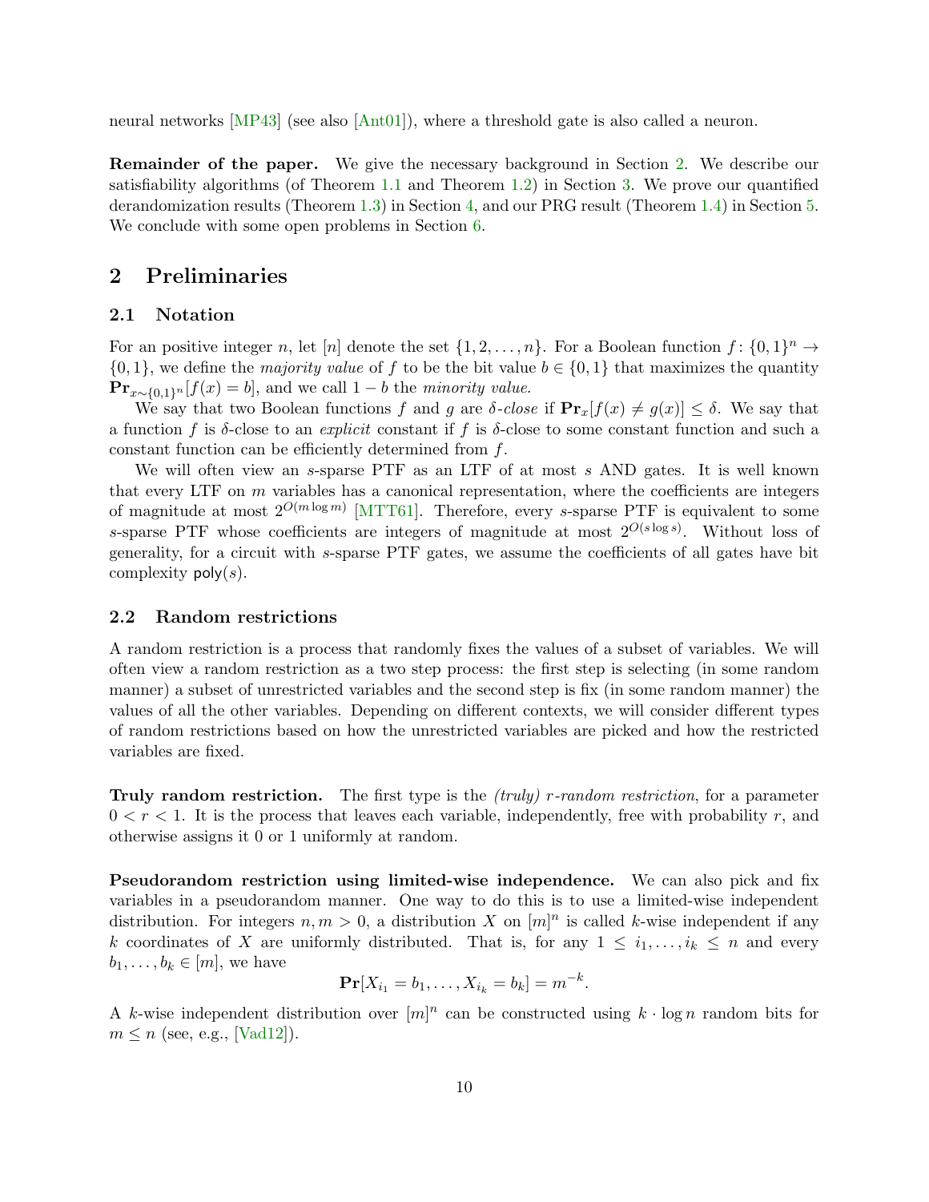neural networks [MP43] (see also [Ant01]), where a threshold gate is also called a neuron.

**Remainder of the paper.** We give the necessary background in Section 2. We describe our satisfiability algorithms (of Theorem 1.1 and Theorem 1.2) in Section 3. We prove our quantified derandomization results (Theorem 1.3) in Section 4, and our PRG result (Theorem 1.4) in Section 5. We conclude with some open problems in Section 6.

## 2 Preliminaries

### 2.1 Notation

For an positive integer $n$, let $[n]$ denote the set $\{1, 2, \ldots, n\}$. For a Boolean function $f : \{0,1\}^n \to \{0,1\}$, we define the *majority value* of $f$ to be the bit value $b \in \{0,1\}$ that maximizes the quantity $\mathbf{Pr}_{x\sim\{0,1\}^n}[f(x) = b]$, and we call $1 - b$ the *minority value*.

We say that two Boolean functions $f$ and $g$ are *$\delta$-close* if $\mathbf{Pr}_x[f(x) \neq g(x)] \leq \delta$. We say that a function $f$ is $\delta$-close to an *explicit* constant if $f$ is $\delta$-close to some constant function and such a constant function can be efficiently determined from $f$.

We will often view an $s$-sparse PTF as an LTF of at most $s$ AND gates. It is well known that every LTF on $m$ variables has a canonical representation, where the coefficients are integers of magnitude at most $2^{O(m \log m)}$ [MTT61]. Therefore, every $s$-sparse PTF is equivalent to some $s$-sparse PTF whose coefficients are integers of magnitude at most $2^{O(s \log s)}$. Without loss of generality, for a circuit with $s$-sparse PTF gates, we assume the coefficients of all gates have bit complexity $\mathsf{poly}(s)$.

### 2.2 Random restrictions

A random restriction is a process that randomly fixes the values of a subset of variables. We will often view a random restriction as a two step process: the first step is selecting (in some random manner) a subset of unrestricted variables and the second step is fix (in some random manner) the values of all the other variables. Depending on different contexts, we will consider different types of random restrictions based on how the unrestricted variables are picked and how the restricted variables are fixed.

**Truly random restriction.** The first type is the *(truly) $r$-random restriction*, for a parameter $0 < r < 1$. It is the process that leaves each variable, independently, free with probability $r$, and otherwise assigns it 0 or 1 uniformly at random.

**Pseudorandom restriction using limited-wise independence.** We can also pick and fix variables in a pseudorandom manner. One way to do this is to use a limited-wise independent distribution. For integers $n, m > 0$, a distribution $X$ on $[m]^n$ is called $k$-wise independent if any $k$ coordinates of $X$ are uniformly distributed. That is, for any $1 \leq i_1, \ldots, i_k \leq n$ and every $b_1, \ldots, b_k \in [m]$, we have

$$\mathbf{Pr}[X_{i_1} = b_1, \ldots, X_{i_k} = b_k] = m^{-k}.$$

A $k$-wise independent distribution over $[m]^n$ can be constructed using $k \cdot \log n$ random bits for $m \leq n$ (see, e.g., [Vad12]).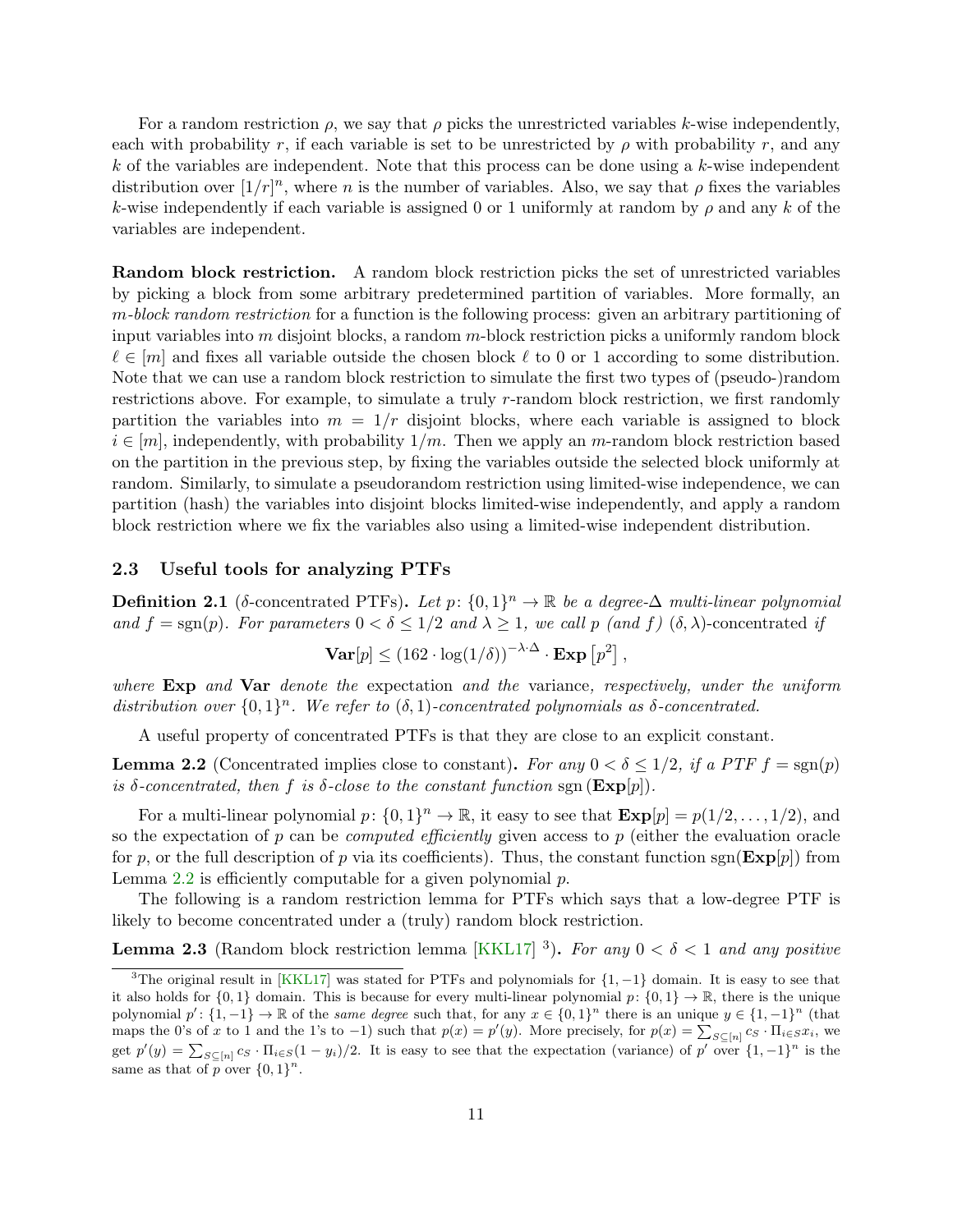For a random restriction $\rho$, we say that $\rho$ picks the unrestricted variables $k$-wise independently, each with probability $r$, if each variable is set to be unrestricted by $\rho$ with probability $r$, and any $k$ of the variables are independent. Note that this process can be done using a $k$-wise independent distribution over $[1/r]^n$, where $n$ is the number of variables. Also, we say that $\rho$ fixes the variables $k$-wise independently if each variable is assigned 0 or 1 uniformly at random by $\rho$ and any $k$ of the variables are independent.

**Random block restriction.** A random block restriction picks the set of unrestricted variables by picking a block from some arbitrary predetermined partition of variables. More formally, an *$m$-block random restriction* for a function is the following process: given an arbitrary partitioning of input variables into $m$ disjoint blocks, a random $m$-block restriction picks a uniformly random block $\ell \in [m]$ and fixes all variable outside the chosen block $\ell$ to 0 or 1 according to some distribution. Note that we can use a random block restriction to simulate the first two types of (pseudo-)random restrictions above. For example, to simulate a truly $r$-random block restriction, we first randomly partition the variables into $m = 1/r$ disjoint blocks, where each variable is assigned to block $i \in [m]$, independently, with probability $1/m$. Then we apply an $m$-random block restriction based on the partition in the previous step, by fixing the variables outside the selected block uniformly at random. Similarly, to simulate a pseudorandom restriction using limited-wise independence, we can partition (hash) the variables into disjoint blocks limited-wise independently, and apply a random block restriction where we fix the variables also using a limited-wise independent distribution.

### 2.3 Useful tools for analyzing PTFs

**Definition 2.1** ($\delta$-concentrated PTFs)**.** *Let $p\colon \{0,1\}^n \to \mathbb{R}$ be a degree-$\Delta$ multi-linear polynomial and $f = \operatorname{sgn}(p)$. For parameters $0 < \delta \leq 1/2$ and $\lambda \geq 1$, we call $p$ (and $f$) $(\delta, \lambda)$-concentrated if*

$$\mathbf{Var}[p] \leq (162 \cdot \log(1/\delta))^{-\lambda \cdot \Delta} \cdot \mathbf{Exp}\left[p^2\right],$$

*where* **Exp** *and* **Var** *denote the* expectation *and the* variance*, respectively, under the uniform distribution over $\{0,1\}^n$. We refer to $(\delta, 1)$-concentrated polynomials as $\delta$-concentrated.*

A useful property of concentrated PTFs is that they are close to an explicit constant.

**Lemma 2.2** (Concentrated implies close to constant)**.** *For any $0 < \delta \leq 1/2$, if a PTF $f = \operatorname{sgn}(p)$ is $\delta$-concentrated, then $f$ is $\delta$-close to the constant function* $\operatorname{sgn}(\mathbf{Exp}[p])$.

For a multi-linear polynomial $p\colon \{0,1\}^n \to \mathbb{R}$, it easy to see that $\mathbf{Exp}[p] = p(1/2, \ldots, 1/2)$, and so the expectation of $p$ can be *computed efficiently* given access to $p$ (either the evaluation oracle for $p$, or the full description of $p$ via its coefficients). Thus, the constant function $\operatorname{sgn}(\mathbf{Exp}[p])$ from Lemma 2.2 is efficiently computable for a given polynomial $p$.

The following is a random restriction lemma for PTFs which says that a low-degree PTF is likely to become concentrated under a (truly) random block restriction.

**Lemma 2.3** (Random block restriction lemma [KKL17] [3])**.** *For any $0 < \delta < 1$ and any positive*

[3] The original result in [KKL17] was stated for PTFs and polynomials for $\{1, -1\}$ domain. It is easy to see that it also holds for $\{0,1\}$ domain. This is because for every multi-linear polynomial $p\colon \{0,1\} \to \mathbb{R}$, there is the unique polynomial $p'\colon \{1,-1\} \to \mathbb{R}$ of the *same degree* such that, for any $x \in \{0,1\}^n$ there is an unique $y \in \{1,-1\}^n$ (that maps the 0's of $x$ to 1 and the 1's to $-1$) such that $p(x) = p'(y)$. More precisely, for $p(x) = \sum_{S \subseteq [n]} c_S \cdot \Pi_{i \in S} x_i$, we get $p'(y) = \sum_{S \subseteq [n]} c_S \cdot \Pi_{i \in S}(1 - y_i)/2$. It is easy to see that the expectation (variance) of $p'$ over $\{1,-1\}^n$ is the same as that of $p$ over $\{0,1\}^n$.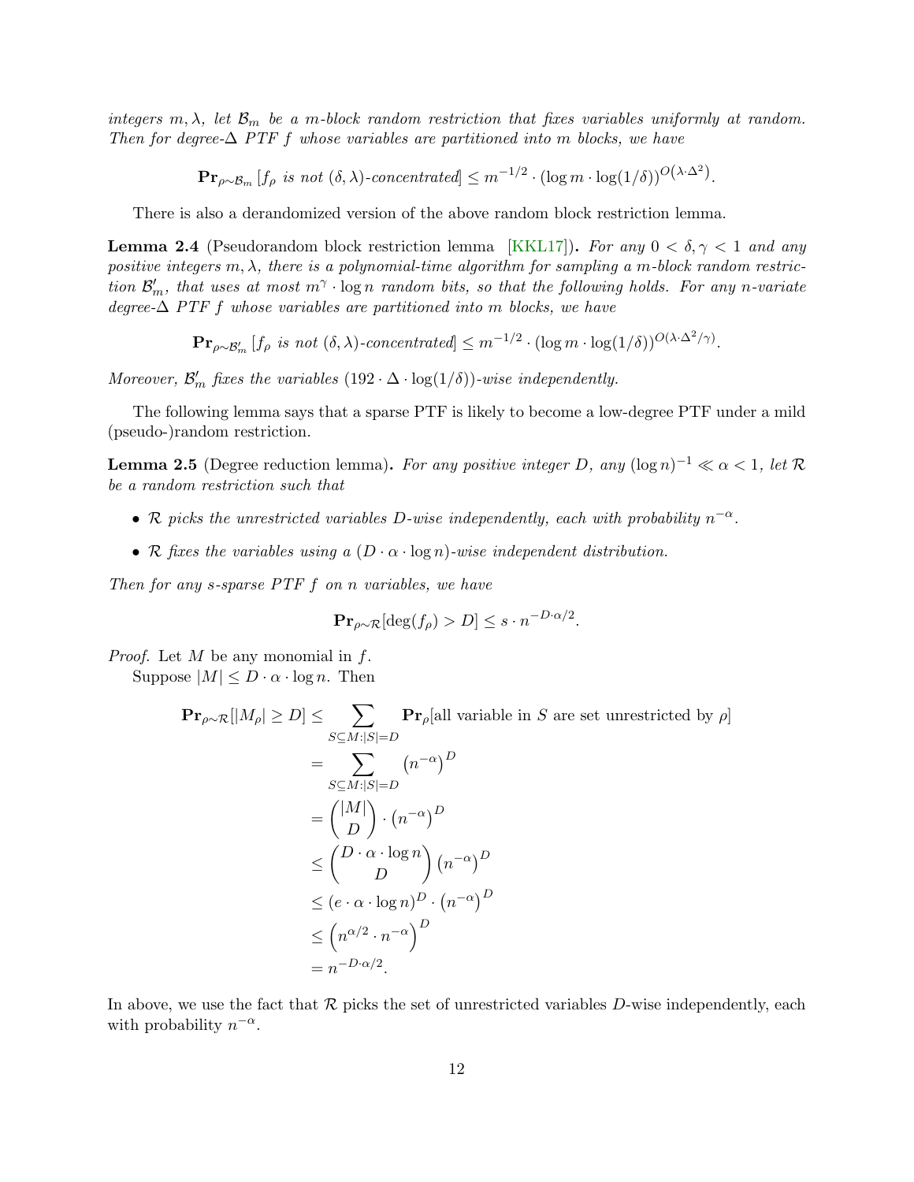*integers $m, \lambda$, let $\mathcal{B}_m$ be a $m$-block random restriction that fixes variables uniformly at random. Then for degree-$\Delta$ PTF $f$ whose variables are partitioned into $m$ blocks, we have*

$$\mathbf{Pr}_{\rho\sim\mathcal{B}_m}\left[f_\rho \text{ is not } (\delta,\lambda)\text{-concentrated}\right] \le m^{-1/2}\cdot(\log m\cdot\log(1/\delta))^{O\left(\lambda\cdot\Delta^2\right)}.$$

There is also a derandomized version of the above random block restriction lemma.

**Lemma 2.4** (Pseudorandom block restriction lemma [KKL17])**.** *For any $0<\delta,\gamma<1$ and any positive integers $m,\lambda$, there is a polynomial-time algorithm for sampling a $m$-block random restriction $\mathcal{B}'_m$, that uses at most $m^\gamma\cdot\log n$ random bits, so that the following holds. For any $n$-variate degree-$\Delta$ PTF $f$ whose variables are partitioned into $m$ blocks, we have*

$$\mathbf{Pr}_{\rho\sim\mathcal{B}'_m}\left[f_\rho \text{ is not } (\delta,\lambda)\text{-concentrated}\right] \le m^{-1/2}\cdot(\log m\cdot\log(1/\delta))^{O(\lambda\cdot\Delta^2/\gamma)}.$$

*Moreover, $\mathcal{B}'_m$ fixes the variables $(192\cdot\Delta\cdot\log(1/\delta))$-wise independently.*

The following lemma says that a sparse PTF is likely to become a low-degree PTF under a mild (pseudo-)random restriction.

**Lemma 2.5** (Degree reduction lemma)**.** *For any positive integer $D$, any $(\log n)^{-1}\ll\alpha<1$, let $\mathcal{R}$ be a random restriction such that*

- *$\mathcal{R}$ picks the unrestricted variables $D$-wise independently, each with probability $n^{-\alpha}$.*
- *$\mathcal{R}$ fixes the variables using a $(D\cdot\alpha\cdot\log n)$-wise independent distribution.*

*Then for any $s$-sparse PTF $f$ on $n$ variables, we have*

$$\mathbf{Pr}_{\rho\sim\mathcal{R}}[\deg(f_\rho)>D]\le s\cdot n^{-D\cdot\alpha/2}.$$

*Proof.* Let $M$ be any monomial in $f$.

Suppose $|M|\le D\cdot\alpha\cdot\log n$. Then

$$\begin{aligned}
\mathbf{Pr}_{\rho\sim\mathcal{R}}[|M_\rho|\ge D] &\le \sum_{S\subseteq M:|S|=D}\mathbf{Pr}_\rho[\text{all variable in } S \text{ are set unrestricted by } \rho]\\
&= \sum_{S\subseteq M:|S|=D}\left(n^{-\alpha}\right)^D\\
&= \binom{|M|}{D}\cdot\left(n^{-\alpha}\right)^D\\
&\le \binom{D\cdot\alpha\cdot\log n}{D}\left(n^{-\alpha}\right)^D\\
&\le (e\cdot\alpha\cdot\log n)^D\cdot\left(n^{-\alpha}\right)^D\\
&\le \left(n^{\alpha/2}\cdot n^{-\alpha}\right)^D\\
&= n^{-D\cdot\alpha/2}.
\end{aligned}$$

In above, we use the fact that $\mathcal{R}$ picks the set of unrestricted variables $D$-wise independently, each with probability $n^{-\alpha}$.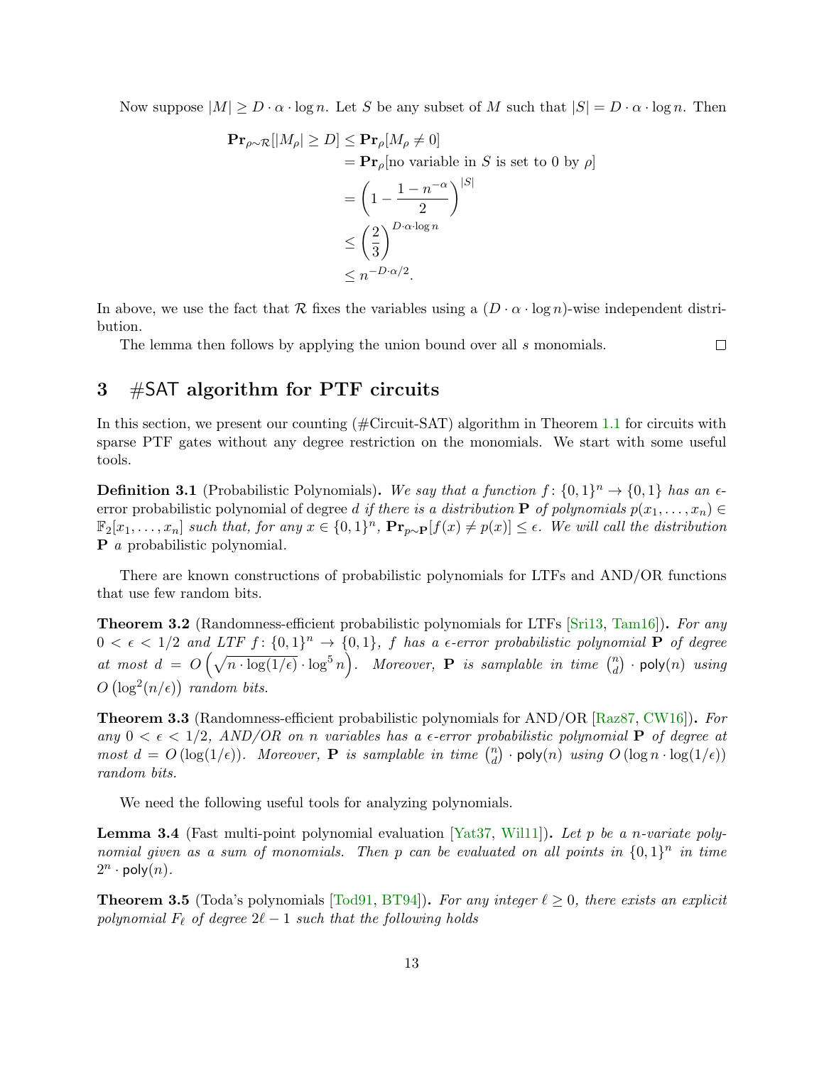Now suppose $|M| \geq D \cdot \alpha \cdot \log n$. Let $S$ be any subset of $M$ such that $|S| = D \cdot \alpha \cdot \log n$. Then

$$
\begin{aligned}
\mathbf{Pr}_{\rho \sim \mathcal{R}}[|M_\rho| \geq D] &\leq \mathbf{Pr}_\rho[M_\rho \neq 0] \\
&= \mathbf{Pr}_\rho[\text{no variable in } S \text{ is set to 0 by } \rho] \\
&= \left(1 - \frac{1 - n^{-\alpha}}{2}\right)^{|S|} \\
&\leq \left(\frac{2}{3}\right)^{D \cdot \alpha \cdot \log n} \\
&\leq n^{-D \cdot \alpha / 2}.
\end{aligned}
$$

In above, we use the fact that $\mathcal{R}$ fixes the variables using a $(D \cdot \alpha \cdot \log n)$-wise independent distribution.

The lemma then follows by applying the union bound over all $s$ monomials. $\square$

## 3 #SAT algorithm for PTF circuits

In this section, we present our counting (#Circuit-SAT) algorithm in Theorem 1.1 for circuits with sparse PTF gates without any degree restriction on the monomials. We start with some useful tools.

**Definition 3.1** (Probabilistic Polynomials)**.** *We say that a function $f\colon \{0,1\}^n \to \{0,1\}$ has an $\epsilon$-error probabilistic polynomial of degree $d$ if there is a distribution $\mathbf{P}$ of polynomials $p(x_1, \ldots, x_n) \in \mathbb{F}_2[x_1, \ldots, x_n]$ such that, for any $x \in \{0,1\}^n$, $\mathbf{Pr}_{p \sim \mathbf{P}}[f(x) \neq p(x)] \leq \epsilon$. We will call the distribution $\mathbf{P}$ a* probabilistic polynomial.

There are known constructions of probabilistic polynomials for LTFs and AND/OR functions that use few random bits.

**Theorem 3.2** (Randomness-efficient probabilistic polynomials for LTFs [Sri13, Tam16])**.** *For any $0 < \epsilon < 1/2$ and LTF $f\colon \{0,1\}^n \to \{0,1\}$, $f$ has a $\epsilon$-error probabilistic polynomial $\mathbf{P}$ of degree at most $d = O\left(\sqrt{n \cdot \log(1/\epsilon)} \cdot \log^5 n\right)$. Moreover, $\mathbf{P}$ is samplable in time $\binom{n}{d} \cdot \mathsf{poly}(n)$ using $O\left(\log^2(n/\epsilon)\right)$ random bits.*

**Theorem 3.3** (Randomness-efficient probabilistic polynomials for AND/OR [Raz87, CW16])**.** *For any $0 < \epsilon < 1/2$, AND/OR on $n$ variables has a $\epsilon$-error probabilistic polynomial $\mathbf{P}$ of degree at most $d = O(\log(1/\epsilon))$. Moreover, $\mathbf{P}$ is samplable in time $\binom{n}{d} \cdot \mathsf{poly}(n)$ using $O(\log n \cdot \log(1/\epsilon))$ random bits.*

We need the following useful tools for analyzing polynomials.

**Lemma 3.4** (Fast multi-point polynomial evaluation [Yat37, Wil11])**.** *Let $p$ be a $n$-variate polynomial given as a sum of monomials. Then $p$ can be evaluated on all points in $\{0,1\}^n$ in time $2^n \cdot \mathsf{poly}(n)$.*

**Theorem 3.5** (Toda's polynomials [Tod91, BT94])**.** *For any integer $\ell \geq 0$, there exists an explicit polynomial $F_\ell$ of degree $2\ell - 1$ such that the following holds*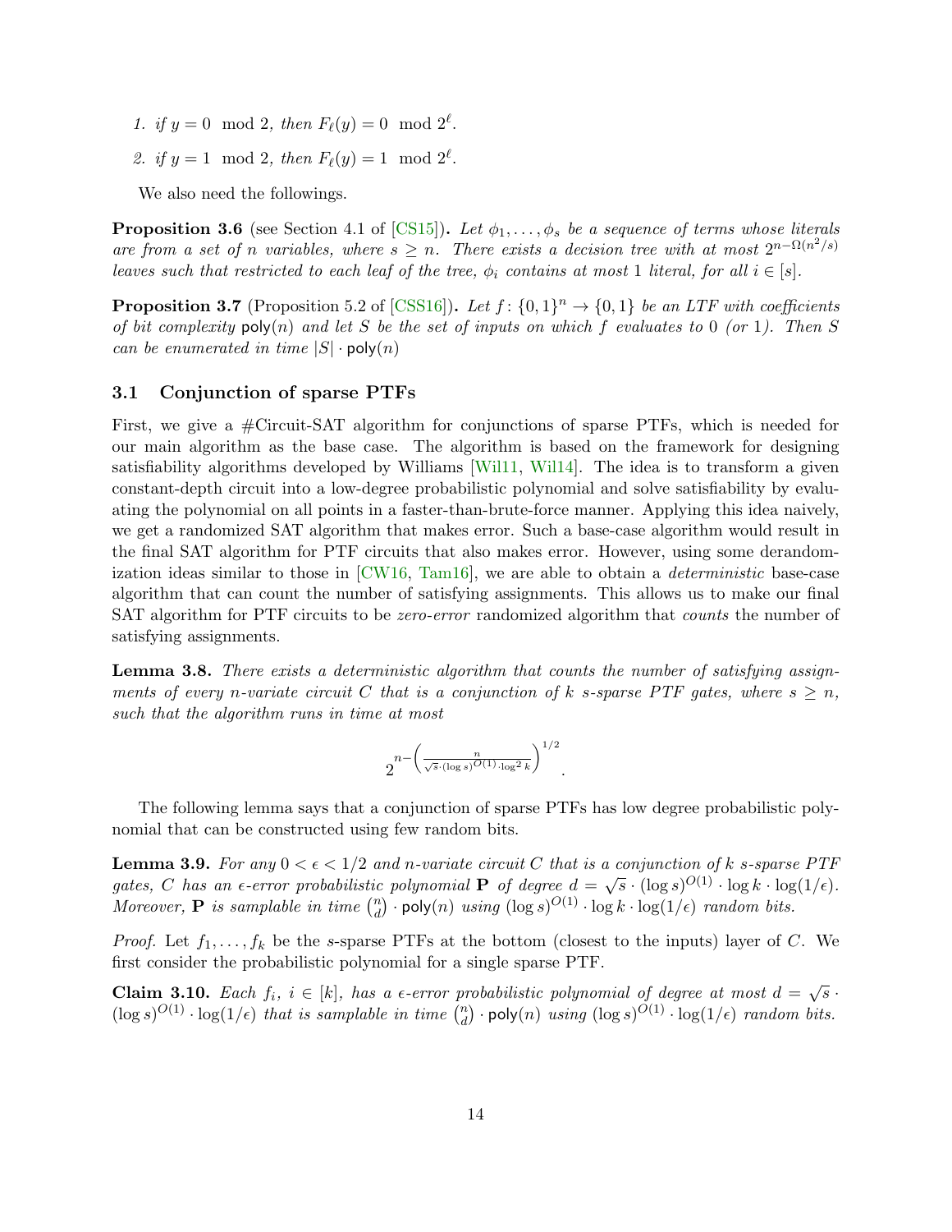1. *if* $y = 0 \mod 2$*, then* $F_\ell(y) = 0 \mod 2^\ell$.
2. *if* $y = 1 \mod 2$*, then* $F_\ell(y) = 1 \mod 2^\ell$.

We also need the followings.

**Proposition 3.6** (see Section 4.1 of [CS15])**.** *Let* $\phi_1, \ldots, \phi_s$ *be a sequence of terms whose literals are from a set of* $n$ *variables, where* $s \geq n$*. There exists a decision tree with at most* $2^{n-\Omega(n^2/s)}$ *leaves such that restricted to each leaf of the tree,* $\phi_i$ *contains at most 1 literal, for all* $i \in [s]$*.*

**Proposition 3.7** (Proposition 5.2 of [CSS16])**.** *Let* $f \colon \{0,1\}^n \to \{0,1\}$ *be an LTF with coefficients of bit complexity* $\mathsf{poly}(n)$ *and let* $S$ *be the set of inputs on which* $f$ *evaluates to 0 (or 1). Then* $S$ *can be enumerated in time* $|S| \cdot \mathsf{poly}(n)$

## 3.1 Conjunction of sparse PTFs

First, we give a #Circuit-SAT algorithm for conjunctions of sparse PTFs, which is needed for our main algorithm as the base case. The algorithm is based on the framework for designing satisfiability algorithms developed by Williams [Wil11, Wil14]. The idea is to transform a given constant-depth circuit into a low-degree probabilistic polynomial and solve satisfiability by evaluating the polynomial on all points in a faster-than-brute-force manner. Applying this idea naively, we get a randomized SAT algorithm that makes error. Such a base-case algorithm would result in the final SAT algorithm for PTF circuits that also makes error. However, using some derandomization ideas similar to those in [CW16, Tam16], we are able to obtain a *deterministic* base-case algorithm that can count the number of satisfying assignments. This allows us to make our final SAT algorithm for PTF circuits to be *zero-error* randomized algorithm that *counts* the number of satisfying assignments.

**Lemma 3.8.** *There exists a deterministic algorithm that counts the number of satisfying assignments of every* $n$*-variate circuit* $C$ *that is a conjunction of* $k$ $s$*-sparse PTF gates, where* $s \geq n$*, such that the algorithm runs in time at most*

$$2^{n-\left(\frac{n}{\sqrt{s}\cdot(\log s)^{O(1)}\cdot\log^2 k}\right)^{1/2}}.$$

The following lemma says that a conjunction of sparse PTFs has low degree probabilistic polynomial that can be constructed using few random bits.

**Lemma 3.9.** *For any* $0 < \epsilon < 1/2$ *and* $n$*-variate circuit* $C$ *that is a conjunction of* $k$ $s$*-sparse PTF gates,* $C$ *has an* $\epsilon$*-error probabilistic polynomial* $\mathbf{P}$ *of degree* $d = \sqrt{s} \cdot (\log s)^{O(1)} \cdot \log k \cdot \log(1/\epsilon)$*. Moreover,* $\mathbf{P}$ *is samplable in time* $\binom{n}{d} \cdot \mathsf{poly}(n)$ *using* $(\log s)^{O(1)} \cdot \log k \cdot \log(1/\epsilon)$ *random bits.*

*Proof.* Let $f_1, \ldots, f_k$ be the $s$-sparse PTFs at the bottom (closest to the inputs) layer of $C$. We first consider the probabilistic polynomial for a single sparse PTF.

**Claim 3.10.** *Each* $f_i$*,* $i \in [k]$*, has a* $\epsilon$*-error probabilistic polynomial of degree at most* $d = \sqrt{s} \cdot (\log s)^{O(1)} \cdot \log(1/\epsilon)$ *that is samplable in time* $\binom{n}{d} \cdot \mathsf{poly}(n)$ *using* $(\log s)^{O(1)} \cdot \log(1/\epsilon)$ *random bits.*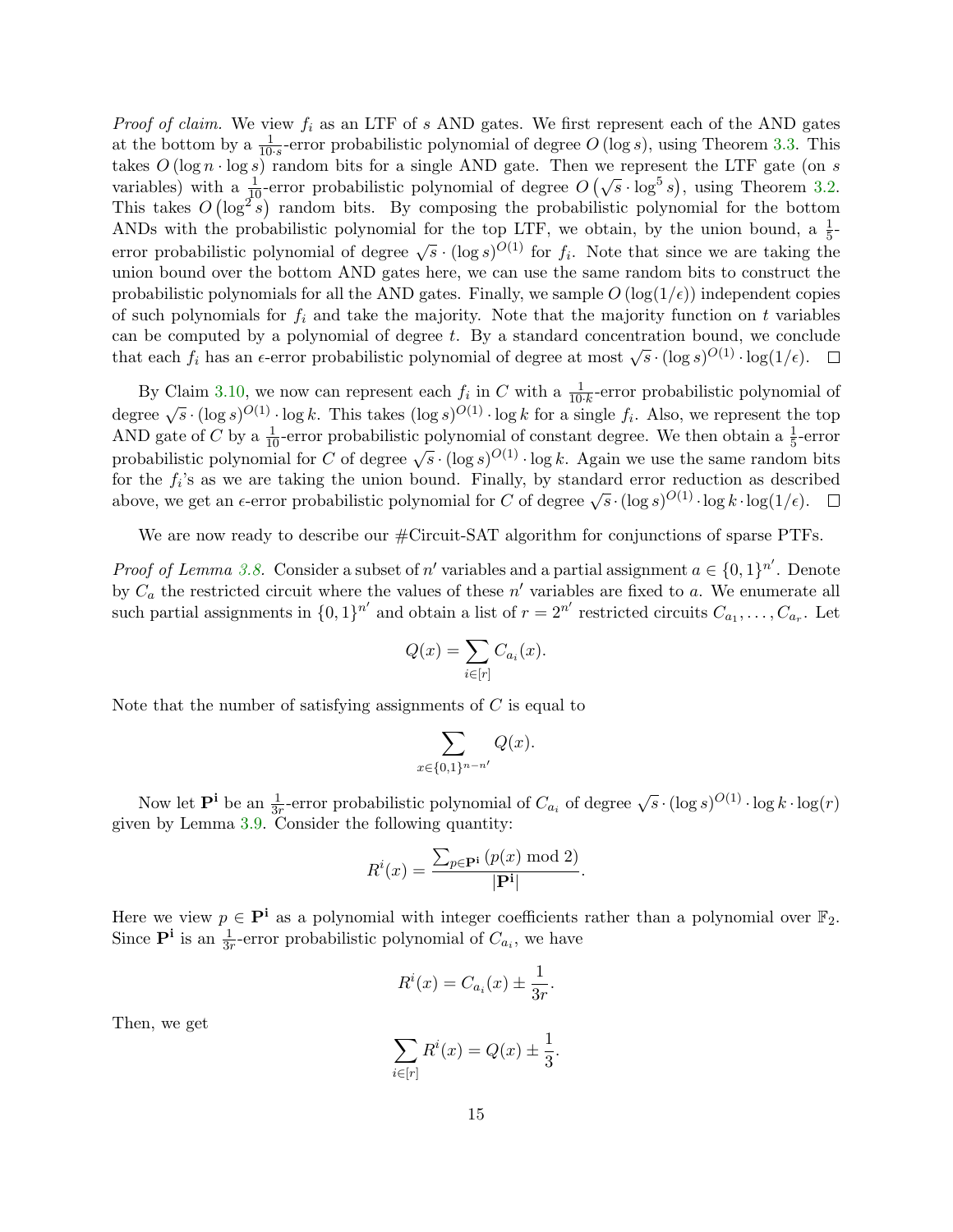*Proof of claim.* We view $f_i$ as an LTF of $s$ AND gates. We first represent each of the AND gates at the bottom by a $\frac{1}{10 \cdot s}$-error probabilistic polynomial of degree $O(\log s)$, using Theorem 3.3. This takes $O(\log n \cdot \log s)$ random bits for a single AND gate. Then we represent the LTF gate (on $s$ variables) with a $\frac{1}{10}$-error probabilistic polynomial of degree $O\left(\sqrt{s} \cdot \log^5 s\right)$, using Theorem 3.2. This takes $O\left(\log^2 s\right)$ random bits. By composing the probabilistic polynomial for the bottom ANDs with the probabilistic polynomial for the top LTF, we obtain, by the union bound, a $\frac{1}{5}$-error probabilistic polynomial of degree $\sqrt{s} \cdot (\log s)^{O(1)}$ for $f_i$. Note that since we are taking the union bound over the bottom AND gates here, we can use the same random bits to construct the probabilistic polynomials for all the AND gates. Finally, we sample $O(\log(1/\epsilon))$ independent copies of such polynomials for $f_i$ and take the majority. Note that the majority function on $t$ variables can be computed by a polynomial of degree $t$. By a standard concentration bound, we conclude that each $f_i$ has an $\epsilon$-error probabilistic polynomial of degree at most $\sqrt{s} \cdot (\log s)^{O(1)} \cdot \log(1/\epsilon)$. $\square$

By Claim 3.10, we now can represent each $f_i$ in $C$ with a $\frac{1}{10 \cdot k}$-error probabilistic polynomial of degree $\sqrt{s} \cdot (\log s)^{O(1)} \cdot \log k$. This takes $(\log s)^{O(1)} \cdot \log k$ for a single $f_i$. Also, we represent the top AND gate of $C$ by a $\frac{1}{10}$-error probabilistic polynomial of constant degree. We then obtain a $\frac{1}{5}$-error probabilistic polynomial for $C$ of degree $\sqrt{s} \cdot (\log s)^{O(1)} \cdot \log k$. Again we use the same random bits for the $f_i$'s as we are taking the union bound. Finally, by standard error reduction as described above, we get an $\epsilon$-error probabilistic polynomial for $C$ of degree $\sqrt{s} \cdot (\log s)^{O(1)} \cdot \log k \cdot \log(1/\epsilon)$. $\square$

We are now ready to describe our #Circuit-SAT algorithm for conjunctions of sparse PTFs.

*Proof of Lemma 3.8.* Consider a subset of $n'$ variables and a partial assignment $a \in \{0,1\}^{n'}$. Denote by $C_a$ the restricted circuit where the values of these $n'$ variables are fixed to $a$. We enumerate all such partial assignments in $\{0,1\}^{n'}$ and obtain a list of $r = 2^{n'}$ restricted circuits $C_{a_1}, \ldots, C_{a_r}$. Let

$$Q(x) = \sum_{i \in [r]} C_{a_i}(x).$$

Note that the number of satisfying assignments of $C$ is equal to

$$\sum_{x \in \{0,1\}^{n-n'}} Q(x).$$

Now let $\mathbf{P^i}$ be an $\frac{1}{3r}$-error probabilistic polynomial of $C_{a_i}$ of degree $\sqrt{s} \cdot (\log s)^{O(1)} \cdot \log k \cdot \log(r)$ given by Lemma 3.9. Consider the following quantity:

$$R^i(x) = \frac{\sum_{p \in \mathbf{P^i}} (p(x) \bmod 2)}{|\mathbf{P^i}|}.$$

Here we view $p \in \mathbf{P^i}$ as a polynomial with integer coefficients rather than a polynomial over $\mathbb{F}_2$. Since $\mathbf{P^i}$ is an $\frac{1}{3r}$-error probabilistic polynomial of $C_{a_i}$, we have

$$R^i(x) = C_{a_i}(x) \pm \frac{1}{3r}.$$

Then, we get

$$\sum_{i \in [r]} R^i(x) = Q(x) \pm \frac{1}{3}.$$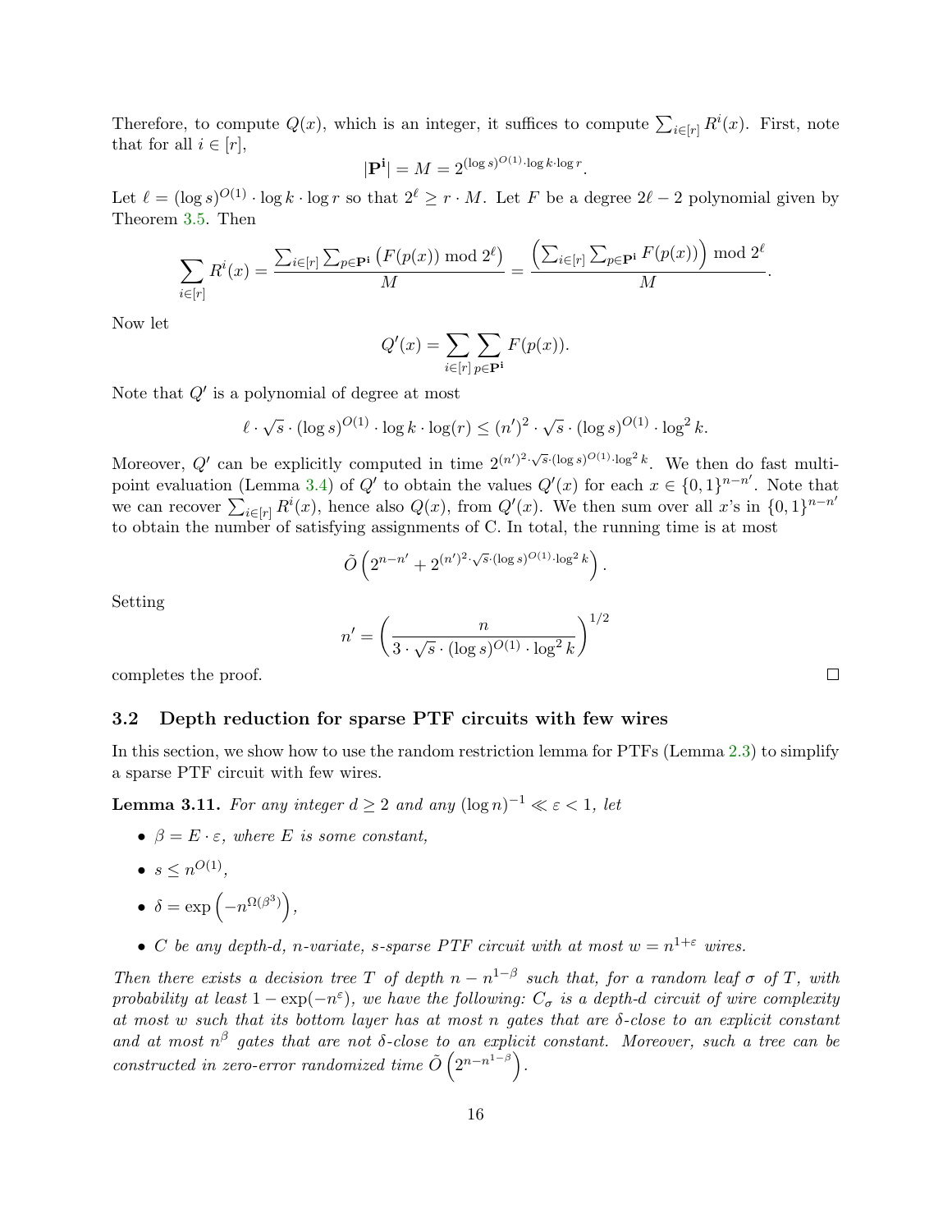Therefore, to compute $Q(x)$, which is an integer, it suffices to compute $\sum_{i\in[r]} R^i(x)$. First, note that for all $i \in [r]$,

$$|\mathbf{P^i}| = M = 2^{(\log s)^{O(1)}\cdot \log k \cdot \log r}.$$

Let $\ell = (\log s)^{O(1)} \cdot \log k \cdot \log r$ so that $2^\ell \geq r \cdot M$. Let $F$ be a degree $2\ell - 2$ polynomial given by Theorem 3.5. Then

$$\sum_{i\in[r]} R^i(x) = \frac{\sum_{i\in[r]}\sum_{p\in\mathbf{P^i}} \left(F(p(x)) \bmod 2^\ell\right)}{M} = \frac{\left(\sum_{i\in[r]}\sum_{p\in\mathbf{P^i}} F(p(x))\right) \bmod 2^\ell}{M}.$$

Now let

$$Q'(x) = \sum_{i\in[r]}\sum_{p\in\mathbf{P^i}} F(p(x)).$$

Note that $Q'$ is a polynomial of degree at most

$$\ell \cdot \sqrt{s} \cdot (\log s)^{O(1)} \cdot \log k \cdot \log(r) \leq (n')^2 \cdot \sqrt{s} \cdot (\log s)^{O(1)} \cdot \log^2 k.$$

Moreover, $Q'$ can be explicitly computed in time $2^{(n')^2\cdot\sqrt{s}\cdot(\log s)^{O(1)}\cdot\log^2 k}$. We then do fast multi-point evaluation (Lemma 3.4) of $Q'$ to obtain the values $Q'(x)$ for each $x \in \{0,1\}^{n-n'}$. Note that we can recover $\sum_{i\in[r]} R^i(x)$, hence also $Q(x)$, from $Q'(x)$. We then sum over all $x$'s in $\{0,1\}^{n-n'}$ to obtain the number of satisfying assignments of C. In total, the running time is at most

$$\tilde{O}\left(2^{n-n'} + 2^{(n')^2\cdot\sqrt{s}\cdot(\log s)^{O(1)}\cdot\log^2 k}\right).$$

Setting

$$n' = \left(\frac{n}{3\cdot\sqrt{s}\cdot(\log s)^{O(1)}\cdot\log^2 k}\right)^{1/2}$$

completes the proof. □

### 3.2 Depth reduction for sparse PTF circuits with few wires

In this section, we show how to use the random restriction lemma for PTFs (Lemma 2.3) to simplify a sparse PTF circuit with few wires.

**Lemma 3.11.** *For any integer $d \geq 2$ and any $(\log n)^{-1} \ll \varepsilon < 1$, let*

- *$\beta = E \cdot \varepsilon$, where $E$ is some constant,*
- *$s \leq n^{O(1)}$,*
- *$\delta = \exp\left(-n^{\Omega(\beta^3)}\right)$,*
- *$C$ be any depth-$d$, $n$-variate, $s$-sparse PTF circuit with at most $w = n^{1+\varepsilon}$ wires.*

*Then there exists a decision tree $T$ of depth $n - n^{1-\beta}$ such that, for a random leaf $\sigma$ of $T$, with probability at least $1 - \exp(-n^\varepsilon)$, we have the following: $C_\sigma$ is a depth-$d$ circuit of wire complexity at most $w$ such that its bottom layer has at most $n$ gates that are $\delta$-close to an explicit constant and at most $n^\beta$ gates that are not $\delta$-close to an explicit constant. Moreover, such a tree can be constructed in zero-error randomized time $\tilde{O}\left(2^{n-n^{1-\beta}}\right)$.*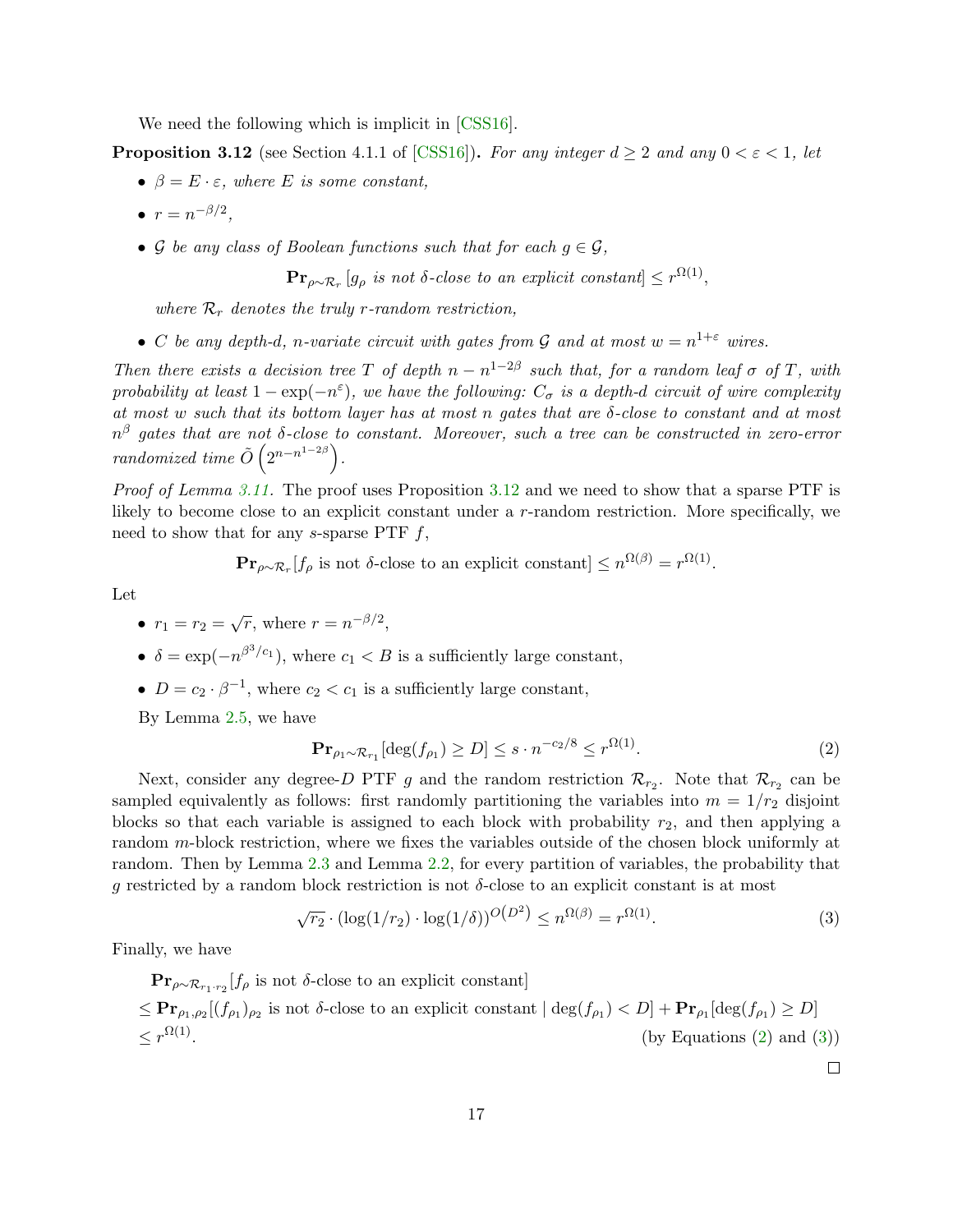We need the following which is implicit in [CSS16].

**Proposition 3.12** (see Section 4.1.1 of [CSS16])**.** *For any integer $d \geq 2$ and any $0 < \varepsilon < 1$, let*

- *$\beta = E \cdot \varepsilon$, where $E$ is some constant,*
- *$r = n^{-\beta/2}$,*
- *$\mathcal{G}$ be any class of Boolean functions such that for each $g \in \mathcal{G}$,*

$$\mathbf{Pr}_{\rho \sim \mathcal{R}_r}\left[g_\rho \text{ is not } \delta\text{-close to an explicit constant}\right] \leq r^{\Omega(1)},$$

  *where $\mathcal{R}_r$ denotes the truly $r$-random restriction,*
- *$C$ be any depth-$d$, $n$-variate circuit with gates from $\mathcal{G}$ and at most $w = n^{1+\varepsilon}$ wires.*

*Then there exists a decision tree $T$ of depth $n - n^{1-2\beta}$ such that, for a random leaf $\sigma$ of $T$, with probability at least $1 - \exp(-n^{\varepsilon})$, we have the following: $C_\sigma$ is a depth-$d$ circuit of wire complexity at most $w$ such that its bottom layer has at most $n$ gates that are $\delta$-close to constant and at most $n^\beta$ gates that are not $\delta$-close to constant. Moreover, such a tree can be constructed in zero-error randomized time $\tilde{O}\left(2^{n-n^{1-2\beta}}\right)$.*

*Proof of Lemma 3.11.* The proof uses Proposition 3.12 and we need to show that a sparse PTF is likely to become close to an explicit constant under a $r$-random restriction. More specifically, we need to show that for any $s$-sparse PTF $f$,

$$\mathbf{Pr}_{\rho \sim \mathcal{R}_r}[f_\rho \text{ is not } \delta\text{-close to an explicit constant}] \leq n^{\Omega(\beta)} = r^{\Omega(1)}.$$

Let

- $r_1 = r_2 = \sqrt{r}$, where $r = n^{-\beta/2}$,
- $\delta = \exp(-n^{\beta^3/c_1})$, where $c_1 < B$ is a sufficiently large constant,
- $D = c_2 \cdot \beta^{-1}$, where $c_2 < c_1$ is a sufficiently large constant,

By Lemma 2.5, we have

$$\mathbf{Pr}_{\rho_1 \sim \mathcal{R}_{r_1}}[\deg(f_{\rho_1}) \geq D] \leq s \cdot n^{-c_2/8} \leq r^{\Omega(1)}. \tag{2}$$

Next, consider any degree-$D$ PTF $g$ and the random restriction $\mathcal{R}_{r_2}$. Note that $\mathcal{R}_{r_2}$ can be sampled equivalently as follows: first randomly partitioning the variables into $m = 1/r_2$ disjoint blocks so that each variable is assigned to each block with probability $r_2$, and then applying a random $m$-block restriction, where we fixes the variables outside of the chosen block uniformly at random. Then by Lemma 2.3 and Lemma 2.2, for every partition of variables, the probability that $g$ restricted by a random block restriction is not $\delta$-close to an explicit constant is at most

$$\sqrt{r_2} \cdot (\log(1/r_2) \cdot \log(1/\delta))^{O\left(D^2\right)} \leq n^{\Omega(\beta)} = r^{\Omega(1)}. \tag{3}$$

Finally, we have

$$\begin{aligned}
&\mathbf{Pr}_{\rho \sim \mathcal{R}_{r_1 \cdot r_2}}[f_\rho \text{ is not } \delta\text{-close to an explicit constant}] \\
&\leq \mathbf{Pr}_{\rho_1, \rho_2}[(f_{\rho_1})_{\rho_2} \text{ is not } \delta\text{-close to an explicit constant} \mid \deg(f_{\rho_1}) < D] + \mathbf{Pr}_{\rho_1}[\deg(f_{\rho_1}) \geq D] \\
&\leq r^{\Omega(1)}. \qquad \text{(by Equations (2) and (3))}
\end{aligned}$$

□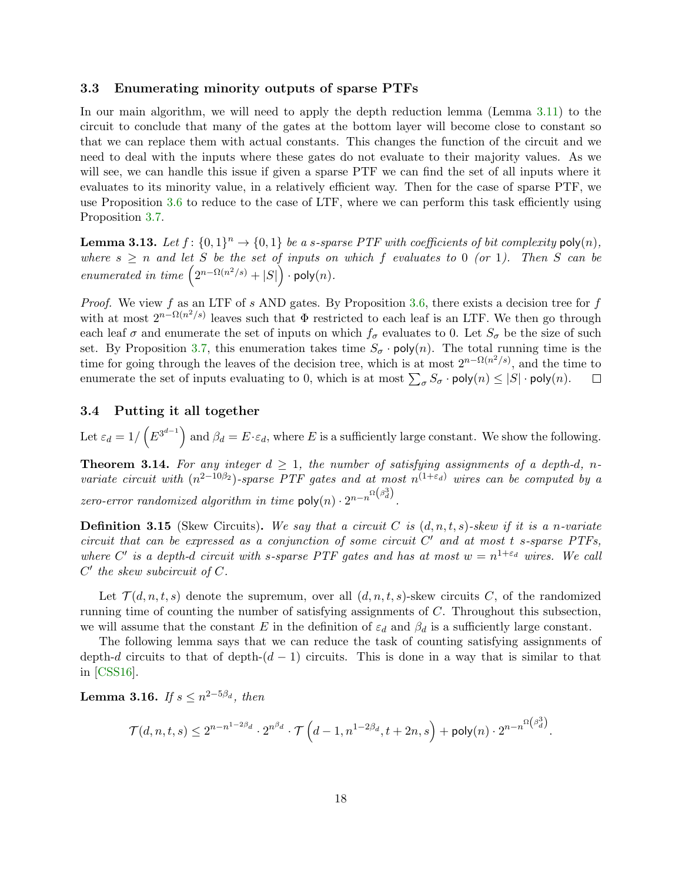### 3.3 Enumerating minority outputs of sparse PTFs

In our main algorithm, we will need to apply the depth reduction lemma (Lemma 3.11) to the circuit to conclude that many of the gates at the bottom layer will become close to constant so that we can replace them with actual constants. This changes the function of the circuit and we need to deal with the inputs where these gates do not evaluate to their majority values. As we will see, we can handle this issue if given a sparse PTF we can find the set of all inputs where it evaluates to its minority value, in a relatively efficient way. Then for the case of sparse PTF, we use Proposition 3.6 to reduce to the case of LTF, where we can perform this task efficiently using Proposition 3.7.

**Lemma 3.13.** *Let $f\colon \{0,1\}^n \to \{0,1\}$ be a $s$-sparse PTF with coefficients of bit complexity $\mathsf{poly}(n)$, where $s \geq n$ and let $S$ be the set of inputs on which $f$ evaluates to 0 (or 1). Then $S$ can be enumerated in time $\left(2^{n-\Omega(n^2/s)} + |S|\right) \cdot \mathsf{poly}(n)$.*

*Proof.* We view $f$ as an LTF of $s$ AND gates. By Proposition 3.6, there exists a decision tree for $f$ with at most $2^{n-\Omega(n^2/s)}$ leaves such that $\Phi$ restricted to each leaf is an LTF. We then go through each leaf $\sigma$ and enumerate the set of inputs on which $f_\sigma$ evaluates to 0. Let $S_\sigma$ be the size of such set. By Proposition 3.7, this enumeration takes time $S_\sigma \cdot \mathsf{poly}(n)$. The total running time is the time for going through the leaves of the decision tree, which is at most $2^{n-\Omega(n^2/s)}$, and the time to enumerate the set of inputs evaluating to 0, which is at most $\sum_\sigma S_\sigma \cdot \mathsf{poly}(n) \leq |S| \cdot \mathsf{poly}(n)$. $\square$

### 3.4 Putting it all together

Let $\varepsilon_d = 1/\left(E^{3^{d-1}}\right)$ and $\beta_d = E \cdot \varepsilon_d$, where $E$ is a sufficiently large constant. We show the following.

**Theorem 3.14.** *For any integer $d \geq 1$, the number of satisfying assignments of a depth-$d$, $n$-variate circuit with $(n^{2-10\beta_2})$-sparse PTF gates and at most $n^{(1+\varepsilon_d)}$ wires can be computed by a zero-error randomized algorithm in time $\mathsf{poly}(n) \cdot 2^{n-n^{\Omega\left(\beta_d^3\right)}}$.*

**Definition 3.15** (Skew Circuits)**.** *We say that a circuit $C$ is $(d,n,t,s)$-skew if it is a $n$-variate circuit that can be expressed as a conjunction of some circuit $C'$ and at most $t$ $s$-sparse PTFs, where $C'$ is a depth-$d$ circuit with $s$-sparse PTF gates and has at most $w = n^{1+\varepsilon_d}$ wires. We call $C'$ the skew subcircuit of $C$.*

Let $\mathcal{T}(d,n,t,s)$ denote the supremum, over all $(d,n,t,s)$-skew circuits $C$, of the randomized running time of counting the number of satisfying assignments of $C$. Throughout this subsection, we will assume that the constant $E$ in the definition of $\varepsilon_d$ and $\beta_d$ is a sufficiently large constant.

The following lemma says that we can reduce the task of counting satisfying assignments of depth-$d$ circuits to that of depth-$(d-1)$ circuits. This is done in a way that is similar to that in [CSS16].

**Lemma 3.16.** *If $s \leq n^{2-5\beta_d}$, then*

$$\mathcal{T}(d,n,t,s) \leq 2^{n-n^{1-2\beta_d}} \cdot 2^{n^{\beta_d}} \cdot \mathcal{T}\left(d-1, n^{1-2\beta_d}, t+2n, s\right) + \mathsf{poly}(n) \cdot 2^{n-n^{\Omega\left(\beta_d^3\right)}}.$$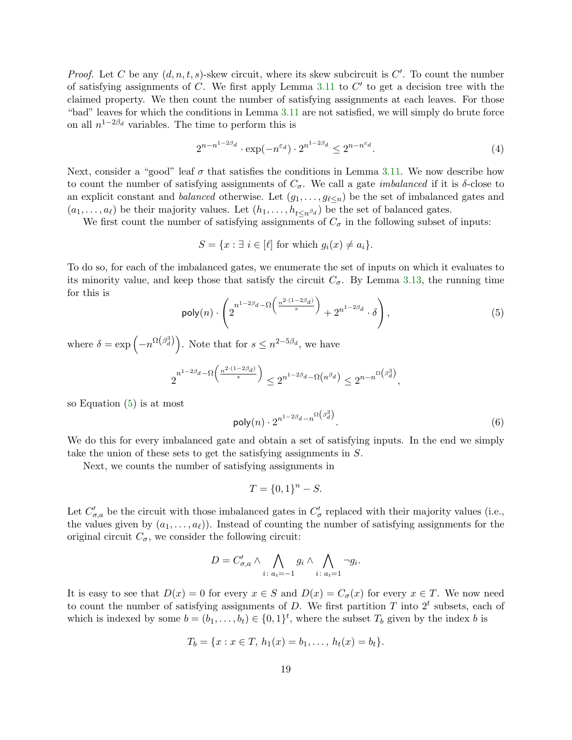*Proof.* Let $C$ be any $(d, n, t, s)$-skew circuit, where its skew subcircuit is $C'$. To count the number of satisfying assignments of $C$. We first apply Lemma 3.11 to $C'$ to get a decision tree with the claimed property. We then count the number of satisfying assignments at each leaves. For those "bad" leaves for which the conditions in Lemma 3.11 are not satisfied, we will simply do brute force on all $n^{1-2\beta_d}$ variables. The time to perform this is

$$2^{n-n^{1-2\beta_d}} \cdot \exp(-n^{\varepsilon_d}) \cdot 2^{n^{1-2\beta_d}} \leq 2^{n-n^{\varepsilon_d}}. \tag{4}$$

Next, consider a "good" leaf $\sigma$ that satisfies the conditions in Lemma 3.11. We now describe how to count the number of satisfying assignments of $C_\sigma$. We call a gate *imbalanced* if it is $\delta$-close to an explicit constant and *balanced* otherwise. Let $(g_1, \dots, g_{\ell \leq n})$ be the set of imbalanced gates and $(a_1, \dots, a_\ell)$ be their majority values. Let $(h_1, \dots, h_{t \leq n^{\beta_d}})$ be the set of balanced gates.

We first count the number of satisfying assignments of $C_\sigma$ in the following subset of inputs:

$$S = \{x : \exists\ i \in [\ell] \text{ for which } g_i(x) \neq a_i\}.$$

To do so, for each of the imbalanced gates, we enumerate the set of inputs on which it evaluates to its minority value, and keep those that satisfy the circuit $C_\sigma$. By Lemma 3.13, the running time for this is

$$\mathsf{poly}(n) \cdot \left( 2^{n^{1-2\beta_d} - \Omega\left(\frac{n^{2\cdot(1-2\beta_d)}}{s}\right)} + 2^{n^{1-2\beta_d}} \cdot \delta \right), \tag{5}$$

where $\delta = \exp\left(-n^{\Omega\left(\beta_d^3\right)}\right)$. Note that for $s \leq n^{2-5\beta_d}$, we have

$$2^{n^{1-2\beta_d} - \Omega\left(\frac{n^{2\cdot(1-2\beta_d)}}{s}\right)} \leq 2^{n^{1-2\beta_d} - \Omega\left(n^{\beta_d}\right)} \leq 2^{n - n^{\Omega\left(\beta_d^3\right)}},$$

so Equation (5) is at most

$$\mathsf{poly}(n) \cdot 2^{n^{1-2\beta_d} - n^{\Omega\left(\beta_d^3\right)}}. \tag{6}$$

We do this for every imbalanced gate and obtain a set of satisfying inputs. In the end we simply take the union of these sets to get the satisfying assignments in $S$.

Next, we counts the number of satisfying assignments in

$$T = \{0,1\}^n - S.$$

Let $C'_{\sigma,a}$ be the circuit with those imbalanced gates in $C'_\sigma$ replaced with their majority values (i.e., the values given by $(a_1, \dots, a_\ell)$). Instead of counting the number of satisfying assignments for the original circuit $C_\sigma$, we consider the following circuit:

$$D = C'_{\sigma,a} \wedge \bigwedge_{i\colon a_i = -1} g_i \wedge \bigwedge_{i\colon a_i = 1} \neg g_i.$$

It is easy to see that $D(x) = 0$ for every $x \in S$ and $D(x) = C_\sigma(x)$ for every $x \in T$. We now need to count the number of satisfying assignments of $D$. We first partition $T$ into $2^t$ subsets, each of which is indexed by some $b = (b_1, \dots, b_t) \in \{0,1\}^t$, where the subset $T_b$ given by the index $b$ is

$$T_b = \{x : x \in T,\ h_1(x) = b_1, \dots,\ h_t(x) = b_t\}.$$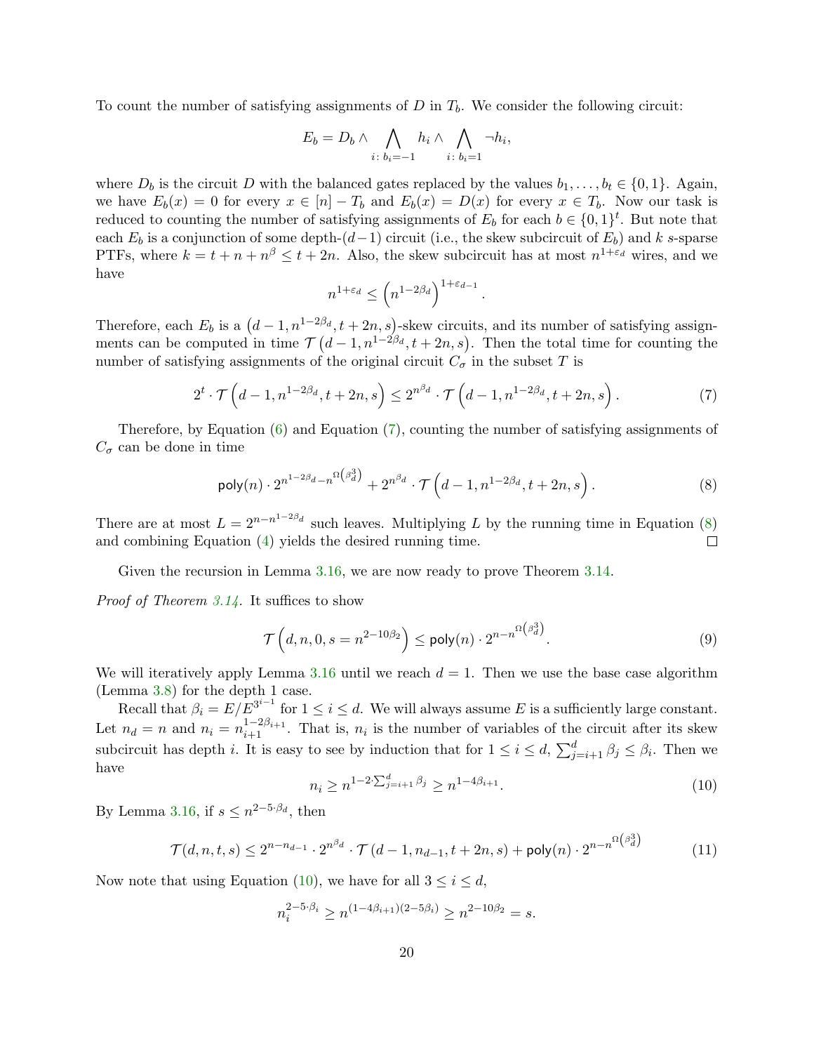To count the number of satisfying assignments of $D$ in $T_b$. We consider the following circuit:

$$E_b = D_b \wedge \bigwedge_{i:\, b_i=-1} h_i \wedge \bigwedge_{i:\, b_i=1} \neg h_i,$$

where $D_b$ is the circuit $D$ with the balanced gates replaced by the values $b_1, \ldots, b_t \in \{0,1\}$. Again, we have $E_b(x) = 0$ for every $x \in [n] - T_b$ and $E_b(x) = D(x)$ for every $x \in T_b$. Now our task is reduced to counting the number of satisfying assignments of $E_b$ for each $b \in \{0,1\}^t$. But note that each $E_b$ is a conjunction of some depth-$(d-1)$ circuit (i.e., the skew subcircuit of $E_b$) and $k$ $s$-sparse PTFs, where $k = t + n + n^\beta \le t + 2n$. Also, the skew subcircuit has at most $n^{1+\varepsilon_d}$ wires, and we have

$$n^{1+\varepsilon_d} \le \left(n^{1-2\beta_d}\right)^{1+\varepsilon_{d-1}}.$$

Therefore, each $E_b$ is a $\left(d-1, n^{1-2\beta_d}, t+2n, s\right)$-skew circuits, and its number of satisfying assignments can be computed in time $\mathcal{T}\left(d-1, n^{1-2\beta_d}, t+2n, s\right)$. Then the total time for counting the number of satisfying assignments of the original circuit $C_\sigma$ in the subset $T$ is

$$2^t \cdot \mathcal{T}\left(d-1, n^{1-2\beta_d}, t+2n, s\right) \le 2^{n^{\beta_d}} \cdot \mathcal{T}\left(d-1, n^{1-2\beta_d}, t+2n, s\right). \tag{7}$$

Therefore, by Equation (6) and Equation (7), counting the number of satisfying assignments of $C_\sigma$ can be done in time

$$\mathsf{poly}(n) \cdot 2^{n^{1-2\beta_d} - n^{\Omega\left(\beta_d^3\right)}} + 2^{n^{\beta_d}} \cdot \mathcal{T}\left(d-1, n^{1-2\beta_d}, t+2n, s\right). \tag{8}$$

There are at most $L = 2^{n - n^{1-2\beta_d}}$ such leaves. Multiplying $L$ by the running time in Equation (8) and combining Equation (4) yields the desired running time. □

Given the recursion in Lemma 3.16, we are now ready to prove Theorem 3.14.

*Proof of Theorem 3.14.* It suffices to show

$$\mathcal{T}\left(d, n, 0, s = n^{2-10\beta_2}\right) \le \mathsf{poly}(n) \cdot 2^{n - n^{\Omega\left(\beta_d^3\right)}}. \tag{9}$$

We will iteratively apply Lemma 3.16 until we reach $d = 1$. Then we use the base case algorithm (Lemma 3.8) for the depth 1 case.

Recall that $\beta_i = E/E^{3^{i-1}}$ for $1 \le i \le d$. We will always assume $E$ is a sufficiently large constant. Let $n_d = n$ and $n_i = n_{i+1}^{1-2\beta_{i+1}}$. That is, $n_i$ is the number of variables of the circuit after its skew subcircuit has depth $i$. It is easy to see by induction that for $1 \le i \le d$, $\sum_{j=i+1}^{d} \beta_j \le \beta_i$. Then we have

$$n_i \ge n^{1 - 2\cdot\sum_{j=i+1}^{d} \beta_j} \ge n^{1-4\beta_{i+1}}. \tag{10}$$

By Lemma 3.16, if $s \le n^{2-5\cdot\beta_d}$, then

$$\mathcal{T}(d, n, t, s) \le 2^{n - n_{d-1}} \cdot 2^{n^{\beta_d}} \cdot \mathcal{T}\left(d-1, n_{d-1}, t+2n, s\right) + \mathsf{poly}(n) \cdot 2^{n - n^{\Omega\left(\beta_d^3\right)}} \tag{11}$$

Now note that using Equation (10), we have for all $3 \le i \le d$,

$$n_i^{2-5\cdot\beta_i} \ge n^{(1-4\beta_{i+1})(2-5\beta_i)} \ge n^{2-10\beta_2} = s.$$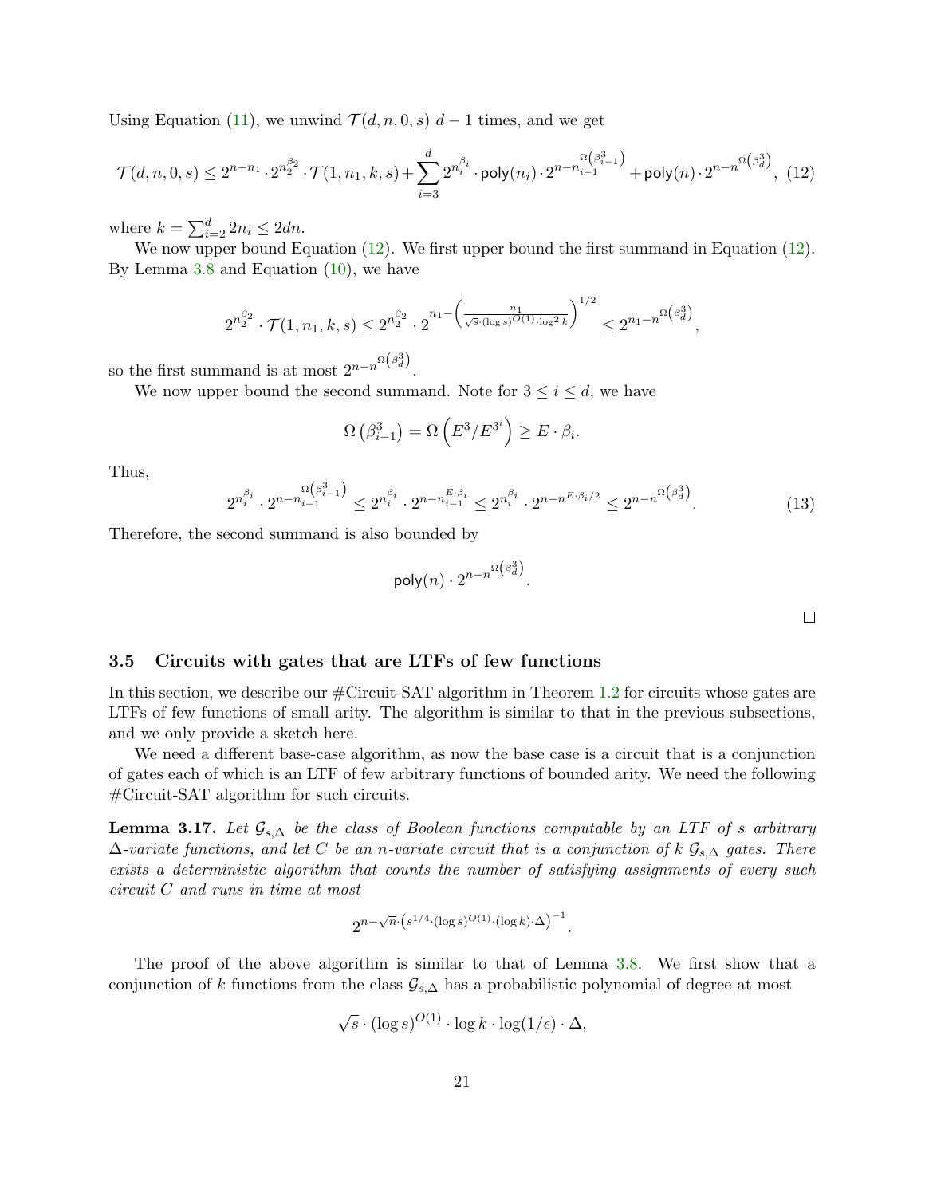Using Equation (11), we unwind $\mathcal{T}(d, n, 0, s)$ $d-1$ times, and we get

$$\mathcal{T}(d, n, 0, s) \leq 2^{n-n_1} \cdot 2^{n_2^{\beta_2}} \cdot \mathcal{T}(1, n_1, k, s) + \sum_{i=3}^{d} 2^{n_i^{\beta_i}} \cdot \mathsf{poly}(n_i) \cdot 2^{n - n_{i-1}^{\Omega\left(\beta_{i-1}^3\right)}} + \mathsf{poly}(n) \cdot 2^{n - n^{\Omega\left(\beta_d^3\right)}}, \quad (12)$$

where $k = \sum_{i=2}^{d} 2n_i \leq 2dn$.

We now upper bound Equation (12). We first upper bound the first summand in Equation (12). By Lemma 3.8 and Equation (10), we have

$$2^{n_2^{\beta_2}} \cdot \mathcal{T}(1, n_1, k, s) \leq 2^{n_2^{\beta_2}} \cdot 2^{n_1 - \left(\frac{n_1}{\sqrt{s} \cdot (\log s)^{O(1)} \cdot \log^2 k}\right)^{1/2}} \leq 2^{n_1 - n^{\Omega\left(\beta_d^3\right)}},$$

so the first summand is at most $2^{n - n^{\Omega\left(\beta_d^3\right)}}$.

We now upper bound the second summand. Note for $3 \leq i \leq d$, we have

$$\Omega\left(\beta_{i-1}^3\right) = \Omega\left(E^3 / E^{3^i}\right) \geq E \cdot \beta_i.$$

Thus,

$$2^{n_i^{\beta_i}} \cdot 2^{n - n_{i-1}^{\Omega\left(\beta_{i-1}^3\right)}} \leq 2^{n_i^{\beta_i}} \cdot 2^{n - n_{i-1}^{E \cdot \beta_i}} \leq 2^{n_i^{\beta_i}} \cdot 2^{n - n^{E \cdot \beta_i / 2}} \leq 2^{n - n^{\Omega\left(\beta_d^3\right)}}. \quad (13)$$

Therefore, the second summand is also bounded by

$$\mathsf{poly}(n) \cdot 2^{n - n^{\Omega\left(\beta_d^3\right)}}.$$

□

### 3.5 Circuits with gates that are LTFs of few functions

In this section, we describe our #Circuit-SAT algorithm in Theorem 1.2 for circuits whose gates are LTFs of few functions of small arity. The algorithm is similar to that in the previous subsections, and we only provide a sketch here.

We need a different base-case algorithm, as now the base case is a circuit that is a conjunction of gates each of which is an LTF of few arbitrary functions of bounded arity. We need the following #Circuit-SAT algorithm for such circuits.

**Lemma 3.17.** *Let $\mathcal{G}_{s,\Delta}$ be the class of Boolean functions computable by an LTF of $s$ arbitrary $\Delta$-variate functions, and let $C$ be an $n$-variate circuit that is a conjunction of $k$ $\mathcal{G}_{s,\Delta}$ gates. There exists a deterministic algorithm that counts the number of satisfying assignments of every such circuit $C$ and runs in time at most*

$$2^{n - \sqrt{n} \cdot \left(s^{1/4} \cdot (\log s)^{O(1)} \cdot (\log k) \cdot \Delta\right)^{-1}}.$$

The proof of the above algorithm is similar to that of Lemma 3.8. We first show that a conjunction of $k$ functions from the class $\mathcal{G}_{s,\Delta}$ has a probabilistic polynomial of degree at most

$$\sqrt{s} \cdot (\log s)^{O(1)} \cdot \log k \cdot \log(1/\epsilon) \cdot \Delta,$$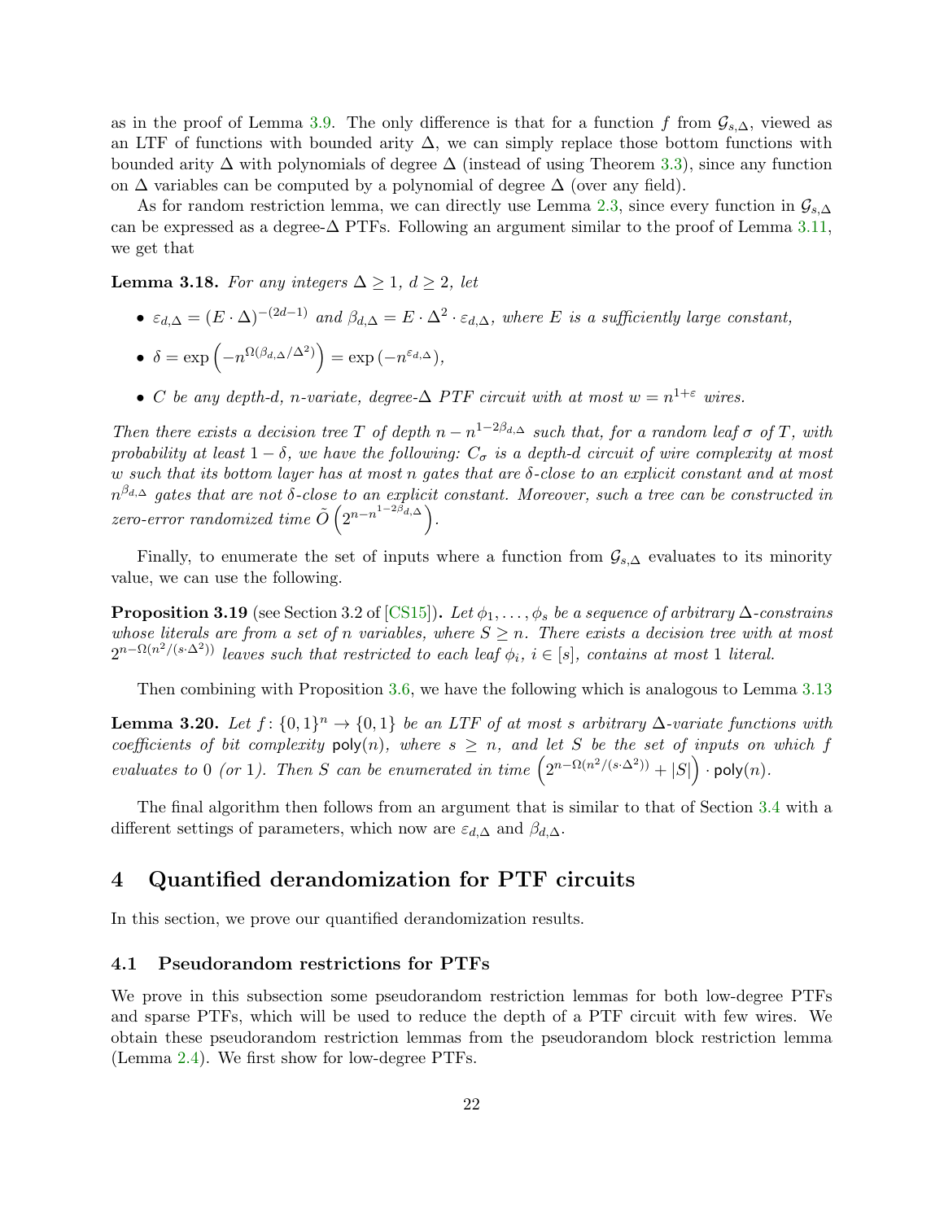as in the proof of Lemma 3.9. The only difference is that for a function $f$ from $\mathcal{G}_{s,\Delta}$, viewed as an LTF of functions with bounded arity $\Delta$, we can simply replace those bottom functions with bounded arity $\Delta$ with polynomials of degree $\Delta$ (instead of using Theorem 3.3), since any function on $\Delta$ variables can be computed by a polynomial of degree $\Delta$ (over any field).

As for random restriction lemma, we can directly use Lemma 2.3, since every function in $\mathcal{G}_{s,\Delta}$ can be expressed as a degree-$\Delta$ PTFs. Following an argument similar to the proof of Lemma 3.11, we get that

**Lemma 3.18.** *For any integers $\Delta \geq 1$, $d \geq 2$, let*

- $\varepsilon_{d,\Delta} = (E \cdot \Delta)^{-(2d-1)}$ *and* $\beta_{d,\Delta} = E \cdot \Delta^2 \cdot \varepsilon_{d,\Delta}$, *where $E$ is a sufficiently large constant,*
- $\delta = \exp\left(-n^{\Omega(\beta_{d,\Delta}/\Delta^2)}\right) = \exp\left(-n^{\varepsilon_{d,\Delta}}\right)$,
- *$C$ be any depth-$d$, $n$-variate, degree-$\Delta$ PTF circuit with at most $w = n^{1+\varepsilon}$ wires.*

*Then there exists a decision tree $T$ of depth $n - n^{1-2\beta_{d,\Delta}}$ such that, for a random leaf $\sigma$ of $T$, with probability at least $1 - \delta$, we have the following: $C_\sigma$ is a depth-$d$ circuit of wire complexity at most $w$ such that its bottom layer has at most $n$ gates that are $\delta$-close to an explicit constant and at most $n^{\beta_{d,\Delta}}$ gates that are not $\delta$-close to an explicit constant. Moreover, such a tree can be constructed in zero-error randomized time $\tilde{O}\left(2^{n-n^{1-2\beta_{d,\Delta}}}\right)$.*

Finally, to enumerate the set of inputs where a function from $\mathcal{G}_{s,\Delta}$ evaluates to its minority value, we can use the following.

**Proposition 3.19** (see Section 3.2 of [CS15])**.** *Let $\phi_1, \ldots, \phi_s$ be a sequence of arbitrary $\Delta$-constrains whose literals are from a set of $n$ variables, where $S \geq n$. There exists a decision tree with at most $2^{n-\Omega(n^2/(s\cdot\Delta^2))}$ leaves such that restricted to each leaf $\phi_i$, $i \in [s]$, contains at most 1 literal.*

Then combining with Proposition 3.6, we have the following which is analogous to Lemma 3.13

**Lemma 3.20.** *Let $f\colon \{0,1\}^n \to \{0,1\}$ be an LTF of at most $s$ arbitrary $\Delta$-variate functions with coefficients of bit complexity $\mathsf{poly}(n)$, where $s \geq n$, and let $S$ be the set of inputs on which $f$ evaluates to 0 (or 1). Then $S$ can be enumerated in time $\left(2^{n-\Omega(n^2/(s\cdot\Delta^2))} + |S|\right) \cdot \mathsf{poly}(n)$.*

The final algorithm then follows from an argument that is similar to that of Section 3.4 with a different settings of parameters, which now are $\varepsilon_{d,\Delta}$ and $\beta_{d,\Delta}$.

# 4 Quantified derandomization for PTF circuits

In this section, we prove our quantified derandomization results.

## 4.1 Pseudorandom restrictions for PTFs

We prove in this subsection some pseudorandom restriction lemmas for both low-degree PTFs and sparse PTFs, which will be used to reduce the depth of a PTF circuit with few wires. We obtain these pseudorandom restriction lemmas from the pseudorandom block restriction lemma (Lemma 2.4). We first show for low-degree PTFs.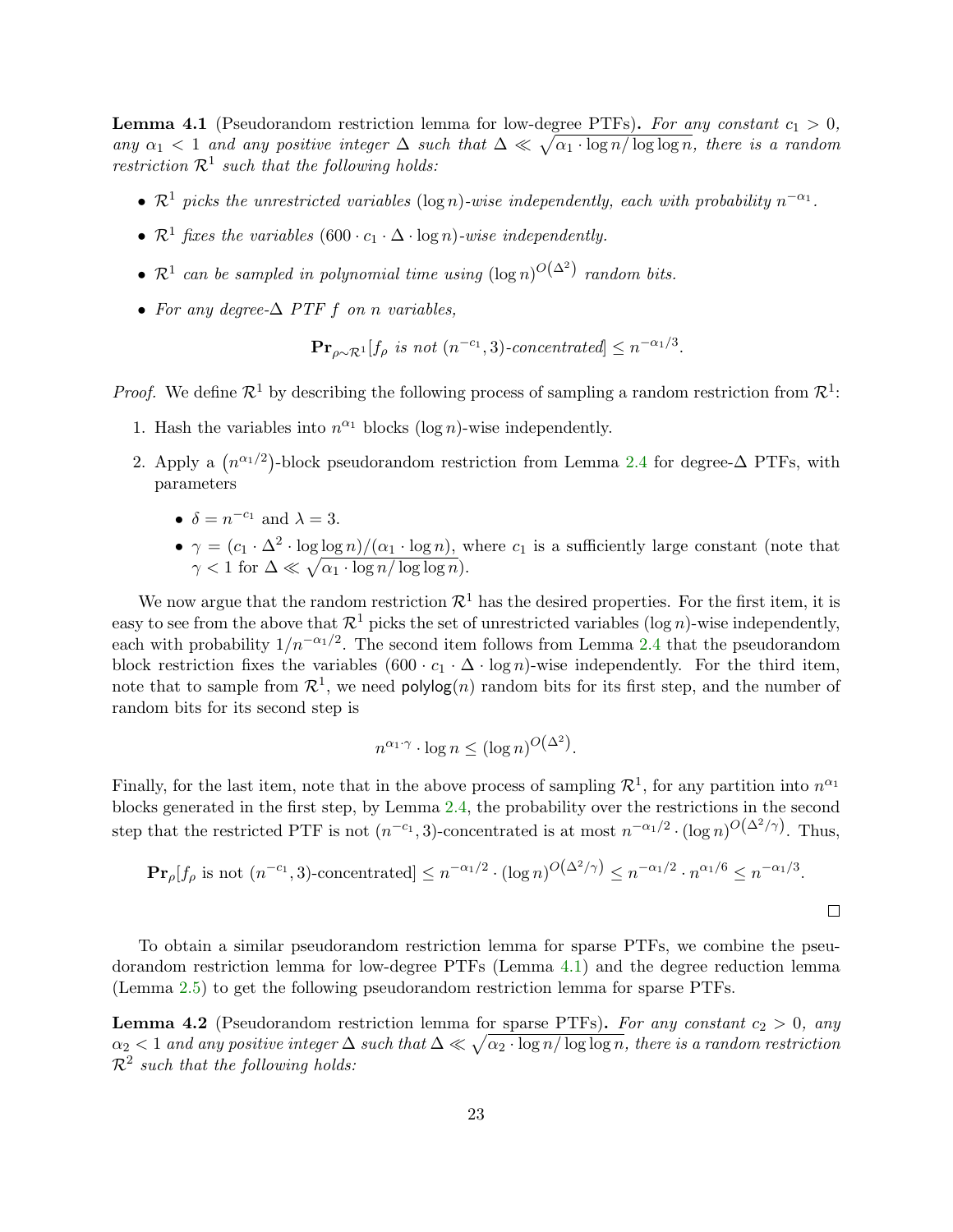**Lemma 4.1** (Pseudorandom restriction lemma for low-degree PTFs)**.** *For any constant $c_1 > 0$, any $\alpha_1 < 1$ and any positive integer $\Delta$ such that $\Delta \ll \sqrt{\alpha_1 \cdot \log n / \log\log n}$, there is a random restriction $\mathcal{R}^1$ such that the following holds:*

- *$\mathcal{R}^1$ picks the unrestricted variables $(\log n)$-wise independently, each with probability $n^{-\alpha_1}$.*
- *$\mathcal{R}^1$ fixes the variables $(600 \cdot c_1 \cdot \Delta \cdot \log n)$-wise independently.*
- *$\mathcal{R}^1$ can be sampled in polynomial time using $(\log n)^{O(\Delta^2)}$ random bits.*
- *For any degree-$\Delta$ PTF $f$ on $n$ variables,*

$$\mathbf{Pr}_{\rho \sim \mathcal{R}^1}[f_\rho \text{ is not } (n^{-c_1}, 3)\text{-concentrated}] \leq n^{-\alpha_1/3}.$$

*Proof.* We define $\mathcal{R}^1$ by describing the following process of sampling a random restriction from $\mathcal{R}^1$:

1. Hash the variables into $n^{\alpha_1}$ blocks $(\log n)$-wise independently.
2. Apply a $(n^{\alpha_1/2})$-block pseudorandom restriction from Lemma 2.4 for degree-$\Delta$ PTFs, with parameters
   - $\delta = n^{-c_1}$ and $\lambda = 3$.
   - $\gamma = (c_1 \cdot \Delta^2 \cdot \log\log n)/(\alpha_1 \cdot \log n)$, where $c_1$ is a sufficiently large constant (note that $\gamma < 1$ for $\Delta \ll \sqrt{\alpha_1 \cdot \log n / \log\log n}$).

We now argue that the random restriction $\mathcal{R}^1$ has the desired properties. For the first item, it is easy to see from the above that $\mathcal{R}^1$ picks the set of unrestricted variables $(\log n)$-wise independently, each with probability $1/n^{-\alpha_1/2}$. The second item follows from Lemma 2.4 that the pseudorandom block restriction fixes the variables $(600 \cdot c_1 \cdot \Delta \cdot \log n)$-wise independently. For the third item, note that to sample from $\mathcal{R}^1$, we need $\mathsf{polylog}(n)$ random bits for its first step, and the number of random bits for its second step is

$$n^{\alpha_1 \cdot \gamma} \cdot \log n \leq (\log n)^{O(\Delta^2)}.$$

Finally, for the last item, note that in the above process of sampling $\mathcal{R}^1$, for any partition into $n^{\alpha_1}$ blocks generated in the first step, by Lemma 2.4, the probability over the restrictions in the second step that the restricted PTF is not $(n^{-c_1}, 3)$-concentrated is at most $n^{-\alpha_1/2} \cdot (\log n)^{O(\Delta^2/\gamma)}$. Thus,

$$\mathbf{Pr}_\rho[f_\rho \text{ is not } (n^{-c_1}, 3)\text{-concentrated}] \leq n^{-\alpha_1/2} \cdot (\log n)^{O(\Delta^2/\gamma)} \leq n^{-\alpha_1/2} \cdot n^{\alpha_1/6} \leq n^{-\alpha_1/3}.$$

□

To obtain a similar pseudorandom restriction lemma for sparse PTFs, we combine the pseudorandom restriction lemma for low-degree PTFs (Lemma 4.1) and the degree reduction lemma (Lemma 2.5) to get the following pseudorandom restriction lemma for sparse PTFs.

**Lemma 4.2** (Pseudorandom restriction lemma for sparse PTFs)**.** *For any constant $c_2 > 0$, any $\alpha_2 < 1$ and any positive integer $\Delta$ such that $\Delta \ll \sqrt{\alpha_2 \cdot \log n / \log\log n}$, there is a random restriction $\mathcal{R}^2$ such that the following holds:*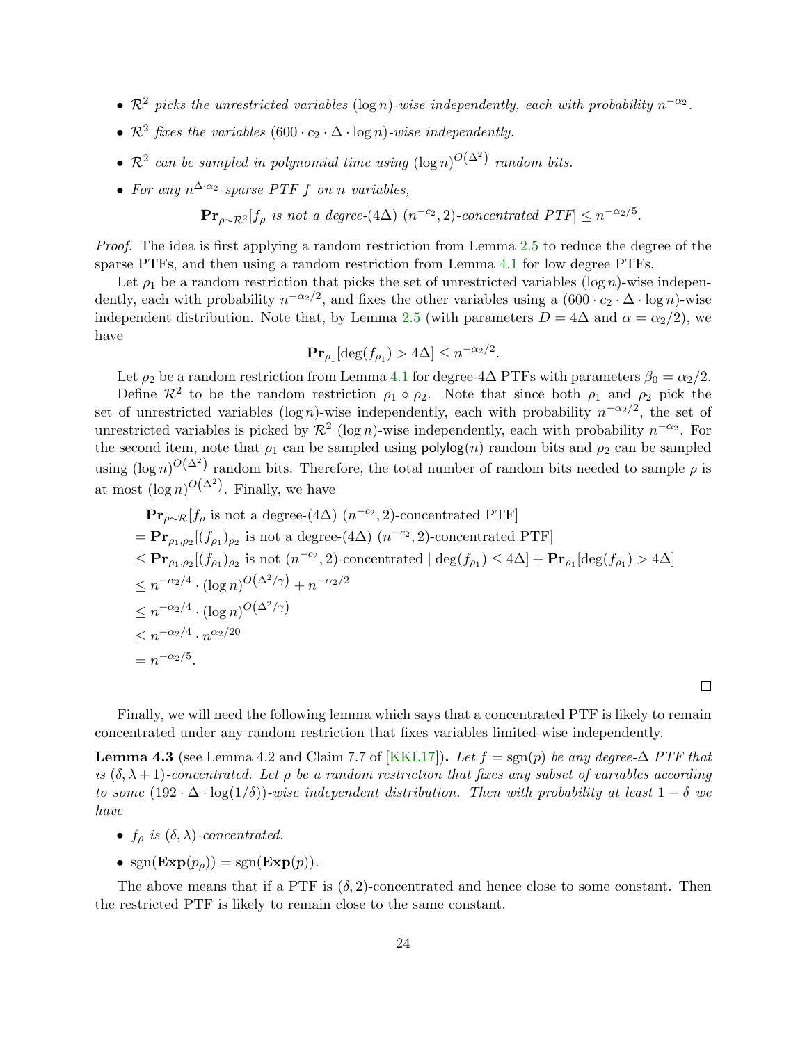- *$\mathcal{R}^2$ picks the unrestricted variables $(\log n)$-wise independently, each with probability $n^{-\alpha_2}$.*
- *$\mathcal{R}^2$ fixes the variables $(600 \cdot c_2 \cdot \Delta \cdot \log n)$-wise independently.*
- *$\mathcal{R}^2$ can be sampled in polynomial time using $(\log n)^{O(\Delta^2)}$ random bits.*
- *For any $n^{\Delta \cdot \alpha_2}$-sparse PTF $f$ on $n$ variables,*

$$\mathbf{Pr}_{\rho \sim \mathcal{R}^2}[f_\rho \text{ is not a degree-}(4\Delta)\ (n^{-c_2}, 2)\text{-concentrated PTF}] \leq n^{-\alpha_2/5}.$$

*Proof.* The idea is first applying a random restriction from Lemma 2.5 to reduce the degree of the sparse PTFs, and then using a random restriction from Lemma 4.1 for low degree PTFs.

Let $\rho_1$ be a random restriction that picks the set of unrestricted variables $(\log n)$-wise independently, each with probability $n^{-\alpha_2/2}$, and fixes the other variables using a $(600 \cdot c_2 \cdot \Delta \cdot \log n)$-wise independent distribution. Note that, by Lemma 2.5 (with parameters $D = 4\Delta$ and $\alpha = \alpha_2/2$), we have

$$\mathbf{Pr}_{\rho_1}[\deg(f_{\rho_1}) > 4\Delta] \leq n^{-\alpha_2/2}.$$

Let $\rho_2$ be a random restriction from Lemma 4.1 for degree-$4\Delta$ PTFs with parameters $\beta_0 = \alpha_2/2$.

Define $\mathcal{R}^2$ to be the random restriction $\rho_1 \circ \rho_2$. Note that since both $\rho_1$ and $\rho_2$ pick the set of unrestricted variables $(\log n)$-wise independently, each with probability $n^{-\alpha_2/2}$, the set of unrestricted variables is picked by $\mathcal{R}^2$ $(\log n)$-wise independently, each with probability $n^{-\alpha_2}$. For the second item, note that $\rho_1$ can be sampled using $\mathsf{polylog}(n)$ random bits and $\rho_2$ can be sampled using $(\log n)^{O(\Delta^2)}$ random bits. Therefore, the total number of random bits needed to sample $\rho$ is at most $(\log n)^{O(\Delta^2)}$. Finally, we have

$$
\begin{aligned}
&\mathbf{Pr}_{\rho \sim \mathcal{R}}[f_\rho \text{ is not a degree-}(4\Delta)\ (n^{-c_2}, 2)\text{-concentrated PTF}] \\
&= \mathbf{Pr}_{\rho_1, \rho_2}[(f_{\rho_1})_{\rho_2} \text{ is not a degree-}(4\Delta)\ (n^{-c_2}, 2)\text{-concentrated PTF}] \\
&\leq \mathbf{Pr}_{\rho_1, \rho_2}[(f_{\rho_1})_{\rho_2} \text{ is not } (n^{-c_2}, 2)\text{-concentrated} \mid \deg(f_{\rho_1}) \leq 4\Delta] + \mathbf{Pr}_{\rho_1}[\deg(f_{\rho_1}) > 4\Delta] \\
&\leq n^{-\alpha_2/4} \cdot (\log n)^{O(\Delta^2/\gamma)} + n^{-\alpha_2/2} \\
&\leq n^{-\alpha_2/4} \cdot (\log n)^{O(\Delta^2/\gamma)} \\
&\leq n^{-\alpha_2/4} \cdot n^{\alpha_2/20} \\
&= n^{-\alpha_2/5}.
\end{aligned}
$$

□

Finally, we will need the following lemma which says that a concentrated PTF is likely to remain concentrated under any random restriction that fixes variables limited-wise independently.

**Lemma 4.3** (see Lemma 4.2 and Claim 7.7 of [KKL17])**.** *Let $f = \mathrm{sgn}(p)$ be any degree-$\Delta$ PTF that is $(\delta, \lambda + 1)$-concentrated. Let $\rho$ be a random restriction that fixes any subset of variables according to some $(192 \cdot \Delta \cdot \log(1/\delta))$-wise independent distribution. Then with probability at least $1 - \delta$ we have*

- *$f_\rho$ is $(\delta, \lambda)$-concentrated.*
- $\mathrm{sgn}(\mathbf{Exp}(p_\rho)) = \mathrm{sgn}(\mathbf{Exp}(p))$.

The above means that if a PTF is $(\delta, 2)$-concentrated and hence close to some constant. Then the restricted PTF is likely to remain close to the same constant.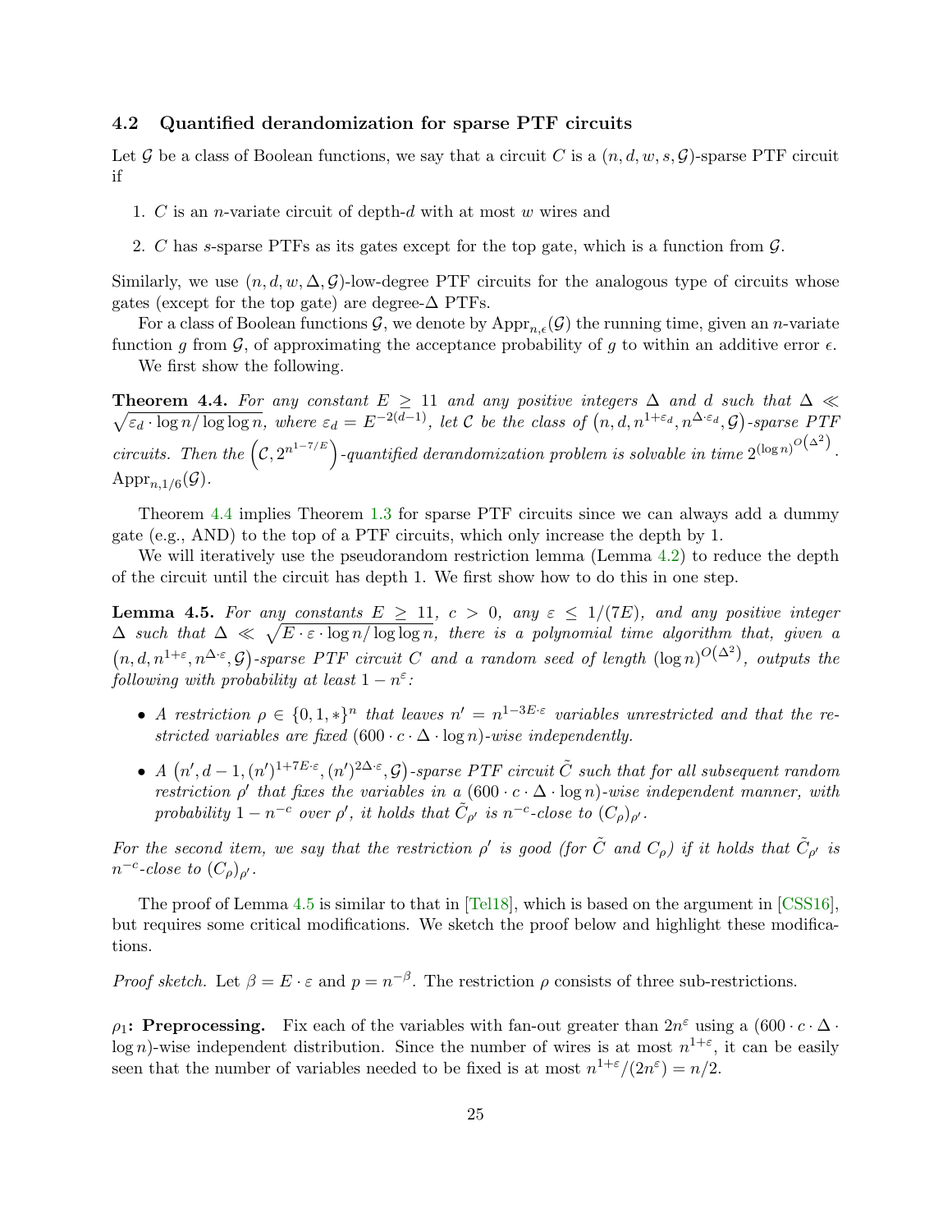### 4.2 Quantified derandomization for sparse PTF circuits

Let $\mathcal{G}$ be a class of Boolean functions, we say that a circuit $C$ is a $(n, d, w, s, \mathcal{G})$-sparse PTF circuit if

1. $C$ is an $n$-variate circuit of depth-$d$ with at most $w$ wires and
2. $C$ has $s$-sparse PTFs as its gates except for the top gate, which is a function from $\mathcal{G}$.

Similarly, we use $(n, d, w, \Delta, \mathcal{G})$-low-degree PTF circuits for the analogous type of circuits whose gates (except for the top gate) are degree-$\Delta$ PTFs.

For a class of Boolean functions $\mathcal{G}$, we denote by $\mathrm{Appr}_{n,\epsilon}(\mathcal{G})$ the running time, given an $n$-variate function $g$ from $\mathcal{G}$, of approximating the acceptance probability of $g$ to within an additive error $\epsilon$.

We first show the following.

**Theorem 4.4.** *For any constant $E \geq 11$ and any positive integers $\Delta$ and $d$ such that $\Delta \ll \sqrt{\varepsilon_d \cdot \log n / \log\log n}$, where $\varepsilon_d = E^{-2(d-1)}$, let $\mathcal{C}$ be the class of $\left(n, d, n^{1+\varepsilon_d}, n^{\Delta \cdot \varepsilon_d}, \mathcal{G}\right)$-sparse PTF circuits. Then the $\left(\mathcal{C}, 2^{n^{1-7/E}}\right)$-quantified derandomization problem is solvable in time $2^{(\log n)^{O\left(\Delta^2\right)}} \cdot \mathrm{Appr}_{n,1/6}(\mathcal{G})$.*

Theorem 4.4 implies Theorem 1.3 for sparse PTF circuits since we can always add a dummy gate (e.g., AND) to the top of a PTF circuits, which only increase the depth by 1.

We will iteratively use the pseudorandom restriction lemma (Lemma 4.2) to reduce the depth of the circuit until the circuit has depth 1. We first show how to do this in one step.

**Lemma 4.5.** *For any constants $E \geq 11$, $c > 0$, any $\varepsilon \leq 1/(7E)$, and any positive integer $\Delta$ such that $\Delta \ll \sqrt{E \cdot \varepsilon \cdot \log n / \log\log n}$, there is a polynomial time algorithm that, given a $\left(n, d, n^{1+\varepsilon}, n^{\Delta \cdot \varepsilon}, \mathcal{G}\right)$-sparse PTF circuit $C$ and a random seed of length $(\log n)^{O\left(\Delta^2\right)}$, outputs the following with probability at least $1 - n^{\varepsilon}$:*

- *A restriction $\rho \in \{0, 1, *\}^n$ that leaves $n' = n^{1-3E\cdot\varepsilon}$ variables unrestricted and that the restricted variables are fixed $(600 \cdot c \cdot \Delta \cdot \log n)$-wise independently.*
- *A $\left(n', d-1, (n')^{1+7E\cdot\varepsilon}, (n')^{2\Delta\cdot\varepsilon}, \mathcal{G}\right)$-sparse PTF circuit $\tilde{C}$ such that for all subsequent random restriction $\rho'$ that fixes the variables in a $(600 \cdot c \cdot \Delta \cdot \log n)$-wise independent manner, with probability $1 - n^{-c}$ over $\rho'$, it holds that $\tilde{C}_{\rho'}$ is $n^{-c}$-close to $(C_\rho)_{\rho'}$.*

*For the second item, we say that the restriction $\rho'$ is good (for $\tilde{C}$ and $C_\rho$) if it holds that $\tilde{C}_{\rho'}$ is $n^{-c}$-close to $(C_\rho)_{\rho'}$.*

The proof of Lemma 4.5 is similar to that in [Tel18], which is based on the argument in [CSS16], but requires some critical modifications. We sketch the proof below and highlight these modifications.

*Proof sketch.* Let $\beta = E \cdot \varepsilon$ and $p = n^{-\beta}$. The restriction $\rho$ consists of three sub-restrictions.

**$\rho_1$: Preprocessing.** Fix each of the variables with fan-out greater than $2n^{\varepsilon}$ using a $(600 \cdot c \cdot \Delta \cdot \log n)$-wise independent distribution. Since the number of wires is at most $n^{1+\varepsilon}$, it can be easily seen that the number of variables needed to be fixed is at most $n^{1+\varepsilon}/(2n^{\varepsilon}) = n/2$.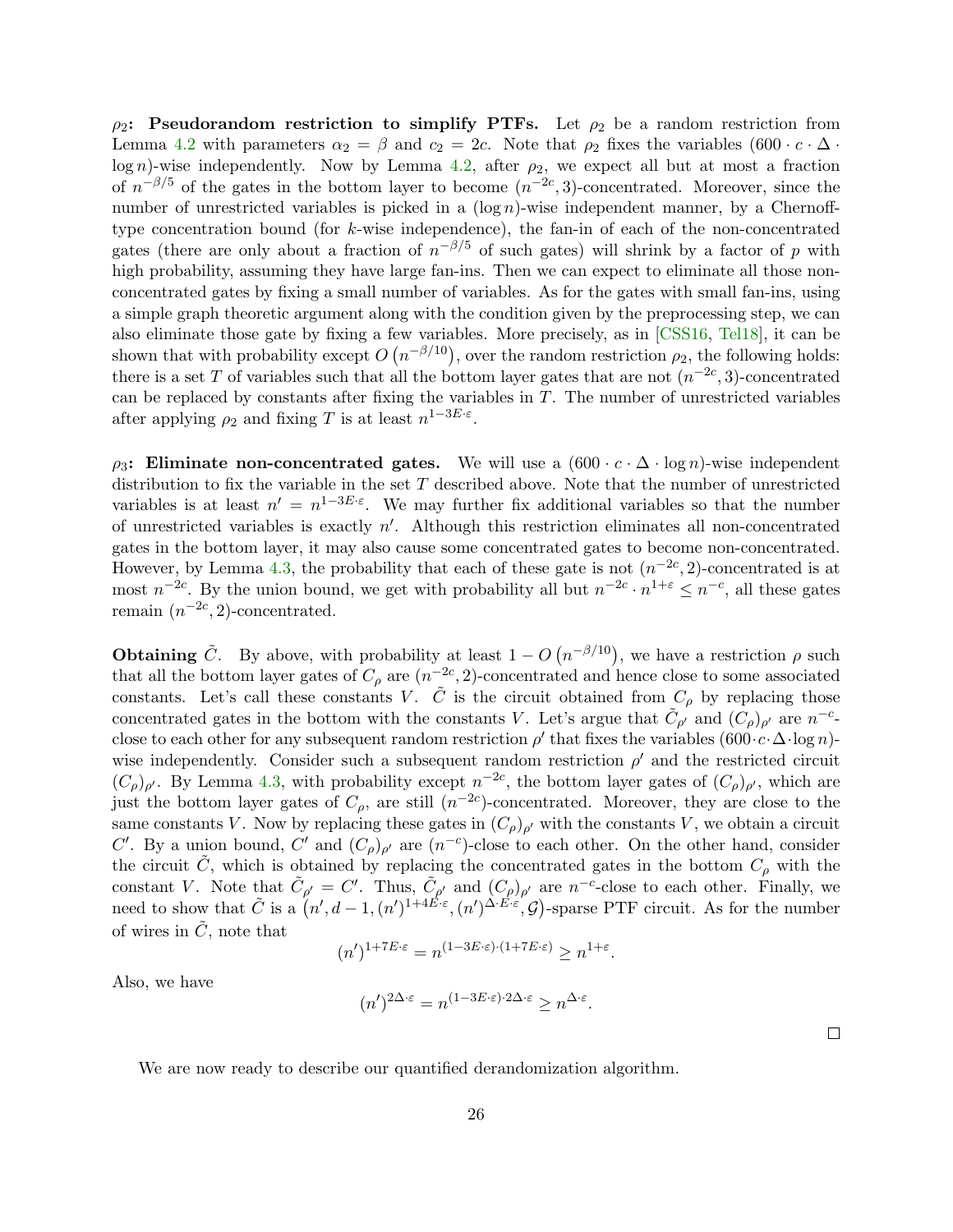$\rho_2$**: Pseudorandom restriction to simplify PTFs.** Let $\rho_2$ be a random restriction from Lemma 4.2 with parameters $\alpha_2 = \beta$ and $c_2 = 2c$. Note that $\rho_2$ fixes the variables $(600 \cdot c \cdot \Delta \cdot \log n)$-wise independently. Now by Lemma 4.2, after $\rho_2$, we expect all but at most a fraction of $n^{-\beta/5}$ of the gates in the bottom layer to become $(n^{-2c}, 3)$-concentrated. Moreover, since the number of unrestricted variables is picked in a $(\log n)$-wise independent manner, by a Chernoff-type concentration bound (for $k$-wise independence), the fan-in of each of the non-concentrated gates (there are only about a fraction of $n^{-\beta/5}$ of such gates) will shrink by a factor of $p$ with high probability, assuming they have large fan-ins. Then we can expect to eliminate all those non-concentrated gates by fixing a small number of variables. As for the gates with small fan-ins, using a simple graph theoretic argument along with the condition given by the preprocessing step, we can also eliminate those gate by fixing a few variables. More precisely, as in [CSS16, Tel18], it can be shown that with probability except $O\left(n^{-\beta/10}\right)$, over the random restriction $\rho_2$, the following holds: there is a set $T$ of variables such that all the bottom layer gates that are not $(n^{-2c}, 3)$-concentrated can be replaced by constants after fixing the variables in $T$. The number of unrestricted variables after applying $\rho_2$ and fixing $T$ is at least $n^{1-3E\cdot\varepsilon}$.

$\rho_3$**: Eliminate non-concentrated gates.** We will use a $(600 \cdot c \cdot \Delta \cdot \log n)$-wise independent distribution to fix the variable in the set $T$ described above. Note that the number of unrestricted variables is at least $n' = n^{1-3E\cdot\varepsilon}$. We may further fix additional variables so that the number of unrestricted variables is exactly $n'$. Although this restriction eliminates all non-concentrated gates in the bottom layer, it may also cause some concentrated gates to become non-concentrated. However, by Lemma 4.3, the probability that each of these gate is not $(n^{-2c}, 2)$-concentrated is at most $n^{-2c}$. By the union bound, we get with probability all but $n^{-2c} \cdot n^{1+\varepsilon} \leq n^{-c}$, all these gates remain $(n^{-2c}, 2)$-concentrated.

**Obtaining** $\tilde{C}$. By above, with probability at least $1 - O\left(n^{-\beta/10}\right)$, we have a restriction $\rho$ such that all the bottom layer gates of $C_\rho$ are $(n^{-2c}, 2)$-concentrated and hence close to some associated constants. Let's call these constants $V$. $\tilde{C}$ is the circuit obtained from $C_\rho$ by replacing those concentrated gates in the bottom with the constants $V$. Let's argue that $\tilde{C}_{\rho'}$ and $(C_\rho)_{\rho'}$ are $n^{-c}$-close to each other for any subsequent random restriction $\rho'$ that fixes the variables $(600 \cdot c \cdot \Delta \cdot \log n)$-wise independently. Consider such a subsequent random restriction $\rho'$ and the restricted circuit $(C_\rho)_{\rho'}$. By Lemma 4.3, with probability except $n^{-2c}$, the bottom layer gates of $(C_\rho)_{\rho'}$, which are just the bottom layer gates of $C_\rho$, are still $(n^{-2c})$-concentrated. Moreover, they are close to the same constants $V$. Now by replacing these gates in $(C_\rho)_{\rho'}$ with the constants $V$, we obtain a circuit $C'$. By a union bound, $C'$ and $(C_\rho)_{\rho'}$ are $(n^{-c})$-close to each other. On the other hand, consider the circuit $\tilde{C}$, which is obtained by replacing the concentrated gates in the bottom $C_\rho$ with the constant $V$. Note that $\tilde{C}_{\rho'} = C'$. Thus, $\tilde{C}_{\rho'}$ and $(C_\rho)_{\rho'}$ are $n^{-c}$-close to each other. Finally, we need to show that $\tilde{C}$ is a $\left(n', d-1, (n')^{1+4E\cdot\varepsilon}, (n')^{\Delta\cdot E\cdot\varepsilon}, \mathcal{G}\right)$-sparse PTF circuit. As for the number of wires in $\tilde{C}$, note that

$$(n')^{1+7E\cdot\varepsilon} = n^{(1-3E\cdot\varepsilon)\cdot(1+7E\cdot\varepsilon)} \geq n^{1+\varepsilon}.$$

Also, we have

$$(n')^{2\Delta\cdot\varepsilon} = n^{(1-3E\cdot\varepsilon)\cdot 2\Delta\cdot\varepsilon} \geq n^{\Delta\cdot\varepsilon}.$$

□

We are now ready to describe our quantified derandomization algorithm.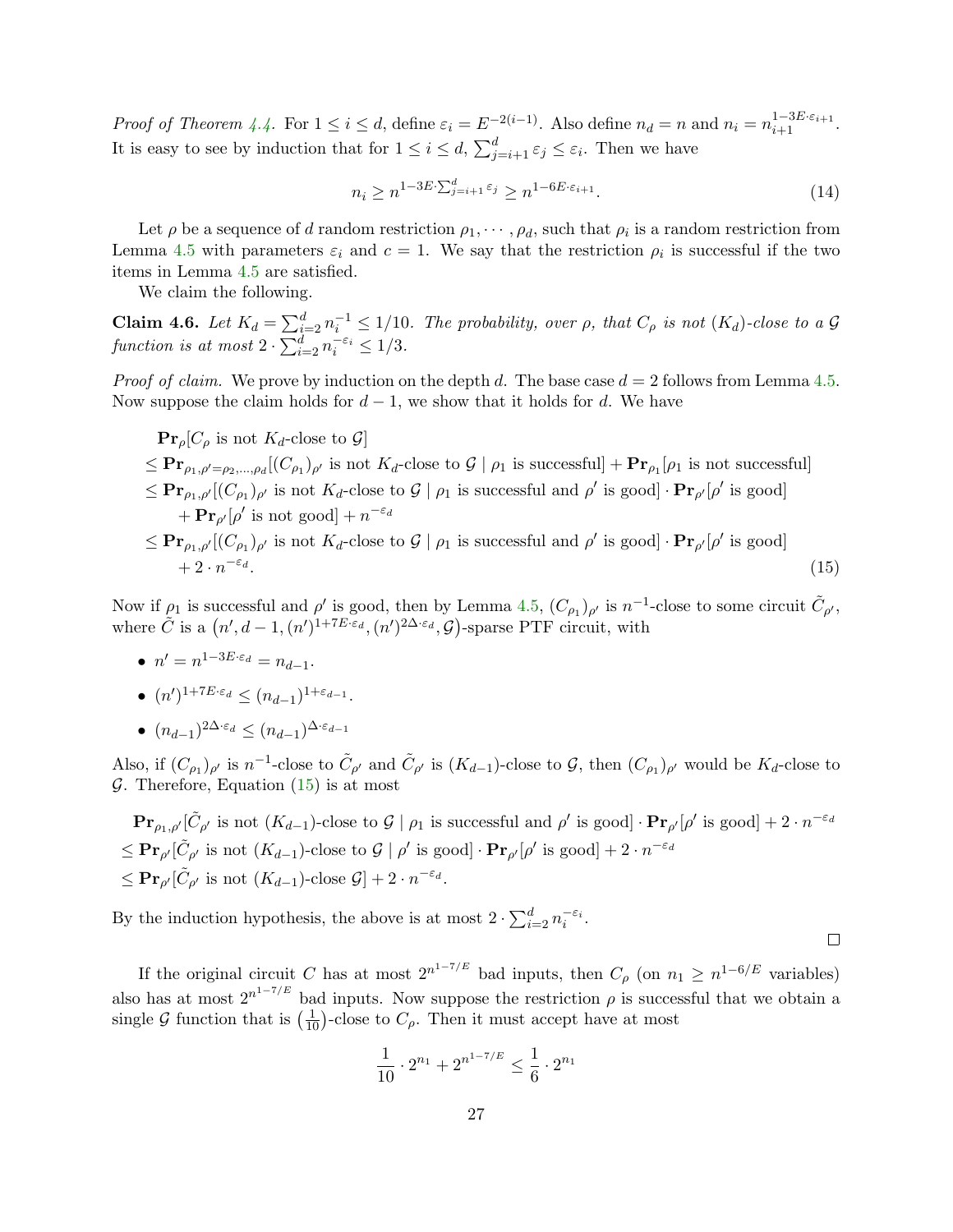*Proof of Theorem 4.4.* For $1 \le i \le d$, define $\varepsilon_i = E^{-2(i-1)}$. Also define $n_d = n$ and $n_i = n_{i+1}^{1-3E\cdot\varepsilon_{i+1}}$. It is easy to see by induction that for $1 \le i \le d$, $\sum_{j=i+1}^{d} \varepsilon_j \le \varepsilon_i$. Then we have

$$n_i \ge n^{1-3E\cdot\sum_{j=i+1}^{d}\varepsilon_j} \ge n^{1-6E\cdot\varepsilon_{i+1}}. \tag{14}$$

Let $\rho$ be a sequence of $d$ random restriction $\rho_1, \cdots, \rho_d$, such that $\rho_i$ is a random restriction from Lemma 4.5 with parameters $\varepsilon_i$ and $c = 1$. We say that the restriction $\rho_i$ is successful if the two items in Lemma 4.5 are satisfied.

We claim the following.

**Claim 4.6.** *Let $K_d = \sum_{i=2}^{d} n_i^{-1} \le 1/10$. The probability, over $\rho$, that $C_\rho$ is not $(K_d)$-close to a $\mathcal{G}$ function is at most $2 \cdot \sum_{i=2}^{d} n_i^{-\varepsilon_i} \le 1/3$.*

*Proof of claim.* We prove by induction on the depth $d$. The base case $d = 2$ follows from Lemma 4.5. Now suppose the claim holds for $d-1$, we show that it holds for $d$. We have

$$\begin{aligned}
&\mathbf{Pr}_\rho[C_\rho \text{ is not } K_d\text{-close to } \mathcal{G}] \\
&\le \mathbf{Pr}_{\rho_1,\rho'=\rho_2,\ldots,\rho_d}[(C_{\rho_1})_{\rho'} \text{ is not } K_d\text{-close to } \mathcal{G} \mid \rho_1 \text{ is successful}] + \mathbf{Pr}_{\rho_1}[\rho_1 \text{ is not successful}] \\
&\le \mathbf{Pr}_{\rho_1,\rho'}[(C_{\rho_1})_{\rho'} \text{ is not } K_d\text{-close to } \mathcal{G} \mid \rho_1 \text{ is successful and } \rho' \text{ is good}] \cdot \mathbf{Pr}_{\rho'}[\rho' \text{ is good}] \\
&\quad + \mathbf{Pr}_{\rho'}[\rho' \text{ is not good}] + n^{-\varepsilon_d} \\
&\le \mathbf{Pr}_{\rho_1,\rho'}[(C_{\rho_1})_{\rho'} \text{ is not } K_d\text{-close to } \mathcal{G} \mid \rho_1 \text{ is successful and } \rho' \text{ is good}] \cdot \mathbf{Pr}_{\rho'}[\rho' \text{ is good}] \\
&\quad + 2 \cdot n^{-\varepsilon_d}.
\end{aligned} \tag{15}$$

Now if $\rho_1$ is successful and $\rho'$ is good, then by Lemma 4.5, $(C_{\rho_1})_{\rho'}$ is $n^{-1}$-close to some circuit $\tilde{C}_{\rho'}$, where $\tilde{C}$ is a $\left(n', d-1, (n')^{1+7E\cdot\varepsilon_d}, (n')^{2\Delta\cdot\varepsilon_d}, \mathcal{G}\right)$-sparse PTF circuit, with

- $n' = n^{1-3E\cdot\varepsilon_d} = n_{d-1}$.
- $(n')^{1+7E\cdot\varepsilon_d} \le (n_{d-1})^{1+\varepsilon_{d-1}}$.
- $(n_{d-1})^{2\Delta\cdot\varepsilon_d} \le (n_{d-1})^{\Delta\cdot\varepsilon_{d-1}}$

Also, if $(C_{\rho_1})_{\rho'}$ is $n^{-1}$-close to $\tilde{C}_{\rho'}$ and $\tilde{C}_{\rho'}$ is $(K_{d-1})$-close to $\mathcal{G}$, then $(C_{\rho_1})_{\rho'}$ would be $K_d$-close to $\mathcal{G}$. Therefore, Equation (15) is at most

$$\begin{aligned}
&\mathbf{Pr}_{\rho_1,\rho'}[\tilde{C}_{\rho'} \text{ is not } (K_{d-1})\text{-close to } \mathcal{G} \mid \rho_1 \text{ is successful and } \rho' \text{ is good}] \cdot \mathbf{Pr}_{\rho'}[\rho' \text{ is good}] + 2 \cdot n^{-\varepsilon_d} \\
&\le \mathbf{Pr}_{\rho'}[\tilde{C}_{\rho'} \text{ is not } (K_{d-1})\text{-close to } \mathcal{G} \mid \rho' \text{ is good}] \cdot \mathbf{Pr}_{\rho'}[\rho' \text{ is good}] + 2 \cdot n^{-\varepsilon_d} \\
&\le \mathbf{Pr}_{\rho'}[\tilde{C}_{\rho'} \text{ is not } (K_{d-1})\text{-close } \mathcal{G}] + 2 \cdot n^{-\varepsilon_d}.
\end{aligned}$$

By the induction hypothesis, the above is at most $2 \cdot \sum_{i=2}^{d} n_i^{-\varepsilon_i}$.

□

If the original circuit $C$ has at most $2^{n^{1-7/E}}$ bad inputs, then $C_\rho$ (on $n_1 \ge n^{1-6/E}$ variables) also has at most $2^{n^{1-7/E}}$ bad inputs. Now suppose the restriction $\rho$ is successful that we obtain a single $\mathcal{G}$ function that is $\left(\frac{1}{10}\right)$-close to $C_\rho$. Then it must accept have at most

$$\frac{1}{10} \cdot 2^{n_1} + 2^{n^{1-7/E}} \le \frac{1}{6} \cdot 2^{n_1}$$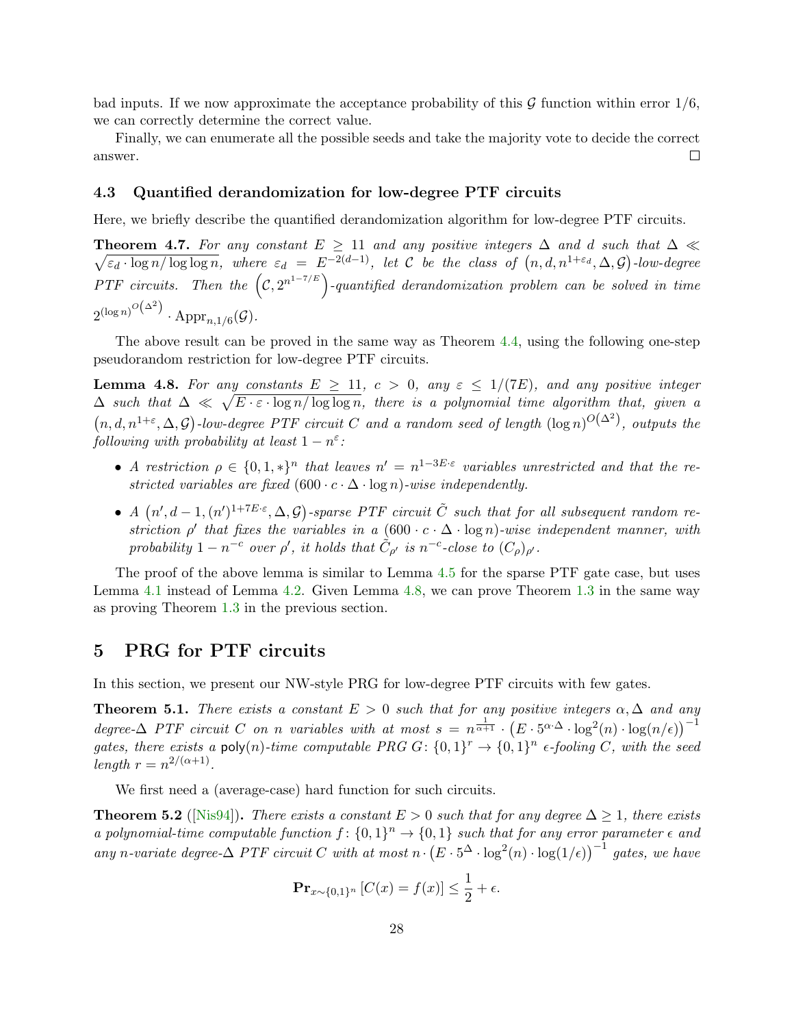bad inputs. If we now approximate the acceptance probability of this $\mathcal{G}$ function within error $1/6$, we can correctly determine the correct value.

Finally, we can enumerate all the possible seeds and take the majority vote to decide the correct answer. $\square$

### 4.3 Quantified derandomization for low-degree PTF circuits

Here, we briefly describe the quantified derandomization algorithm for low-degree PTF circuits.

**Theorem 4.7.** *For any constant $E \geq 11$ and any positive integers $\Delta$ and $d$ such that $\Delta \ll \sqrt{\varepsilon_d \cdot \log n / \log\log n}$, where $\varepsilon_d = E^{-2(d-1)}$, let $\mathcal{C}$ be the class of $\left(n, d, n^{1+\varepsilon_d}, \Delta, \mathcal{G}\right)$-low-degree PTF circuits. Then the $\left(\mathcal{C}, 2^{n^{1-7/E}}\right)$-quantified derandomization problem can be solved in time $2^{(\log n)^{O\left(\Delta^2\right)}} \cdot \mathrm{Appr}_{n,1/6}(\mathcal{G})$.*

The above result can be proved in the same way as Theorem 4.4, using the following one-step pseudorandom restriction for low-degree PTF circuits.

**Lemma 4.8.** *For any constants $E \geq 11$, $c > 0$, any $\varepsilon \leq 1/(7E)$, and any positive integer $\Delta$ such that $\Delta \ll \sqrt{E \cdot \varepsilon \cdot \log n / \log\log n}$, there is a polynomial time algorithm that, given a $\left(n, d, n^{1+\varepsilon}, \Delta, \mathcal{G}\right)$-low-degree PTF circuit $C$ and a random seed of length $(\log n)^{O\left(\Delta^2\right)}$, outputs the following with probability at least $1 - n^{\varepsilon}$:*

- *A restriction $\rho \in \{0, 1, *\}^n$ that leaves $n' = n^{1-3E\cdot\varepsilon}$ variables unrestricted and that the restricted variables are fixed $(600 \cdot c \cdot \Delta \cdot \log n)$-wise independently.*
- *A $\left(n', d-1, (n')^{1+7E\cdot\varepsilon}, \Delta, \mathcal{G}\right)$-sparse PTF circuit $\tilde{C}$ such that for all subsequent random restriction $\rho'$ that fixes the variables in a $(600 \cdot c \cdot \Delta \cdot \log n)$-wise independent manner, with probability $1 - n^{-c}$ over $\rho'$, it holds that $\tilde{C}_{\rho'}$ is $n^{-c}$-close to $(C_\rho)_{\rho'}$.*

The proof of the above lemma is similar to Lemma 4.5 for the sparse PTF gate case, but uses Lemma 4.1 instead of Lemma 4.2. Given Lemma 4.8, we can prove Theorem 1.3 in the same way as proving Theorem 1.3 in the previous section.

## 5 PRG for PTF circuits

In this section, we present our NW-style PRG for low-degree PTF circuits with few gates.

**Theorem 5.1.** *There exists a constant $E > 0$ such that for any positive integers $\alpha, \Delta$ and any degree-$\Delta$ PTF circuit $C$ on $n$ variables with at most $s = n^{\frac{1}{\alpha+1}} \cdot \left(E \cdot 5^{\alpha\cdot\Delta} \cdot \log^2(n) \cdot \log(n/\epsilon)\right)^{-1}$ gates, there exists a $\mathsf{poly}(n)$-time computable PRG $G\colon \{0,1\}^r \to \{0,1\}^n$ $\epsilon$-fooling $C$, with the seed length $r = n^{2/(\alpha+1)}$.*

We first need a (average-case) hard function for such circuits.

**Theorem 5.2** ([Nis94])**.** *There exists a constant $E > 0$ such that for any degree $\Delta \geq 1$, there exists a polynomial-time computable function $f\colon \{0,1\}^n \to \{0,1\}$ such that for any error parameter $\epsilon$ and any $n$-variate degree-$\Delta$ PTF circuit $C$ with at most $n \cdot \left(E \cdot 5^{\Delta} \cdot \log^2(n) \cdot \log(1/\epsilon)\right)^{-1}$ gates, we have*

$$\mathbf{Pr}_{x\sim\{0,1\}^n}\left[C(x) = f(x)\right] \leq \frac{1}{2} + \epsilon.$$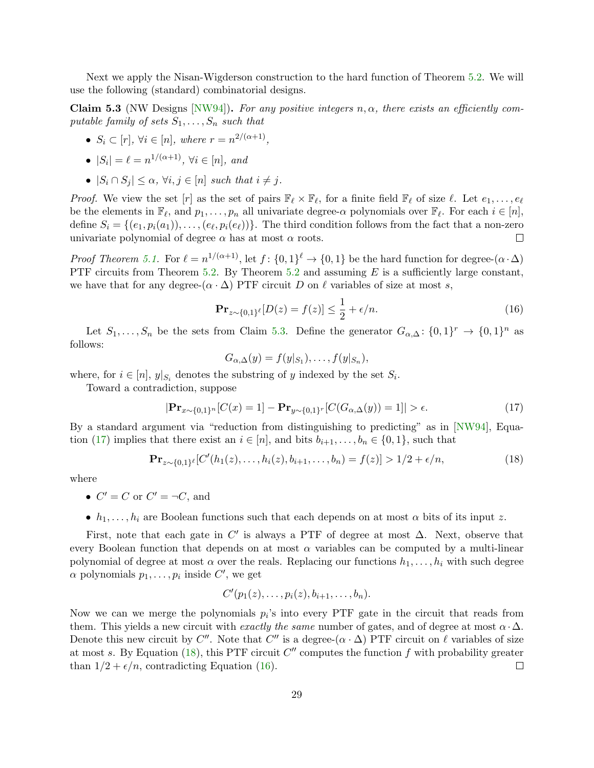Next we apply the Nisan-Wigderson construction to the hard function of Theorem 5.2. We will use the following (standard) combinatorial designs.

**Claim 5.3** (NW Designs [NW94]). *For any positive integers $n, \alpha$, there exists an efficiently computable family of sets $S_1, \ldots, S_n$ such that*

- $S_i \subset [r]$, $\forall i \in [n]$, *where* $r = n^{2/(\alpha+1)}$,
- $|S_i| = \ell = n^{1/(\alpha+1)}$, $\forall i \in [n]$, *and*
- $|S_i \cap S_j| \leq \alpha$, $\forall i, j \in [n]$ *such that* $i \neq j$.

*Proof.* We view the set $[r]$ as the set of pairs $\mathbb{F}_\ell \times \mathbb{F}_\ell$, for a finite field $\mathbb{F}_\ell$ of size $\ell$. Let $e_1, \ldots, e_\ell$ be the elements in $\mathbb{F}_\ell$, and $p_1, \ldots, p_n$ all univariate degree-$\alpha$ polynomials over $\mathbb{F}_\ell$. For each $i \in [n]$, define $S_i = \{(e_1, p_i(a_1)), \ldots, (e_\ell, p_i(e_\ell))\}$. The third condition follows from the fact that a non-zero univariate polynomial of degree $\alpha$ has at most $\alpha$ roots. $\square$

*Proof Theorem 5.1.* For $\ell = n^{1/(\alpha+1)}$, let $f \colon \{0,1\}^\ell \to \{0,1\}$ be the hard function for degree-$(\alpha \cdot \Delta)$ PTF circuits from Theorem 5.2. By Theorem 5.2 and assuming $E$ is a sufficiently large constant, we have that for any degree-$(\alpha \cdot \Delta)$ PTF circuit $D$ on $\ell$ variables of size at most $s$,

$$\mathbf{Pr}_{z \sim \{0,1\}^\ell}[D(z) = f(z)] \leq \frac{1}{2} + \epsilon/n. \tag{16}$$

Let $S_1, \ldots, S_n$ be the sets from Claim 5.3. Define the generator $G_{\alpha,\Delta} \colon \{0,1\}^r \to \{0,1\}^n$ as follows:

$$G_{\alpha,\Delta}(y) = f(y|_{S_1}), \ldots, f(y|_{S_n}),$$

where, for $i \in [n]$, $y|_{S_i}$ denotes the substring of $y$ indexed by the set $S_i$.

Toward a contradiction, suppose

$$|\mathbf{Pr}_{x \sim \{0,1\}^n}[C(x) = 1] - \mathbf{Pr}_{y \sim \{0,1\}^r}[C(G_{\alpha,\Delta}(y)) = 1]| > \epsilon. \tag{17}$$

By a standard argument via "reduction from distinguishing to predicting" as in [NW94], Equation (17) implies that there exist an $i \in [n]$, and bits $b_{i+1}, \ldots, b_n \in \{0,1\}$, such that

$$\mathbf{Pr}_{z \sim \{0,1\}^\ell}[C'(h_1(z), \ldots, h_i(z), b_{i+1}, \ldots, b_n) = f(z)] > 1/2 + \epsilon/n, \tag{18}$$

where

- $C' = C$ or $C' = \neg C$, and
- $h_1, \ldots, h_i$ are Boolean functions such that each depends on at most $\alpha$ bits of its input $z$.

First, note that each gate in $C'$ is always a PTF of degree at most $\Delta$. Next, observe that every Boolean function that depends on at most $\alpha$ variables can be computed by a multi-linear polynomial of degree at most $\alpha$ over the reals. Replacing our functions $h_1, \ldots, h_i$ with such degree $\alpha$ polynomials $p_1, \ldots, p_i$ inside $C'$, we get

$$C'(p_1(z), \ldots, p_i(z), b_{i+1}, \ldots, b_n).$$

Now we can we merge the polynomials $p_i$'s into every PTF gate in the circuit that reads from them. This yields a new circuit with *exactly the same* number of gates, and of degree at most $\alpha \cdot \Delta$. Denote this new circuit by $C''$. Note that $C''$ is a degree-$(\alpha \cdot \Delta)$ PTF circuit on $\ell$ variables of size at most $s$. By Equation (18), this PTF circuit $C''$ computes the function $f$ with probability greater than $1/2 + \epsilon/n$, contradicting Equation (16). $\square$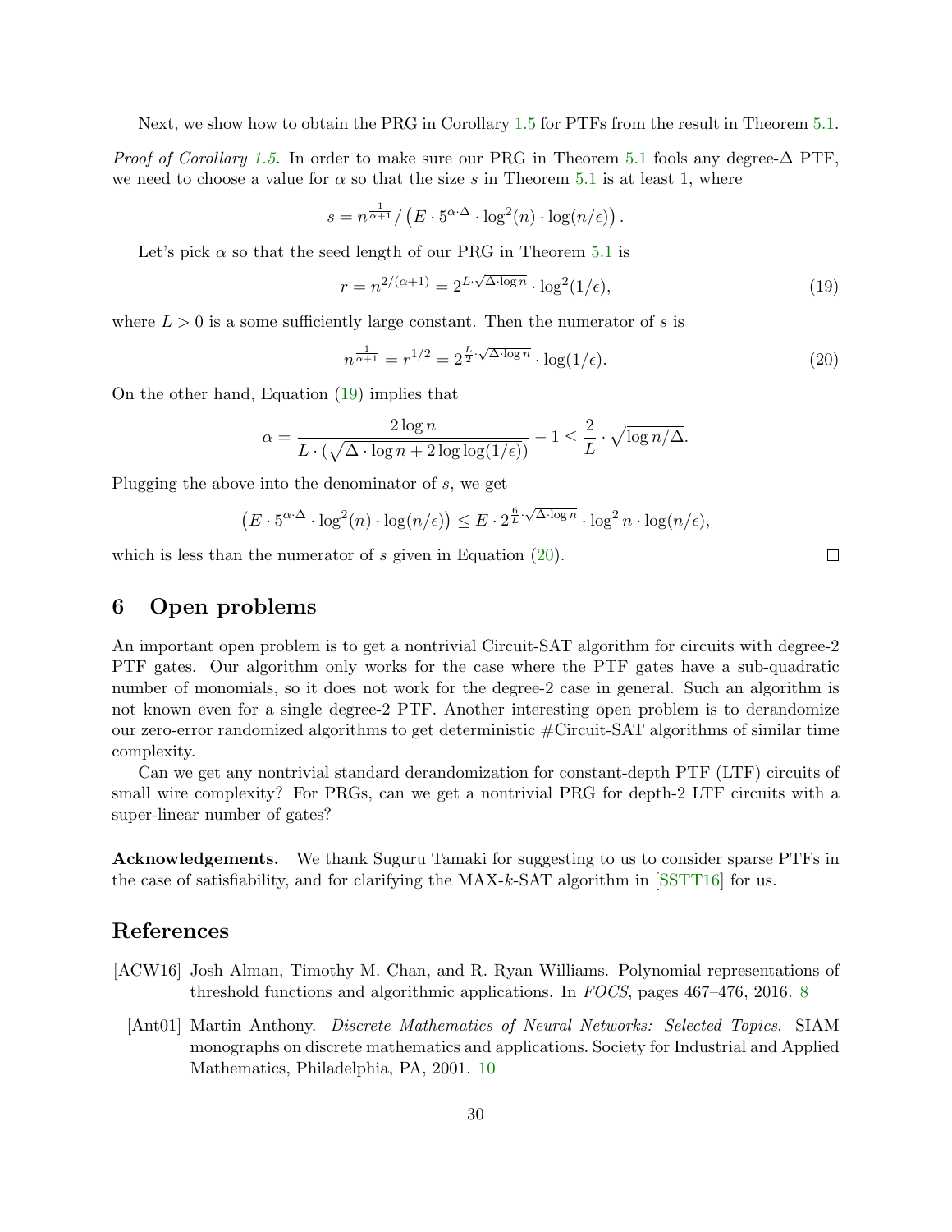Next, we show how to obtain the PRG in Corollary 1.5 for PTFs from the result in Theorem 5.1.

*Proof of Corollary 1.5.* In order to make sure our PRG in Theorem 5.1 fools any degree-$\Delta$ PTF, we need to choose a value for $\alpha$ so that the size $s$ in Theorem 5.1 is at least 1, where

$$s = n^{\frac{1}{\alpha+1}} / \left(E \cdot 5^{\alpha \cdot \Delta} \cdot \log^2(n) \cdot \log(n/\epsilon)\right).$$

Let's pick $\alpha$ so that the seed length of our PRG in Theorem 5.1 is

$$r = n^{2/(\alpha+1)} = 2^{L \cdot \sqrt{\Delta \cdot \log n}} \cdot \log^2(1/\epsilon), \tag{19}$$

where $L > 0$ is a some sufficiently large constant. Then the numerator of $s$ is

$$n^{\frac{1}{\alpha+1}} = r^{1/2} = 2^{\frac{L}{2} \cdot \sqrt{\Delta \cdot \log n}} \cdot \log(1/\epsilon). \tag{20}$$

On the other hand, Equation (19) implies that

$$\alpha = \frac{2 \log n}{L \cdot (\sqrt{\Delta \cdot \log n} + 2 \log\log(1/\epsilon))} - 1 \leq \frac{2}{L} \cdot \sqrt{\log n / \Delta}.$$

Plugging the above into the denominator of $s$, we get

$$\left(E \cdot 5^{\alpha \cdot \Delta} \cdot \log^2(n) \cdot \log(n/\epsilon)\right) \leq E \cdot 2^{\frac{6}{L} \cdot \sqrt{\Delta \cdot \log n}} \cdot \log^2 n \cdot \log(n/\epsilon),$$

which is less than the numerator of $s$ given in Equation (20). □

## 6 Open problems

An important open problem is to get a nontrivial Circuit-SAT algorithm for circuits with degree-2 PTF gates. Our algorithm only works for the case where the PTF gates have a sub-quadratic number of monomials, so it does not work for the degree-2 case in general. Such an algorithm is not known even for a single degree-2 PTF. Another interesting open problem is to derandomize our zero-error randomized algorithms to get deterministic #Circuit-SAT algorithms of similar time complexity.

Can we get any nontrivial standard derandomization for constant-depth PTF (LTF) circuits of small wire complexity? For PRGs, can we get a nontrivial PRG for depth-2 LTF circuits with a super-linear number of gates?

**Acknowledgements.** We thank Suguru Tamaki for suggesting to us to consider sparse PTFs in the case of satisfiability, and for clarifying the MAX-$k$-SAT algorithm in [SSTT16] for us.

## References

[ACW16] Josh Alman, Timothy M. Chan, and R. Ryan Williams. Polynomial representations of threshold functions and algorithmic applications. In *FOCS*, pages 467–476, 2016. 8

[Ant01] Martin Anthony. *Discrete Mathematics of Neural Networks: Selected Topics*. SIAM monographs on discrete mathematics and applications. Society for Industrial and Applied Mathematics, Philadelphia, PA, 2001. 10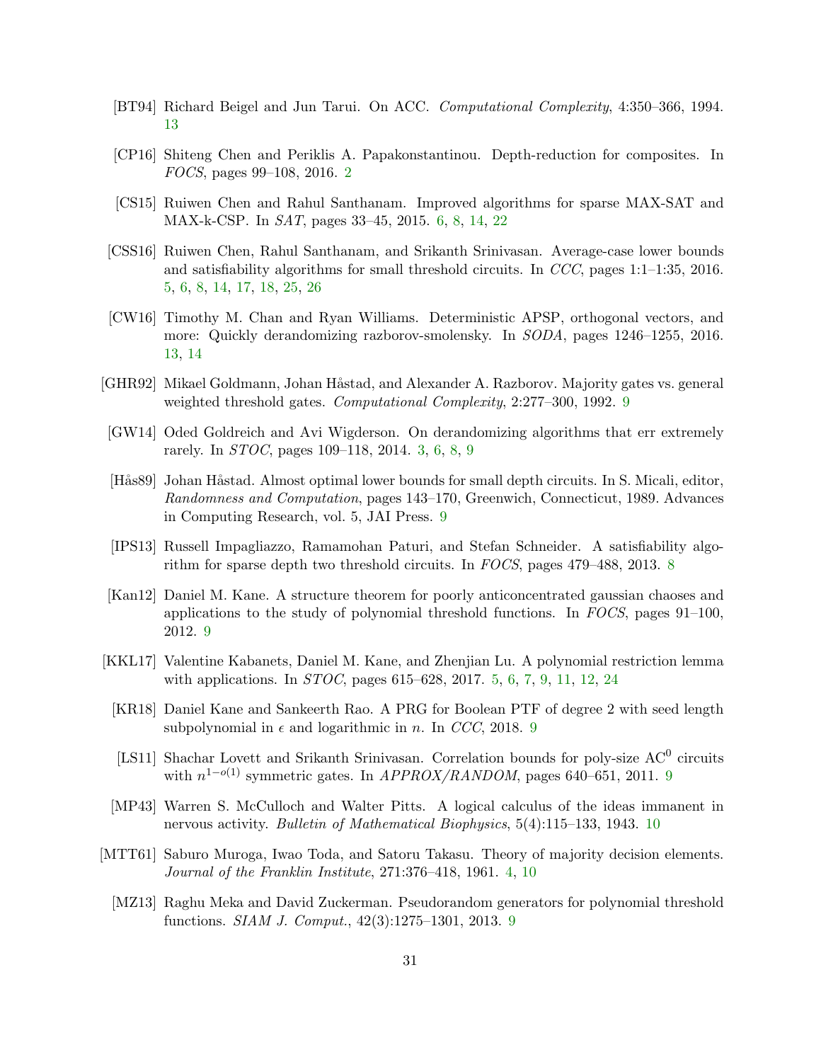[BT94] Richard Beigel and Jun Tarui. On ACC. *Computational Complexity*, 4:350–366, 1994. 13

[CP16] Shiteng Chen and Periklis A. Papakonstantinou. Depth-reduction for composites. In *FOCS*, pages 99–108, 2016. 2

[CS15] Ruiwen Chen and Rahul Santhanam. Improved algorithms for sparse MAX-SAT and MAX-k-CSP. In *SAT*, pages 33–45, 2015. 6, 8, 14, 22

[CSS16] Ruiwen Chen, Rahul Santhanam, and Srikanth Srinivasan. Average-case lower bounds and satisfiability algorithms for small threshold circuits. In *CCC*, pages 1:1–1:35, 2016. 5, 6, 8, 14, 17, 18, 25, 26

[CW16] Timothy M. Chan and Ryan Williams. Deterministic APSP, orthogonal vectors, and more: Quickly derandomizing razborov-smolensky. In *SODA*, pages 1246–1255, 2016. 13, 14

[GHR92] Mikael Goldmann, Johan Håstad, and Alexander A. Razborov. Majority gates vs. general weighted threshold gates. *Computational Complexity*, 2:277–300, 1992. 9

[GW14] Oded Goldreich and Avi Wigderson. On derandomizing algorithms that err extremely rarely. In *STOC*, pages 109–118, 2014. 3, 6, 8, 9

[Hås89] Johan Håstad. Almost optimal lower bounds for small depth circuits. In S. Micali, editor, *Randomness and Computation*, pages 143–170, Greenwich, Connecticut, 1989. Advances in Computing Research, vol. 5, JAI Press. 9

[IPS13] Russell Impagliazzo, Ramamohan Paturi, and Stefan Schneider. A satisfiability algorithm for sparse depth two threshold circuits. In *FOCS*, pages 479–488, 2013. 8

[Kan12] Daniel M. Kane. A structure theorem for poorly anticoncentrated gaussian chaoses and applications to the study of polynomial threshold functions. In *FOCS*, pages 91–100, 2012. 9

[KKL17] Valentine Kabanets, Daniel M. Kane, and Zhenjian Lu. A polynomial restriction lemma with applications. In *STOC*, pages 615–628, 2017. 5, 6, 7, 9, 11, 12, 24

[KR18] Daniel Kane and Sankeerth Rao. A PRG for Boolean PTF of degree 2 with seed length subpolynomial in $\epsilon$ and logarithmic in $n$. In *CCC*, 2018. 9

[LS11] Shachar Lovett and Srikanth Srinivasan. Correlation bounds for poly-size $\mathrm{AC}^0$ circuits with $n^{1-o(1)}$ symmetric gates. In *APPROX/RANDOM*, pages 640–651, 2011. 9

[MP43] Warren S. McCulloch and Walter Pitts. A logical calculus of the ideas immanent in nervous activity. *Bulletin of Mathematical Biophysics*, 5(4):115–133, 1943. 10

[MTT61] Saburo Muroga, Iwao Toda, and Satoru Takasu. Theory of majority decision elements. *Journal of the Franklin Institute*, 271:376–418, 1961. 4, 10

[MZ13] Raghu Meka and David Zuckerman. Pseudorandom generators for polynomial threshold functions. *SIAM J. Comput.*, 42(3):1275–1301, 2013. 9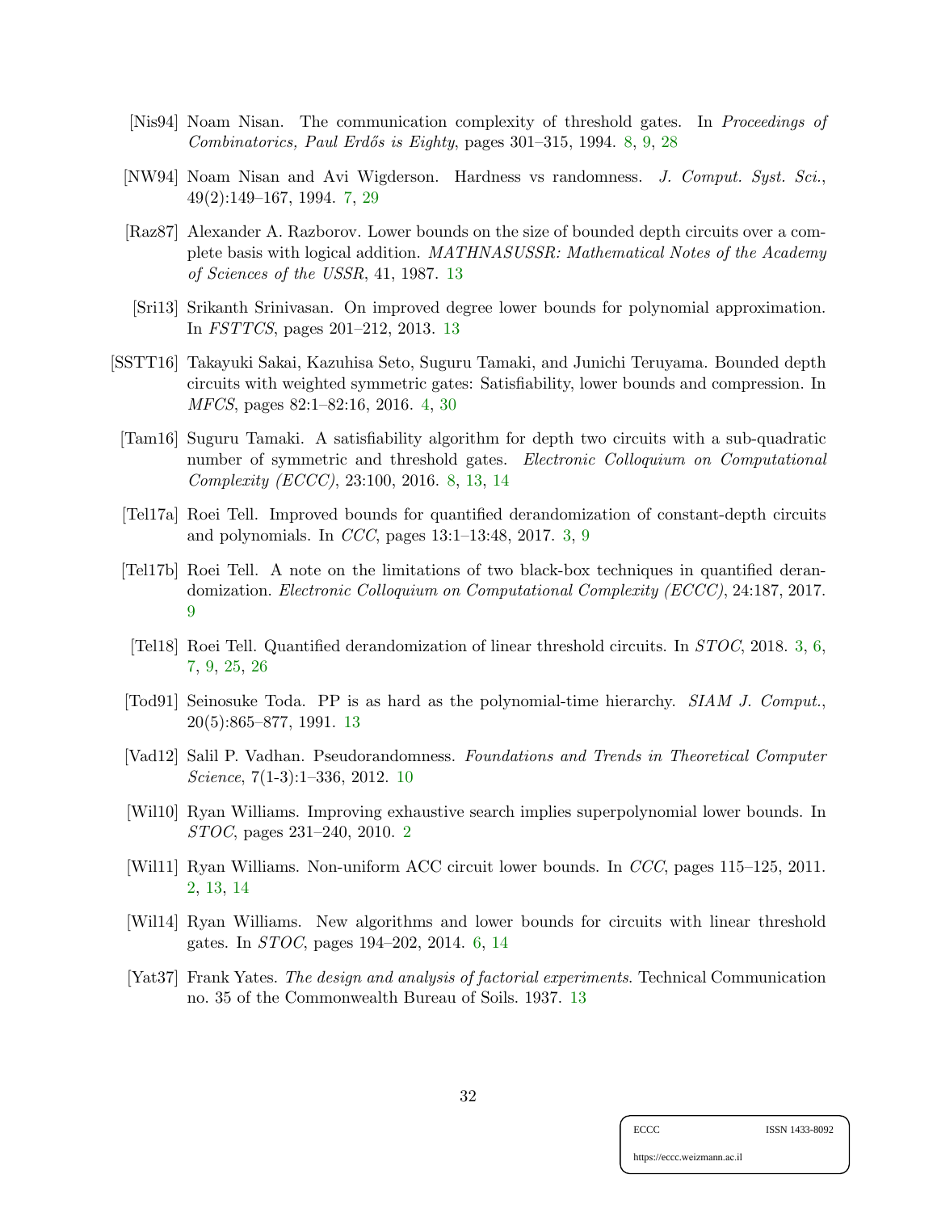[Nis94] Noam Nisan. The communication complexity of threshold gates. In *Proceedings of Combinatorics, Paul Erdős is Eighty*, pages 301–315, 1994. 8, 9, 28

[NW94] Noam Nisan and Avi Wigderson. Hardness vs randomness. *J. Comput. Syst. Sci.*, 49(2):149–167, 1994. 7, 29

[Raz87] Alexander A. Razborov. Lower bounds on the size of bounded depth circuits over a complete basis with logical addition. *MATHNASUSSR: Mathematical Notes of the Academy of Sciences of the USSR*, 41, 1987. 13

[Sri13] Srikanth Srinivasan. On improved degree lower bounds for polynomial approximation. In *FSTTCS*, pages 201–212, 2013. 13

[SSTT16] Takayuki Sakai, Kazuhisa Seto, Suguru Tamaki, and Junichi Teruyama. Bounded depth circuits with weighted symmetric gates: Satisfiability, lower bounds and compression. In *MFCS*, pages 82:1–82:16, 2016. 4, 30

[Tam16] Suguru Tamaki. A satisfiability algorithm for depth two circuits with a sub-quadratic number of symmetric and threshold gates. *Electronic Colloquium on Computational Complexity (ECCC)*, 23:100, 2016. 8, 13, 14

[Tel17a] Roei Tell. Improved bounds for quantified derandomization of constant-depth circuits and polynomials. In *CCC*, pages 13:1–13:48, 2017. 3, 9

[Tel17b] Roei Tell. A note on the limitations of two black-box techniques in quantified derandomization. *Electronic Colloquium on Computational Complexity (ECCC)*, 24:187, 2017. 9

[Tel18] Roei Tell. Quantified derandomization of linear threshold circuits. In *STOC*, 2018. 3, 6, 7, 9, 25, 26

[Tod91] Seinosuke Toda. PP is as hard as the polynomial-time hierarchy. *SIAM J. Comput.*, 20(5):865–877, 1991. 13

[Vad12] Salil P. Vadhan. Pseudorandomness. *Foundations and Trends in Theoretical Computer Science*, 7(1-3):1–336, 2012. 10

[Wil10] Ryan Williams. Improving exhaustive search implies superpolynomial lower bounds. In *STOC*, pages 231–240, 2010. 2

[Wil11] Ryan Williams. Non-uniform ACC circuit lower bounds. In *CCC*, pages 115–125, 2011. 2, 13, 14

[Wil14] Ryan Williams. New algorithms and lower bounds for circuits with linear threshold gates. In *STOC*, pages 194–202, 2014. 6, 14

[Yat37] Frank Yates. *The design and analysis of factorial experiments*. Technical Communication no. 35 of the Commonwealth Bureau of Soils. 1937. 13

ECCC ISSN 1433-8092

https://eccc.weizmann.ac.il